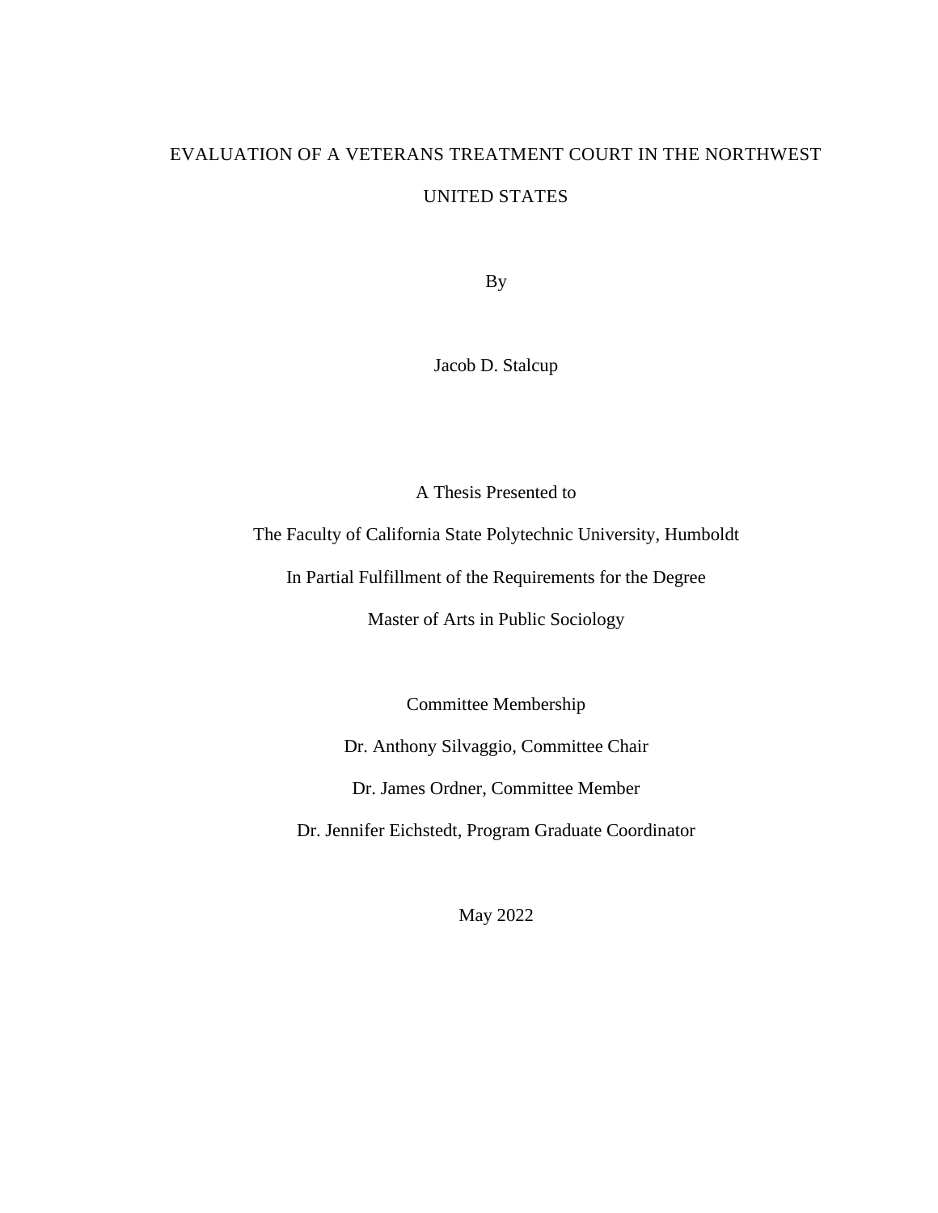# EVALUATION OF A VETERANS TREATMENT COURT IN THE NORTHWEST UNITED STATES

By

Jacob D. Stalcup

A Thesis Presented to

The Faculty of California State Polytechnic University, Humboldt

In Partial Fulfillment of the Requirements for the Degree

Master of Arts in Public Sociology

Committee Membership

Dr. Anthony Silvaggio, Committee Chair

Dr. James Ordner, Committee Member

Dr. Jennifer Eichstedt, Program Graduate Coordinator

May 2022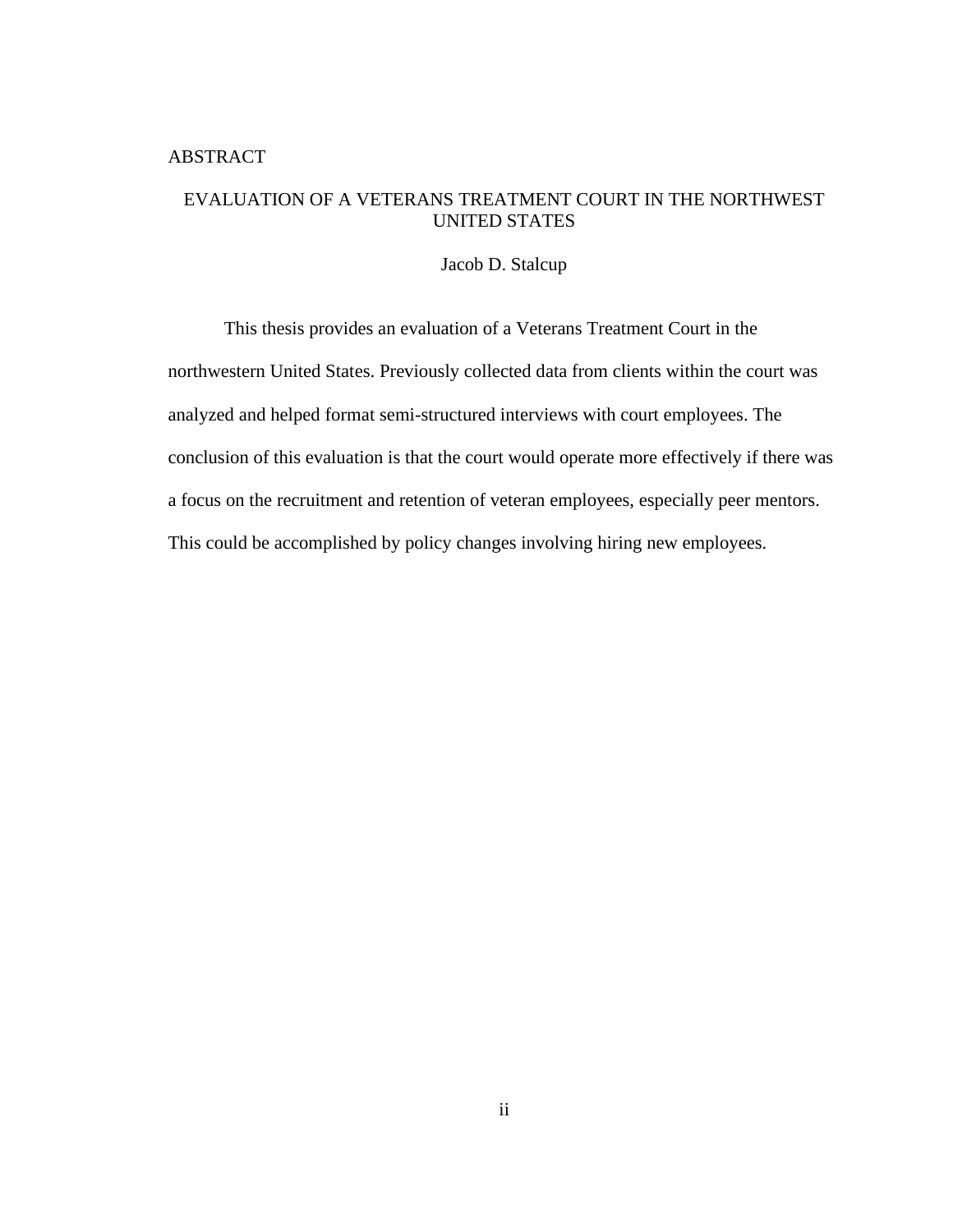# ABSTRACT

## EVALUATION OF A VETERANS TREATMENT COURT IN THE NORTHWEST UNITED STATES

Jacob D. Stalcup

This thesis provides an evaluation of a Veterans Treatment Court in the northwestern United States. Previously collected data from clients within the court was analyzed and helped format semi-structured interviews with court employees. The conclusion of this evaluation is that the court would operate more effectively if there was a focus on the recruitment and retention of veteran employees, especially peer mentors. This could be accomplished by policy changes involving hiring new employees.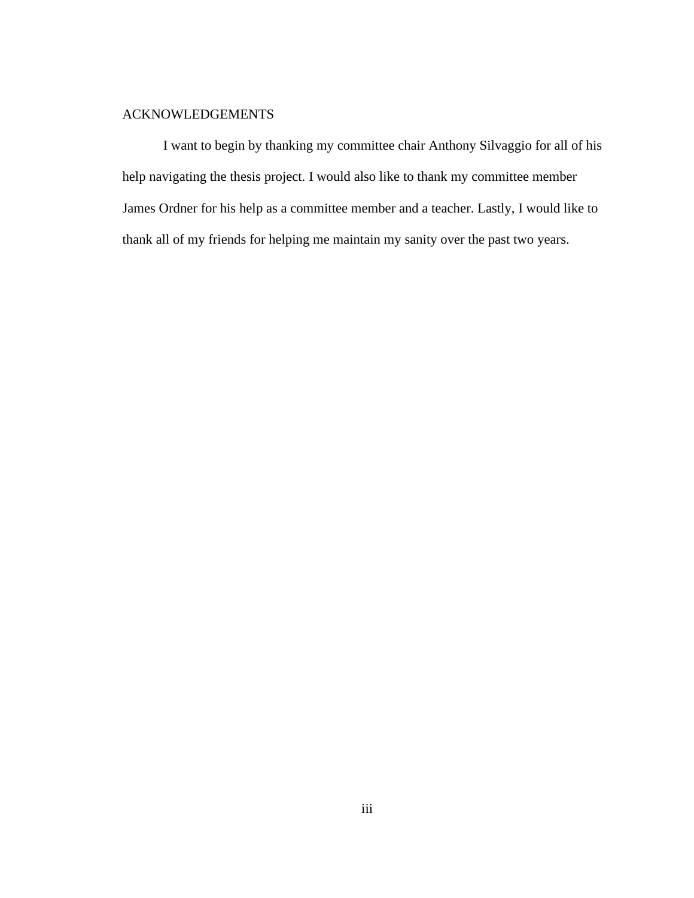# ACKNOWLEDGEMENTS

I want to begin by thanking my committee chair Anthony Silvaggio for all of his help navigating the thesis project. I would also like to thank my committee member James Ordner for his help as a committee member and a teacher. Lastly, I would like to thank all of my friends for helping me maintain my sanity over the past two years.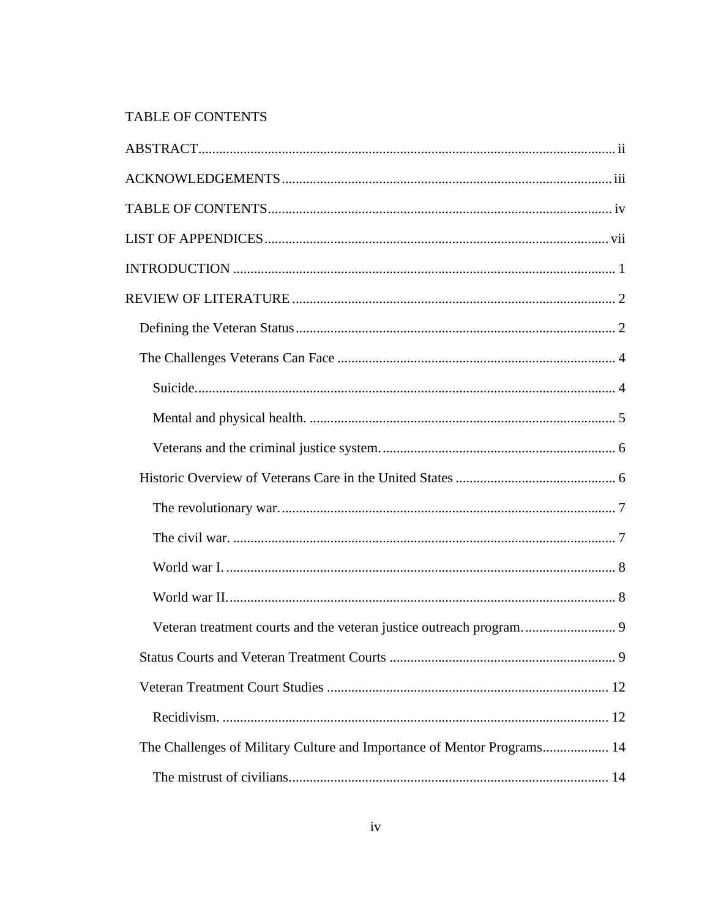TABLE OF CONTENTS

ABSTRACT ... ii

ACKNOWLEDGEMENTS ... iii

TABLE OF CONTENTS ... iv

LIST OF APPENDICES ... vii

INTRODUCTION ... 1

REVIEW OF LITERATURE ... 2

- Defining the Veteran Status ... 2
- The Challenges Veterans Can Face ... 4
  - Suicide. ... 4
  - Mental and physical health. ... 5
  - Veterans and the criminal justice system. ... 6
- Historic Overview of Veterans Care in the United States ... 6
  - The revolutionary war. ... 7
  - The civil war. ... 7
  - World war I. ... 8
  - World war II. ... 8
  - Veteran treatment courts and the veteran justice outreach program. ... 9
- Status Courts and Veteran Treatment Courts ... 9
- Veteran Treatment Court Studies ... 12
  - Recidivism. ... 12
- The Challenges of Military Culture and Importance of Mentor Programs ... 14
  - The mistrust of civilians ... 14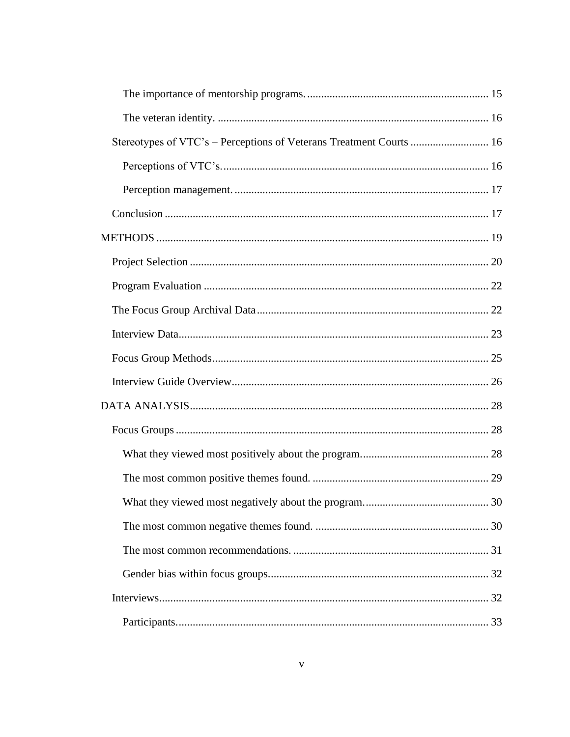The importance of mentorship programs. ................................................................. 15

The veteran identity. ................................................................................................ 16

Stereotypes of VTC's – Perceptions of Veterans Treatment Courts ............................ 16

Perceptions of VTC's. .............................................................................................. 16

Perception management. .......................................................................................... 17

Conclusion .................................................................................................................. 17

METHODS ...................................................................................................................... 19

Project Selection .......................................................................................................... 20

Program Evaluation ..................................................................................................... 22

The Focus Group Archival Data .................................................................................. 22

Interview Data.............................................................................................................. 23

Focus Group Methods.................................................................................................. 25

Interview Guide Overview........................................................................................... 26

DATA ANALYSIS.......................................................................................................... 28

Focus Groups ............................................................................................................... 28

What they viewed most positively about the program. ............................................. 28

The most common positive themes found. ............................................................... 29

What they viewed most negatively about the program. ............................................ 30

The most common negative themes found. .............................................................. 30

The most common recommendations. ...................................................................... 31

Gender bias within focus groups............................................................................... 32

Interviews..................................................................................................................... 32

Participants................................................................................................................ 33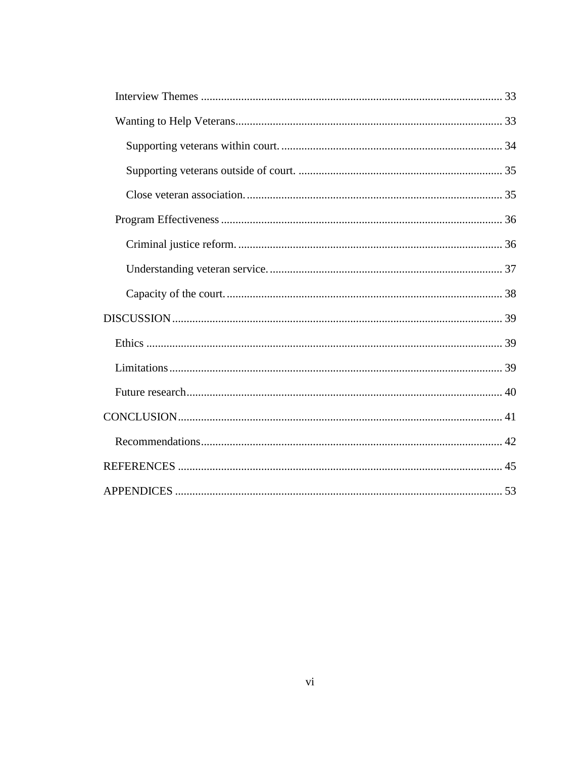Interview Themes ........................................................................................................ 33

Wanting to Help Veterans............................................................................................ 33

Supporting veterans within court. ............................................................................ 34

Supporting veterans outside of court. ...................................................................... 35

Close veteran association. ........................................................................................ 35

Program Effectiveness ................................................................................................. 36

Criminal justice reform. ........................................................................................... 36

Understanding veteran service. ................................................................................ 37

Capacity of the court. ............................................................................................... 38

DISCUSSION .................................................................................................................. 39

Ethics ........................................................................................................................... 39

Limitations ................................................................................................................... 39

Future research ............................................................................................................. 40

CONCLUSION ................................................................................................................ 41

Recommendations ........................................................................................................ 42

REFERENCES ................................................................................................................ 45

APPENDICES ................................................................................................................. 53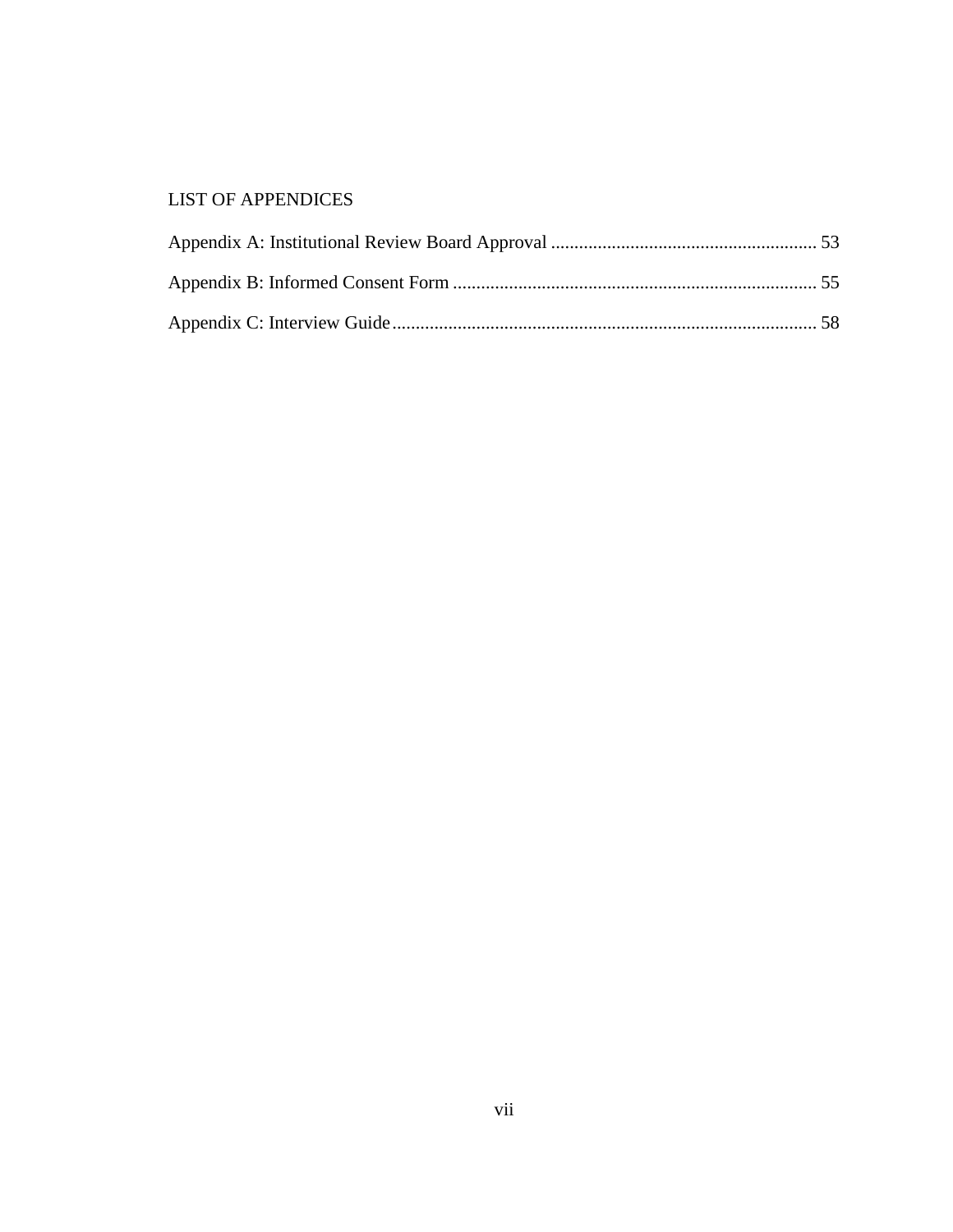# LIST OF APPENDICES

Appendix A: Institutional Review Board Approval ........................................................ 53

Appendix B: Informed Consent Form ............................................................................. 55

Appendix C: Interview Guide.......................................................................................... 58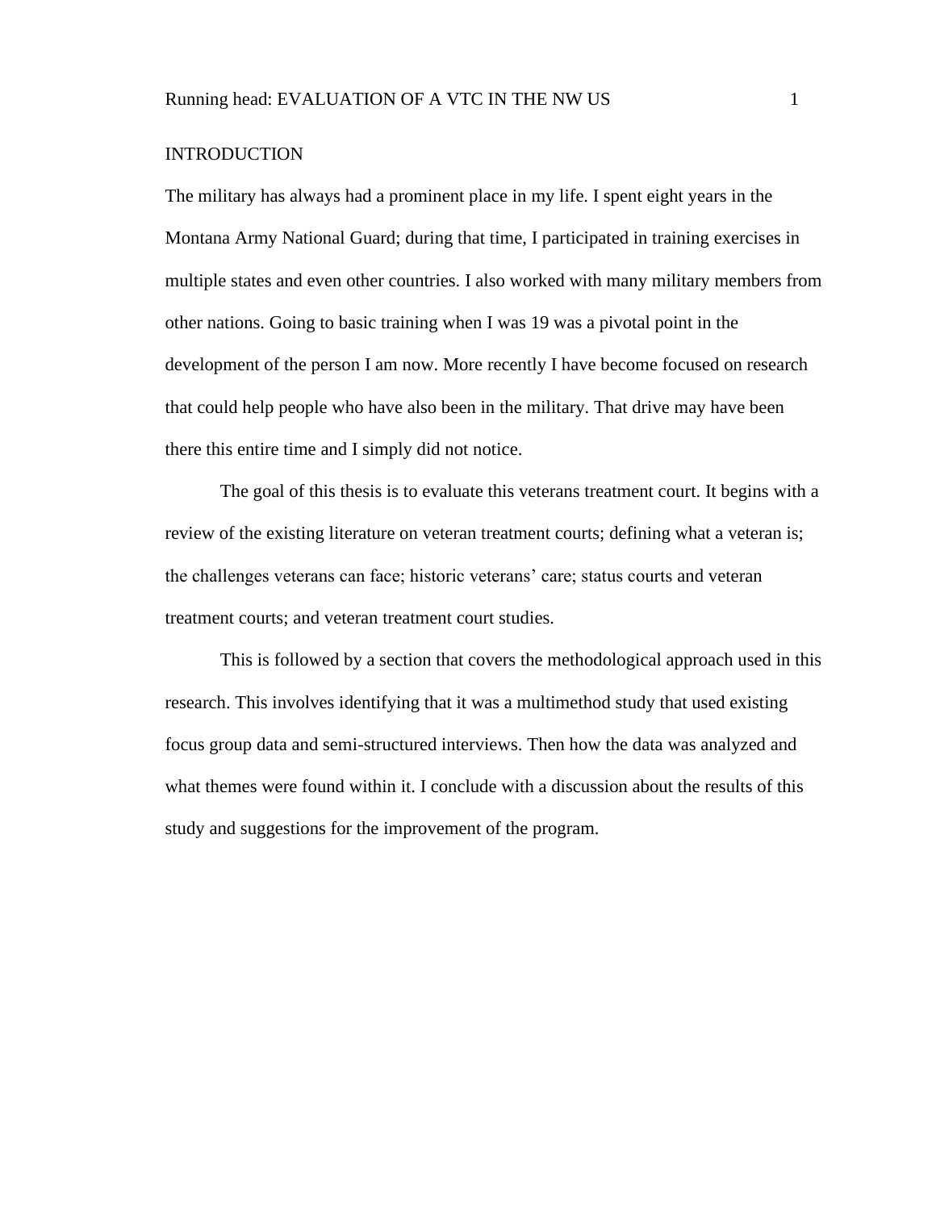# INTRODUCTION

The military has always had a prominent place in my life. I spent eight years in the Montana Army National Guard; during that time, I participated in training exercises in multiple states and even other countries. I also worked with many military members from other nations. Going to basic training when I was 19 was a pivotal point in the development of the person I am now. More recently I have become focused on research that could help people who have also been in the military. That drive may have been there this entire time and I simply did not notice.

The goal of this thesis is to evaluate this veterans treatment court. It begins with a review of the existing literature on veteran treatment courts; defining what a veteran is; the challenges veterans can face; historic veterans' care; status courts and veteran treatment courts; and veteran treatment court studies.

This is followed by a section that covers the methodological approach used in this research. This involves identifying that it was a multimethod study that used existing focus group data and semi-structured interviews. Then how the data was analyzed and what themes were found within it. I conclude with a discussion about the results of this study and suggestions for the improvement of the program.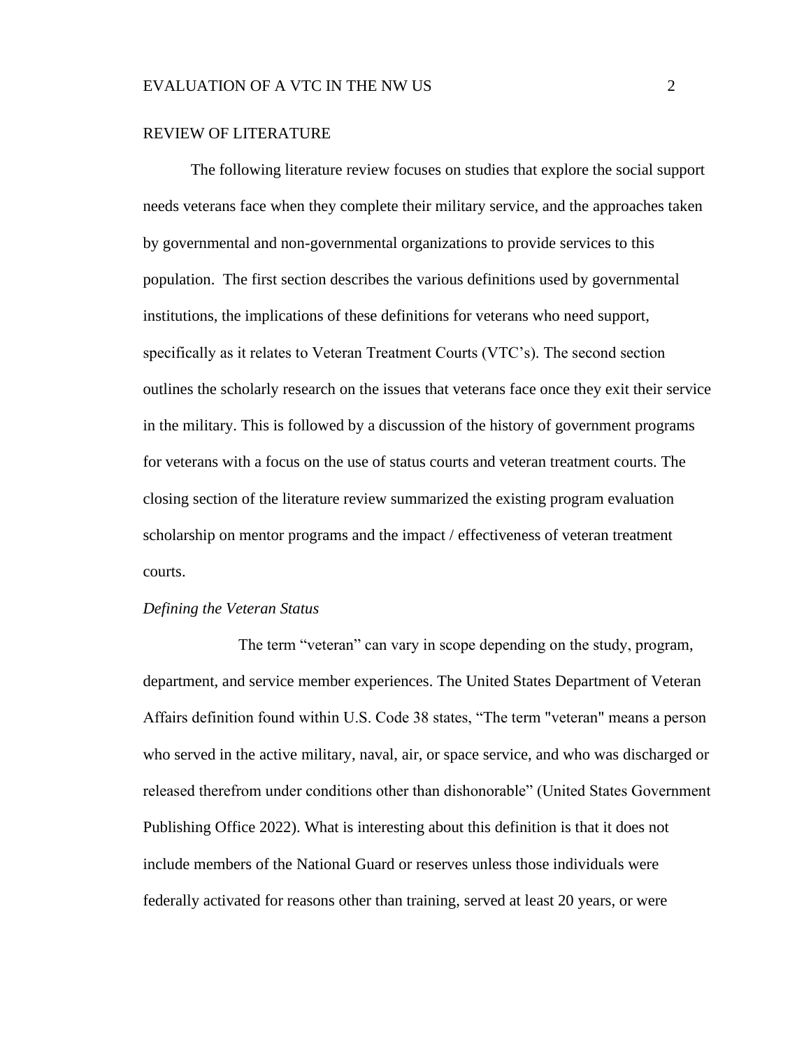## REVIEW OF LITERATURE

The following literature review focuses on studies that explore the social support needs veterans face when they complete their military service, and the approaches taken by governmental and non-governmental organizations to provide services to this population. The first section describes the various definitions used by governmental institutions, the implications of these definitions for veterans who need support, specifically as it relates to Veteran Treatment Courts (VTC's). The second section outlines the scholarly research on the issues that veterans face once they exit their service in the military. This is followed by a discussion of the history of government programs for veterans with a focus on the use of status courts and veteran treatment courts. The closing section of the literature review summarized the existing program evaluation scholarship on mentor programs and the impact / effectiveness of veteran treatment courts.

### *Defining the Veteran Status*

The term "veteran" can vary in scope depending on the study, program, department, and service member experiences. The United States Department of Veteran Affairs definition found within U.S. Code 38 states, "The term "veteran" means a person who served in the active military, naval, air, or space service, and who was discharged or released therefrom under conditions other than dishonorable" (United States Government Publishing Office 2022). What is interesting about this definition is that it does not include members of the National Guard or reserves unless those individuals were federally activated for reasons other than training, served at least 20 years, or were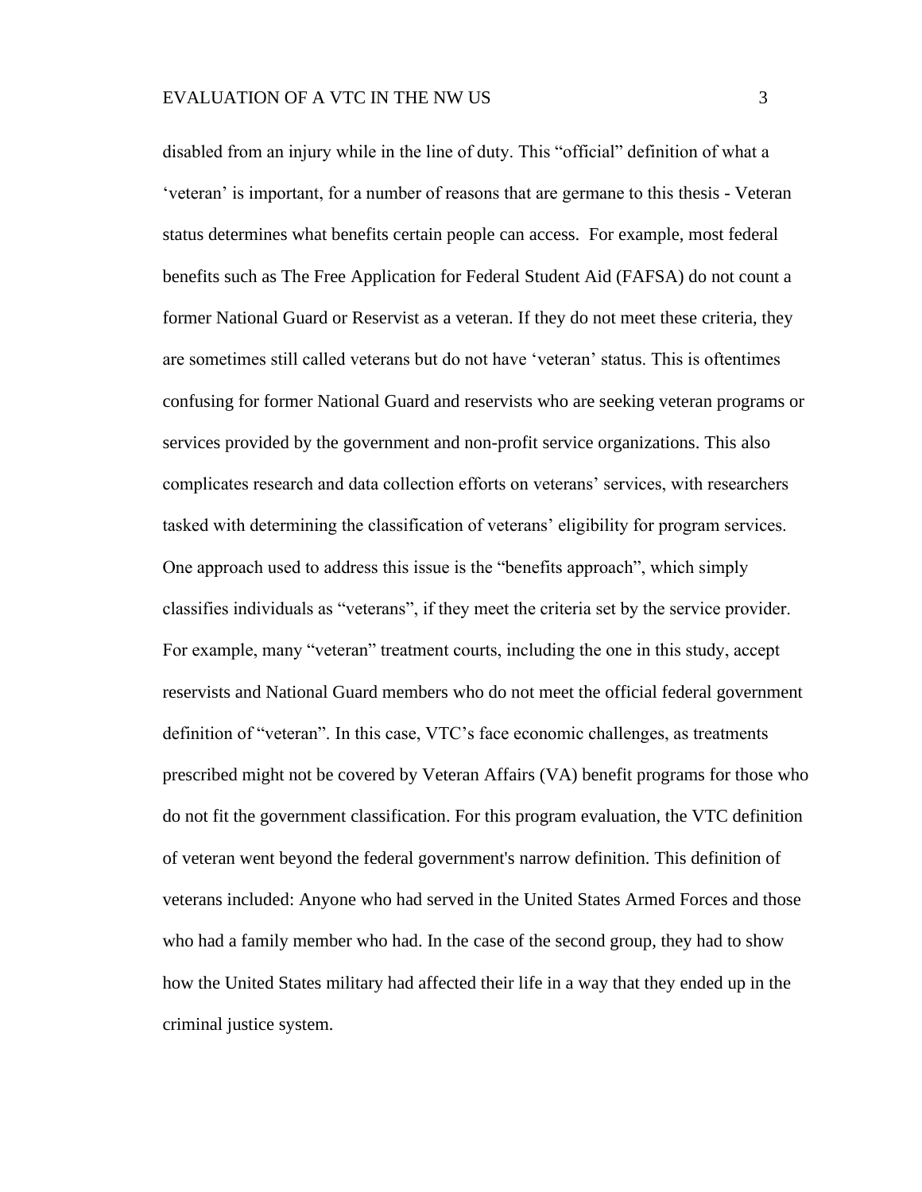disabled from an injury while in the line of duty. This "official" definition of what a 'veteran' is important, for a number of reasons that are germane to this thesis - Veteran status determines what benefits certain people can access. For example, most federal benefits such as The Free Application for Federal Student Aid (FAFSA) do not count a former National Guard or Reservist as a veteran. If they do not meet these criteria, they are sometimes still called veterans but do not have 'veteran' status. This is oftentimes confusing for former National Guard and reservists who are seeking veteran programs or services provided by the government and non-profit service organizations. This also complicates research and data collection efforts on veterans' services, with researchers tasked with determining the classification of veterans' eligibility for program services. One approach used to address this issue is the "benefits approach", which simply classifies individuals as "veterans", if they meet the criteria set by the service provider. For example, many "veteran" treatment courts, including the one in this study, accept reservists and National Guard members who do not meet the official federal government definition of "veteran". In this case, VTC's face economic challenges, as treatments prescribed might not be covered by Veteran Affairs (VA) benefit programs for those who do not fit the government classification. For this program evaluation, the VTC definition of veteran went beyond the federal government's narrow definition. This definition of veterans included: Anyone who had served in the United States Armed Forces and those who had a family member who had. In the case of the second group, they had to show how the United States military had affected their life in a way that they ended up in the criminal justice system.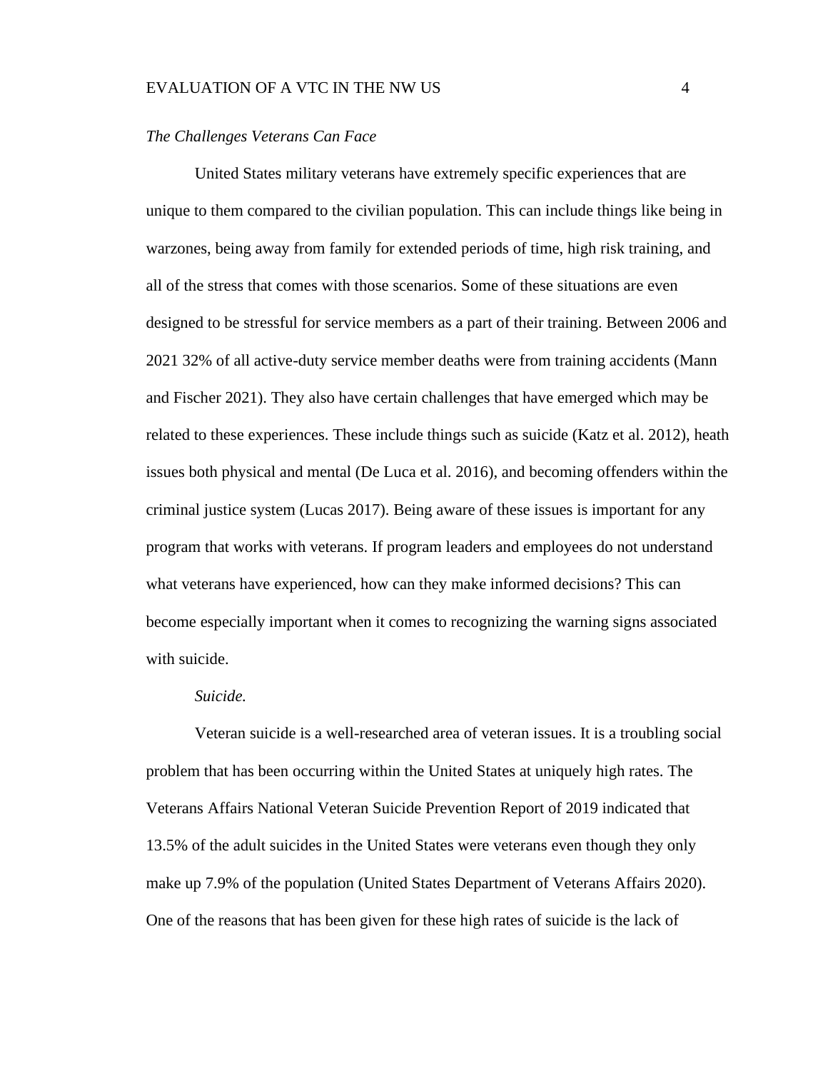### *The Challenges Veterans Can Face*

United States military veterans have extremely specific experiences that are unique to them compared to the civilian population. This can include things like being in warzones, being away from family for extended periods of time, high risk training, and all of the stress that comes with those scenarios. Some of these situations are even designed to be stressful for service members as a part of their training. Between 2006 and 2021 32% of all active-duty service member deaths were from training accidents (Mann and Fischer 2021). They also have certain challenges that have emerged which may be related to these experiences. These include things such as suicide (Katz et al. 2012), heath issues both physical and mental (De Luca et al. 2016), and becoming offenders within the criminal justice system (Lucas 2017). Being aware of these issues is important for any program that works with veterans. If program leaders and employees do not understand what veterans have experienced, how can they make informed decisions? This can become especially important when it comes to recognizing the warning signs associated with suicide.

#### *Suicide.*

Veteran suicide is a well-researched area of veteran issues. It is a troubling social problem that has been occurring within the United States at uniquely high rates. The Veterans Affairs National Veteran Suicide Prevention Report of 2019 indicated that 13.5% of the adult suicides in the United States were veterans even though they only make up 7.9% of the population (United States Department of Veterans Affairs 2020). One of the reasons that has been given for these high rates of suicide is the lack of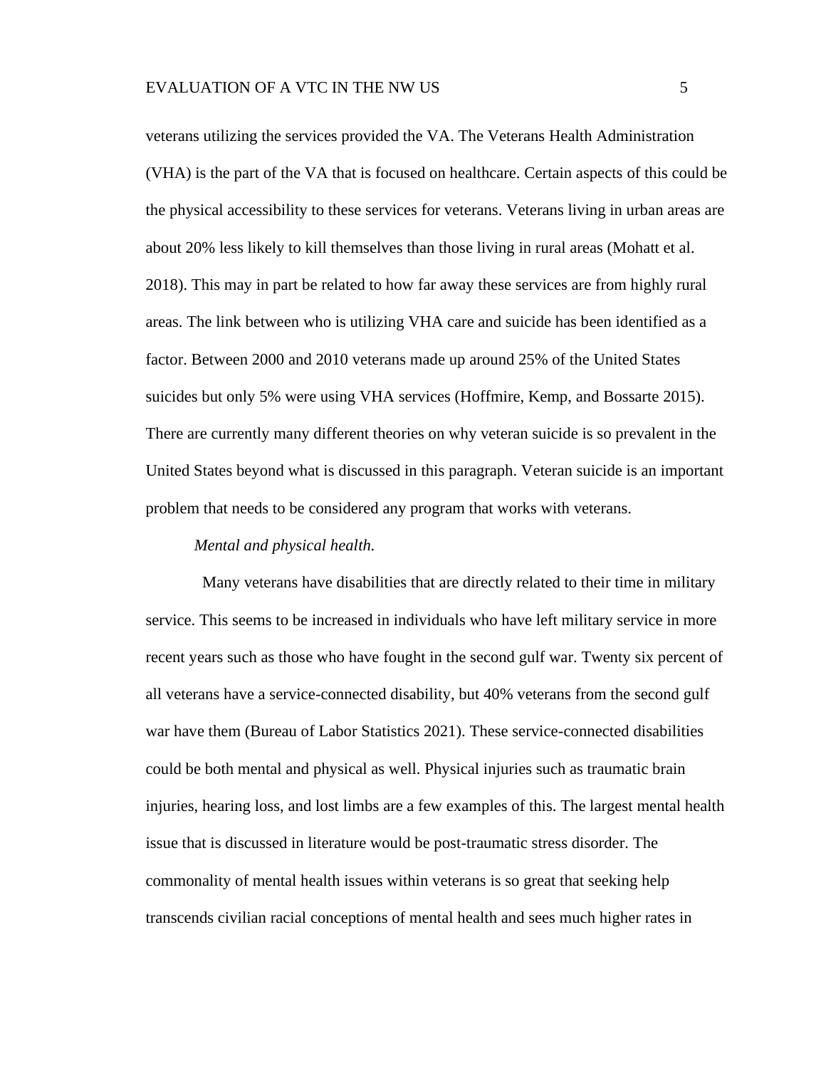veterans utilizing the services provided the VA. The Veterans Health Administration (VHA) is the part of the VA that is focused on healthcare. Certain aspects of this could be the physical accessibility to these services for veterans. Veterans living in urban areas are about 20% less likely to kill themselves than those living in rural areas (Mohatt et al. 2018). This may in part be related to how far away these services are from highly rural areas. The link between who is utilizing VHA care and suicide has been identified as a factor. Between 2000 and 2010 veterans made up around 25% of the United States suicides but only 5% were using VHA services (Hoffmire, Kemp, and Bossarte 2015). There are currently many different theories on why veteran suicide is so prevalent in the United States beyond what is discussed in this paragraph. Veteran suicide is an important problem that needs to be considered any program that works with veterans.

*Mental and physical health.*

Many veterans have disabilities that are directly related to their time in military service. This seems to be increased in individuals who have left military service in more recent years such as those who have fought in the second gulf war. Twenty six percent of all veterans have a service-connected disability, but 40% veterans from the second gulf war have them (Bureau of Labor Statistics 2021). These service-connected disabilities could be both mental and physical as well. Physical injuries such as traumatic brain injuries, hearing loss, and lost limbs are a few examples of this. The largest mental health issue that is discussed in literature would be post-traumatic stress disorder. The commonality of mental health issues within veterans is so great that seeking help transcends civilian racial conceptions of mental health and sees much higher rates in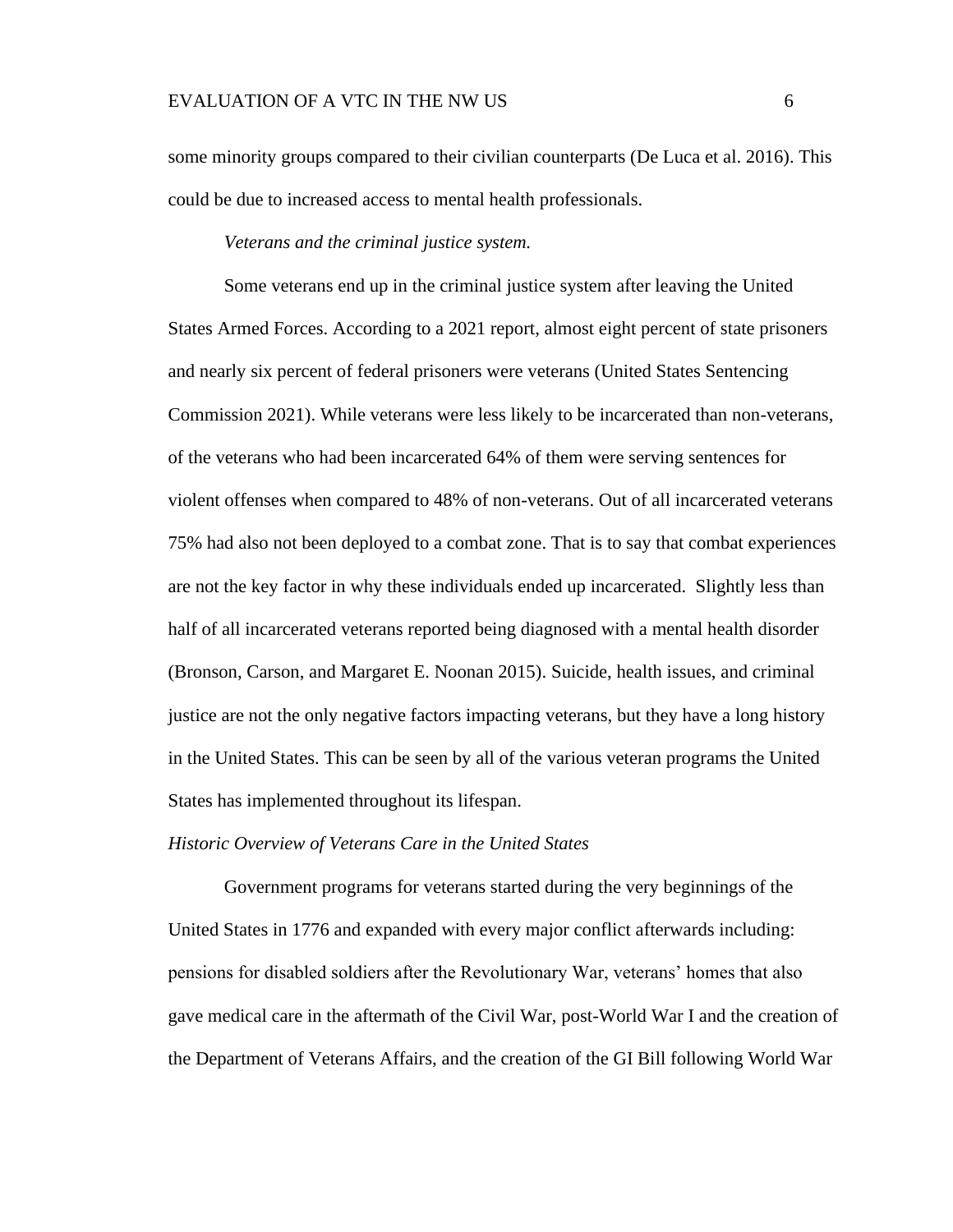some minority groups compared to their civilian counterparts (De Luca et al. 2016). This could be due to increased access to mental health professionals.

*Veterans and the criminal justice system.*

Some veterans end up in the criminal justice system after leaving the United States Armed Forces. According to a 2021 report, almost eight percent of state prisoners and nearly six percent of federal prisoners were veterans (United States Sentencing Commission 2021). While veterans were less likely to be incarcerated than non-veterans, of the veterans who had been incarcerated 64% of them were serving sentences for violent offenses when compared to 48% of non-veterans. Out of all incarcerated veterans 75% had also not been deployed to a combat zone. That is to say that combat experiences are not the key factor in why these individuals ended up incarcerated. Slightly less than half of all incarcerated veterans reported being diagnosed with a mental health disorder (Bronson, Carson, and Margaret E. Noonan 2015). Suicide, health issues, and criminal justice are not the only negative factors impacting veterans, but they have a long history in the United States. This can be seen by all of the various veteran programs the United States has implemented throughout its lifespan.

### *Historic Overview of Veterans Care in the United States*

Government programs for veterans started during the very beginnings of the United States in 1776 and expanded with every major conflict afterwards including: pensions for disabled soldiers after the Revolutionary War, veterans' homes that also gave medical care in the aftermath of the Civil War, post-World War I and the creation of the Department of Veterans Affairs, and the creation of the GI Bill following World War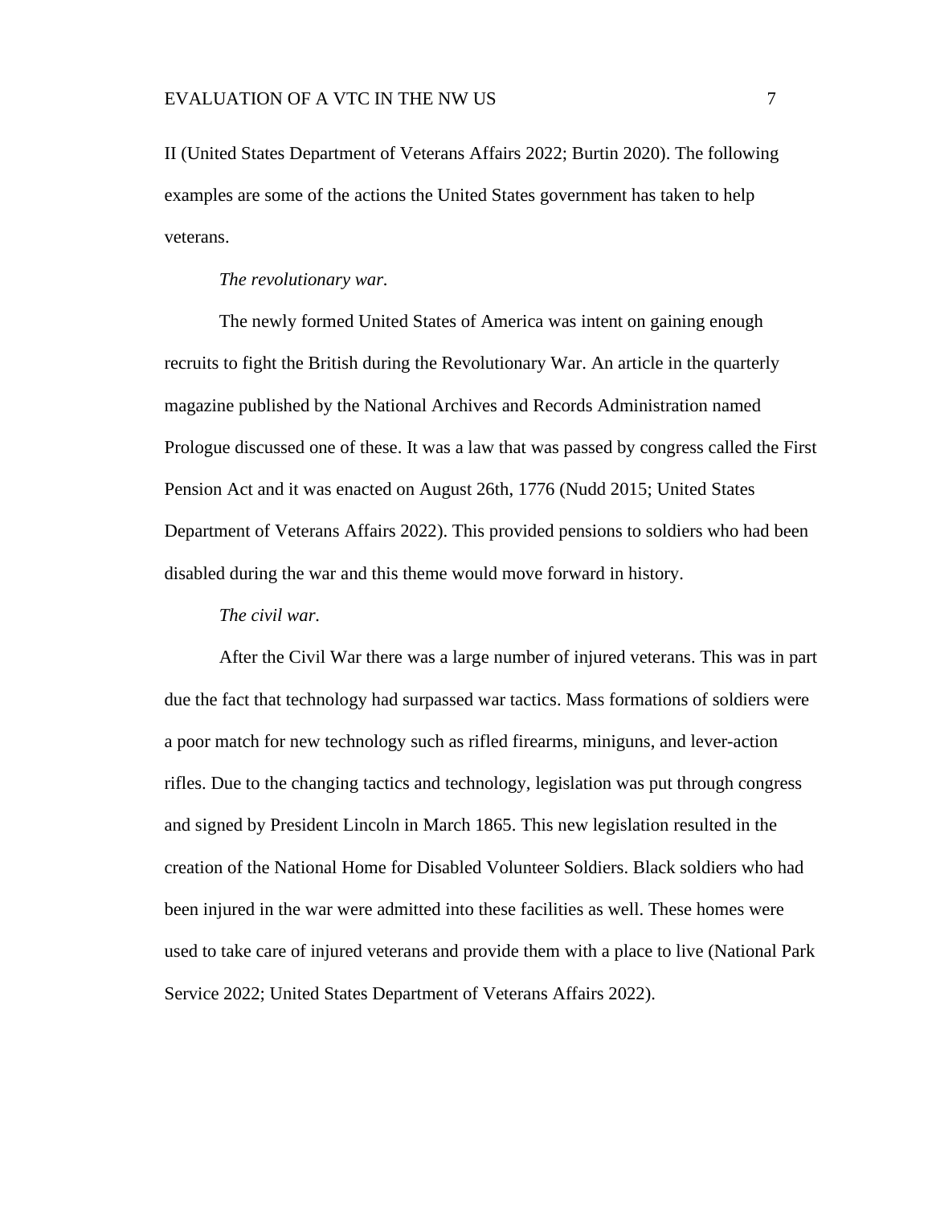II (United States Department of Veterans Affairs 2022; Burtin 2020). The following examples are some of the actions the United States government has taken to help veterans.

*The revolutionary war.*

The newly formed United States of America was intent on gaining enough recruits to fight the British during the Revolutionary War. An article in the quarterly magazine published by the National Archives and Records Administration named Prologue discussed one of these. It was a law that was passed by congress called the First Pension Act and it was enacted on August 26th, 1776 (Nudd 2015; United States Department of Veterans Affairs 2022). This provided pensions to soldiers who had been disabled during the war and this theme would move forward in history.

*The civil war.*

After the Civil War there was a large number of injured veterans. This was in part due the fact that technology had surpassed war tactics. Mass formations of soldiers were a poor match for new technology such as rifled firearms, miniguns, and lever-action rifles. Due to the changing tactics and technology, legislation was put through congress and signed by President Lincoln in March 1865. This new legislation resulted in the creation of the National Home for Disabled Volunteer Soldiers. Black soldiers who had been injured in the war were admitted into these facilities as well. These homes were used to take care of injured veterans and provide them with a place to live (National Park Service 2022; United States Department of Veterans Affairs 2022).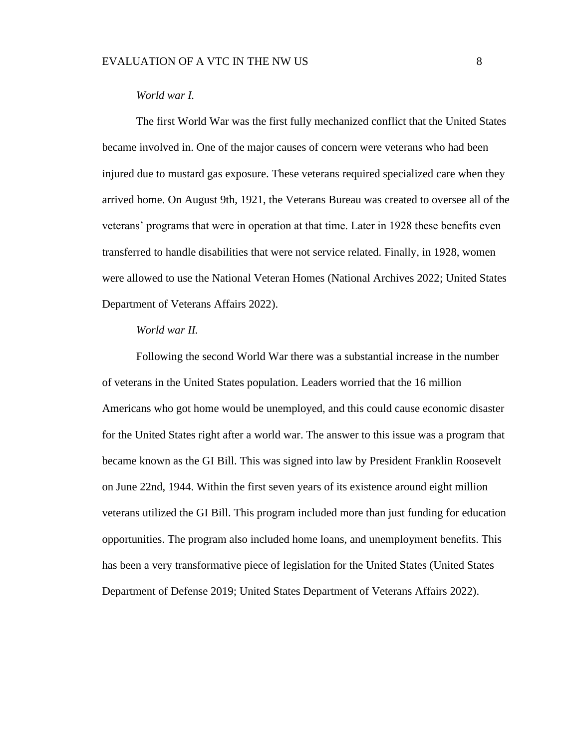*World war I.*

The first World War was the first fully mechanized conflict that the United States became involved in. One of the major causes of concern were veterans who had been injured due to mustard gas exposure. These veterans required specialized care when they arrived home. On August 9th, 1921, the Veterans Bureau was created to oversee all of the veterans' programs that were in operation at that time. Later in 1928 these benefits even transferred to handle disabilities that were not service related. Finally, in 1928, women were allowed to use the National Veteran Homes (National Archives 2022; United States Department of Veterans Affairs 2022).

*World war II.*

Following the second World War there was a substantial increase in the number of veterans in the United States population. Leaders worried that the 16 million Americans who got home would be unemployed, and this could cause economic disaster for the United States right after a world war. The answer to this issue was a program that became known as the GI Bill. This was signed into law by President Franklin Roosevelt on June 22nd, 1944. Within the first seven years of its existence around eight million veterans utilized the GI Bill. This program included more than just funding for education opportunities. The program also included home loans, and unemployment benefits. This has been a very transformative piece of legislation for the United States (United States Department of Defense 2019; United States Department of Veterans Affairs 2022).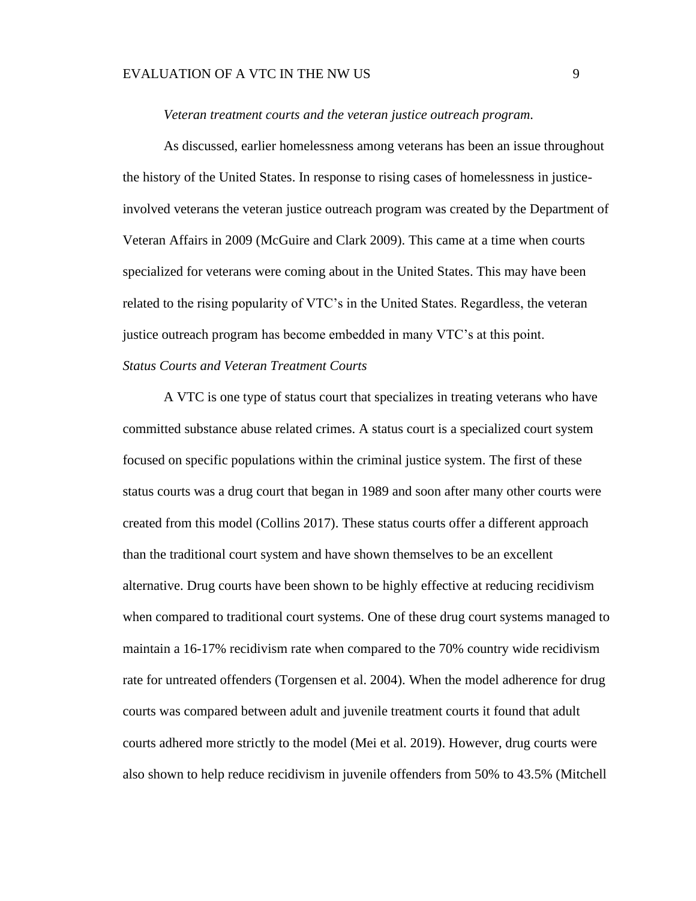*Veteran treatment courts and the veteran justice outreach program.*

As discussed, earlier homelessness among veterans has been an issue throughout the history of the United States. In response to rising cases of homelessness in justice-involved veterans the veteran justice outreach program was created by the Department of Veteran Affairs in 2009 (McGuire and Clark 2009). This came at a time when courts specialized for veterans were coming about in the United States. This may have been related to the rising popularity of VTC's in the United States. Regardless, the veteran justice outreach program has become embedded in many VTC's at this point.

*Status Courts and Veteran Treatment Courts*

A VTC is one type of status court that specializes in treating veterans who have committed substance abuse related crimes. A status court is a specialized court system focused on specific populations within the criminal justice system. The first of these status courts was a drug court that began in 1989 and soon after many other courts were created from this model (Collins 2017). These status courts offer a different approach than the traditional court system and have shown themselves to be an excellent alternative. Drug courts have been shown to be highly effective at reducing recidivism when compared to traditional court systems. One of these drug court systems managed to maintain a 16-17% recidivism rate when compared to the 70% country wide recidivism rate for untreated offenders (Torgensen et al. 2004). When the model adherence for drug courts was compared between adult and juvenile treatment courts it found that adult courts adhered more strictly to the model (Mei et al. 2019). However, drug courts were also shown to help reduce recidivism in juvenile offenders from 50% to 43.5% (Mitchell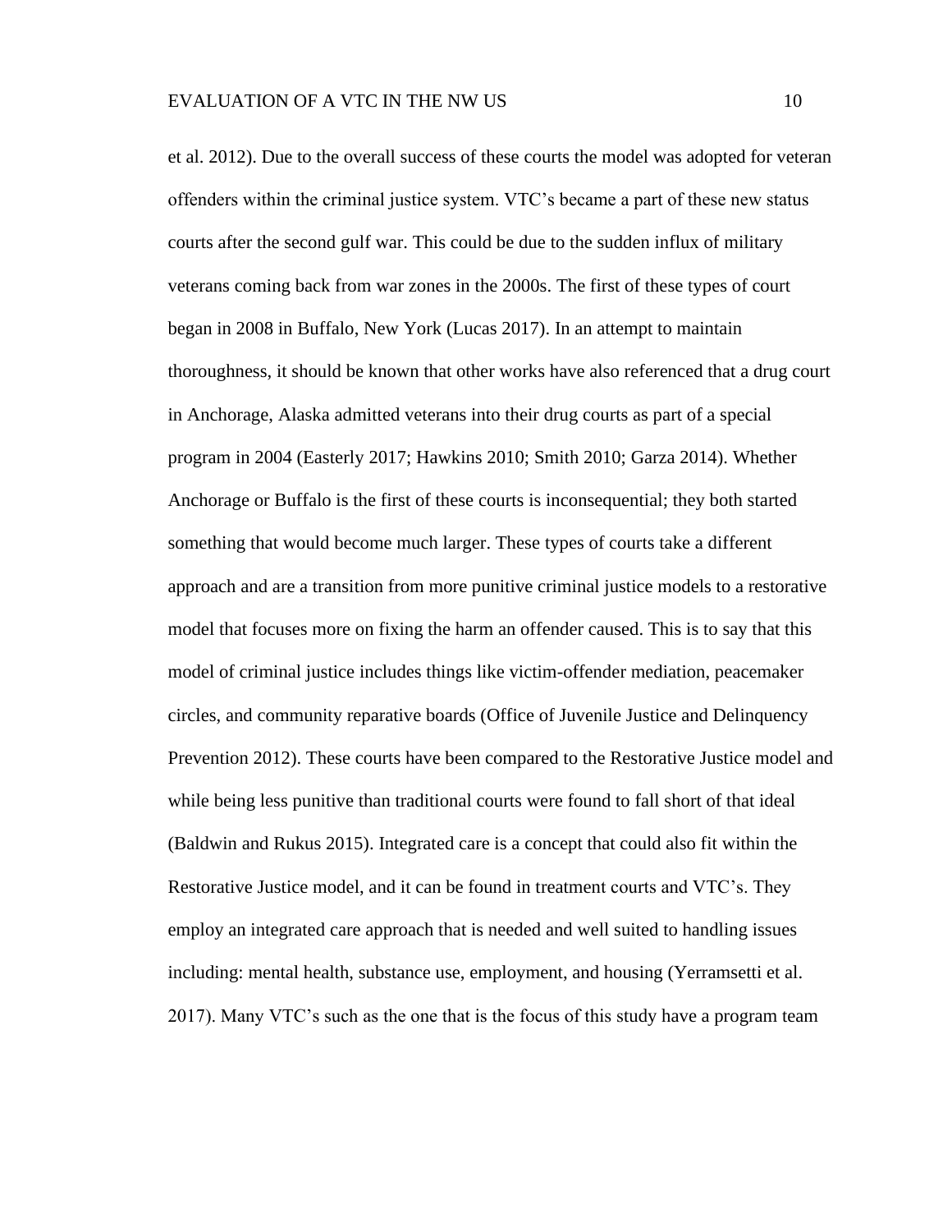et al. 2012). Due to the overall success of these courts the model was adopted for veteran offenders within the criminal justice system. VTC's became a part of these new status courts after the second gulf war. This could be due to the sudden influx of military veterans coming back from war zones in the 2000s. The first of these types of court began in 2008 in Buffalo, New York (Lucas 2017). In an attempt to maintain thoroughness, it should be known that other works have also referenced that a drug court in Anchorage, Alaska admitted veterans into their drug courts as part of a special program in 2004 (Easterly 2017; Hawkins 2010; Smith 2010; Garza 2014). Whether Anchorage or Buffalo is the first of these courts is inconsequential; they both started something that would become much larger. These types of courts take a different approach and are a transition from more punitive criminal justice models to a restorative model that focuses more on fixing the harm an offender caused. This is to say that this model of criminal justice includes things like victim-offender mediation, peacemaker circles, and community reparative boards (Office of Juvenile Justice and Delinquency Prevention 2012). These courts have been compared to the Restorative Justice model and while being less punitive than traditional courts were found to fall short of that ideal (Baldwin and Rukus 2015). Integrated care is a concept that could also fit within the Restorative Justice model, and it can be found in treatment courts and VTC's. They employ an integrated care approach that is needed and well suited to handling issues including: mental health, substance use, employment, and housing (Yerramsetti et al. 2017). Many VTC's such as the one that is the focus of this study have a program team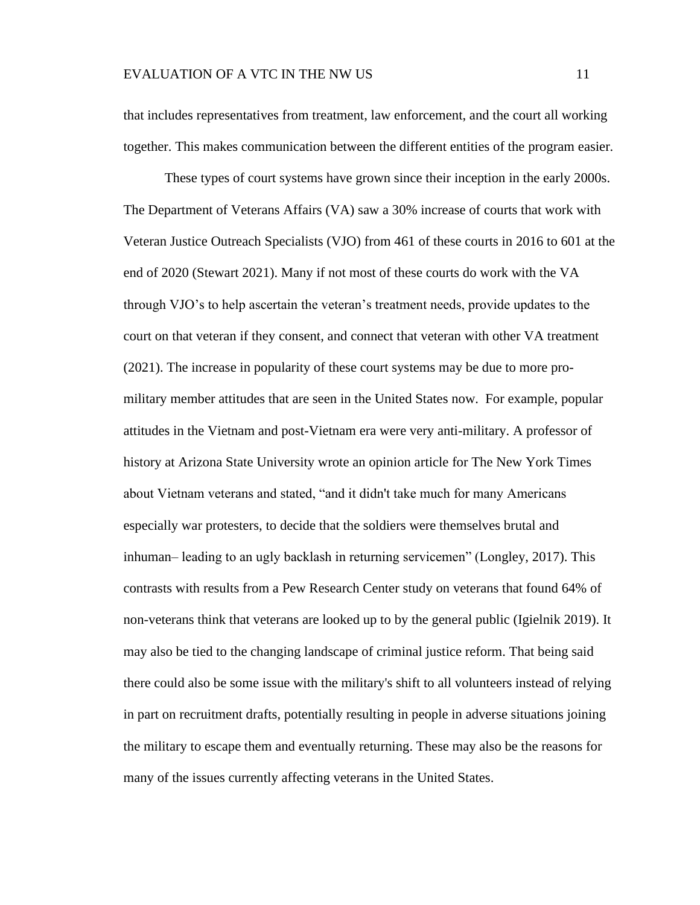that includes representatives from treatment, law enforcement, and the court all working together. This makes communication between the different entities of the program easier.

These types of court systems have grown since their inception in the early 2000s. The Department of Veterans Affairs (VA) saw a 30% increase of courts that work with Veteran Justice Outreach Specialists (VJO) from 461 of these courts in 2016 to 601 at the end of 2020 (Stewart 2021). Many if not most of these courts do work with the VA through VJO's to help ascertain the veteran's treatment needs, provide updates to the court on that veteran if they consent, and connect that veteran with other VA treatment (2021). The increase in popularity of these court systems may be due to more pro-military member attitudes that are seen in the United States now. For example, popular attitudes in the Vietnam and post-Vietnam era were very anti-military. A professor of history at Arizona State University wrote an opinion article for The New York Times about Vietnam veterans and stated, "and it didn't take much for many Americans especially war protesters, to decide that the soldiers were themselves brutal and inhuman– leading to an ugly backlash in returning servicemen" (Longley, 2017). This contrasts with results from a Pew Research Center study on veterans that found 64% of non-veterans think that veterans are looked up to by the general public (Igielnik 2019). It may also be tied to the changing landscape of criminal justice reform. That being said there could also be some issue with the military's shift to all volunteers instead of relying in part on recruitment drafts, potentially resulting in people in adverse situations joining the military to escape them and eventually returning. These may also be the reasons for many of the issues currently affecting veterans in the United States.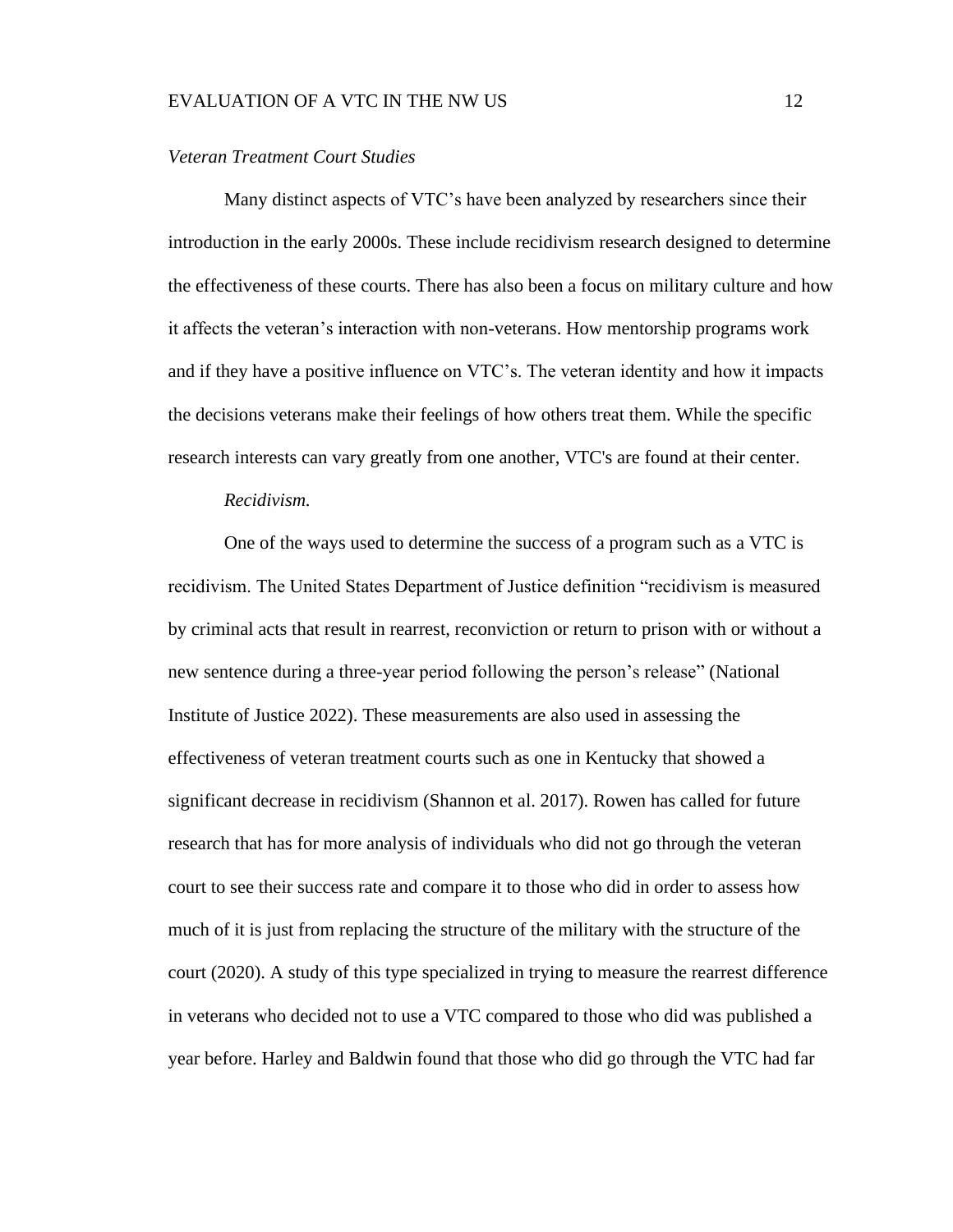*Veteran Treatment Court Studies*

Many distinct aspects of VTC’s have been analyzed by researchers since their introduction in the early 2000s. These include recidivism research designed to determine the effectiveness of these courts. There has also been a focus on military culture and how it affects the veteran’s interaction with non-veterans. How mentorship programs work and if they have a positive influence on VTC’s. The veteran identity and how it impacts the decisions veterans make their feelings of how others treat them. While the specific research interests can vary greatly from one another, VTC's are found at their center.

*Recidivism.*

One of the ways used to determine the success of a program such as a VTC is recidivism. The United States Department of Justice definition “recidivism is measured by criminal acts that result in rearrest, reconviction or return to prison with or without a new sentence during a three-year period following the person’s release” (National Institute of Justice 2022). These measurements are also used in assessing the effectiveness of veteran treatment courts such as one in Kentucky that showed a significant decrease in recidivism (Shannon et al. 2017). Rowen has called for future research that has for more analysis of individuals who did not go through the veteran court to see their success rate and compare it to those who did in order to assess how much of it is just from replacing the structure of the military with the structure of the court (2020). A study of this type specialized in trying to measure the rearrest difference in veterans who decided not to use a VTC compared to those who did was published a year before. Harley and Baldwin found that those who did go through the VTC had far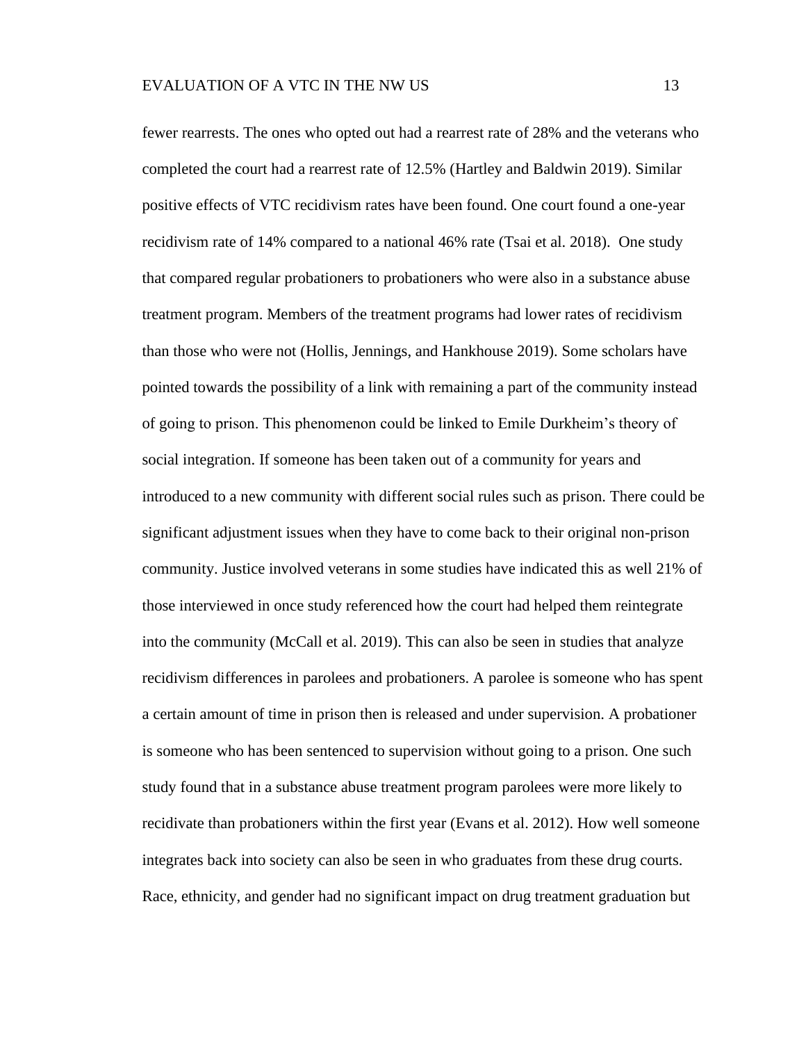fewer rearrests. The ones who opted out had a rearrest rate of 28% and the veterans who completed the court had a rearrest rate of 12.5% (Hartley and Baldwin 2019). Similar positive effects of VTC recidivism rates have been found. One court found a one-year recidivism rate of 14% compared to a national 46% rate (Tsai et al. 2018). One study that compared regular probationers to probationers who were also in a substance abuse treatment program. Members of the treatment programs had lower rates of recidivism than those who were not (Hollis, Jennings, and Hankhouse 2019). Some scholars have pointed towards the possibility of a link with remaining a part of the community instead of going to prison. This phenomenon could be linked to Emile Durkheim's theory of social integration. If someone has been taken out of a community for years and introduced to a new community with different social rules such as prison. There could be significant adjustment issues when they have to come back to their original non-prison community. Justice involved veterans in some studies have indicated this as well 21% of those interviewed in once study referenced how the court had helped them reintegrate into the community (McCall et al. 2019). This can also be seen in studies that analyze recidivism differences in parolees and probationers. A parolee is someone who has spent a certain amount of time in prison then is released and under supervision. A probationer is someone who has been sentenced to supervision without going to a prison. One such study found that in a substance abuse treatment program parolees were more likely to recidivate than probationers within the first year (Evans et al. 2012). How well someone integrates back into society can also be seen in who graduates from these drug courts. Race, ethnicity, and gender had no significant impact on drug treatment graduation but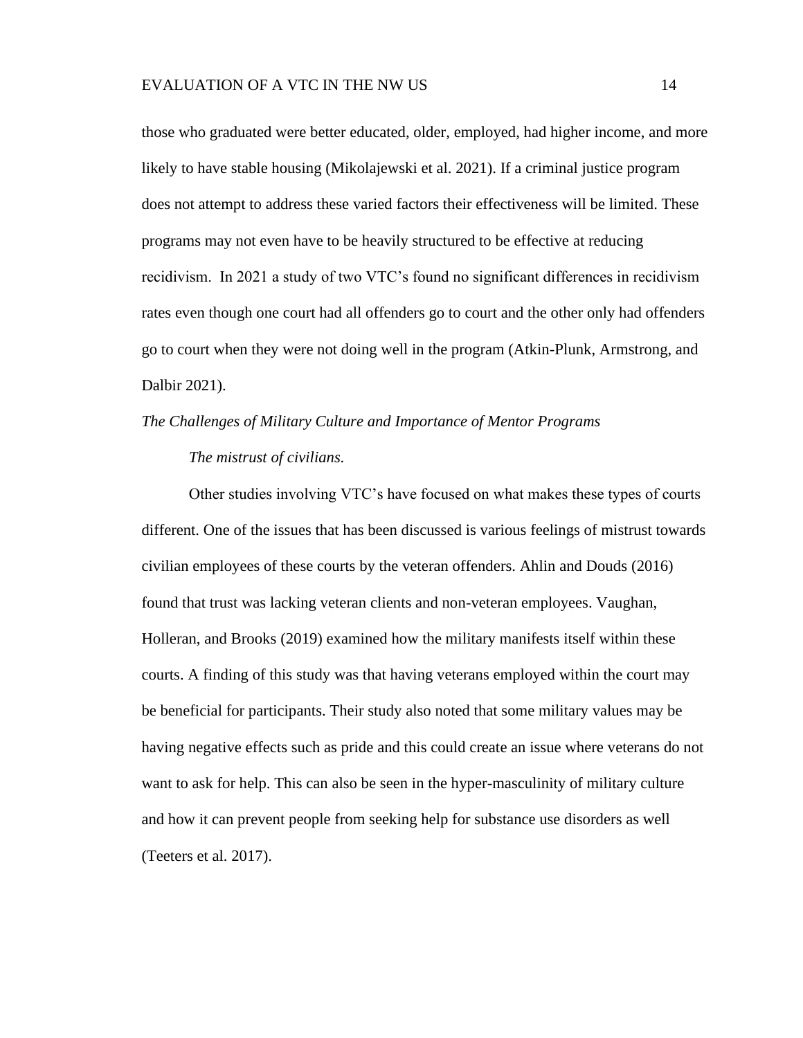those who graduated were better educated, older, employed, had higher income, and more likely to have stable housing (Mikolajewski et al. 2021). If a criminal justice program does not attempt to address these varied factors their effectiveness will be limited. These programs may not even have to be heavily structured to be effective at reducing recidivism. In 2021 a study of two VTC's found no significant differences in recidivism rates even though one court had all offenders go to court and the other only had offenders go to court when they were not doing well in the program (Atkin-Plunk, Armstrong, and Dalbir 2021).

### *The Challenges of Military Culture and Importance of Mentor Programs*

#### *The mistrust of civilians.*

Other studies involving VTC's have focused on what makes these types of courts different. One of the issues that has been discussed is various feelings of mistrust towards civilian employees of these courts by the veteran offenders. Ahlin and Douds (2016) found that trust was lacking veteran clients and non-veteran employees. Vaughan, Holleran, and Brooks (2019) examined how the military manifests itself within these courts. A finding of this study was that having veterans employed within the court may be beneficial for participants. Their study also noted that some military values may be having negative effects such as pride and this could create an issue where veterans do not want to ask for help. This can also be seen in the hyper-masculinity of military culture and how it can prevent people from seeking help for substance use disorders as well (Teeters et al. 2017).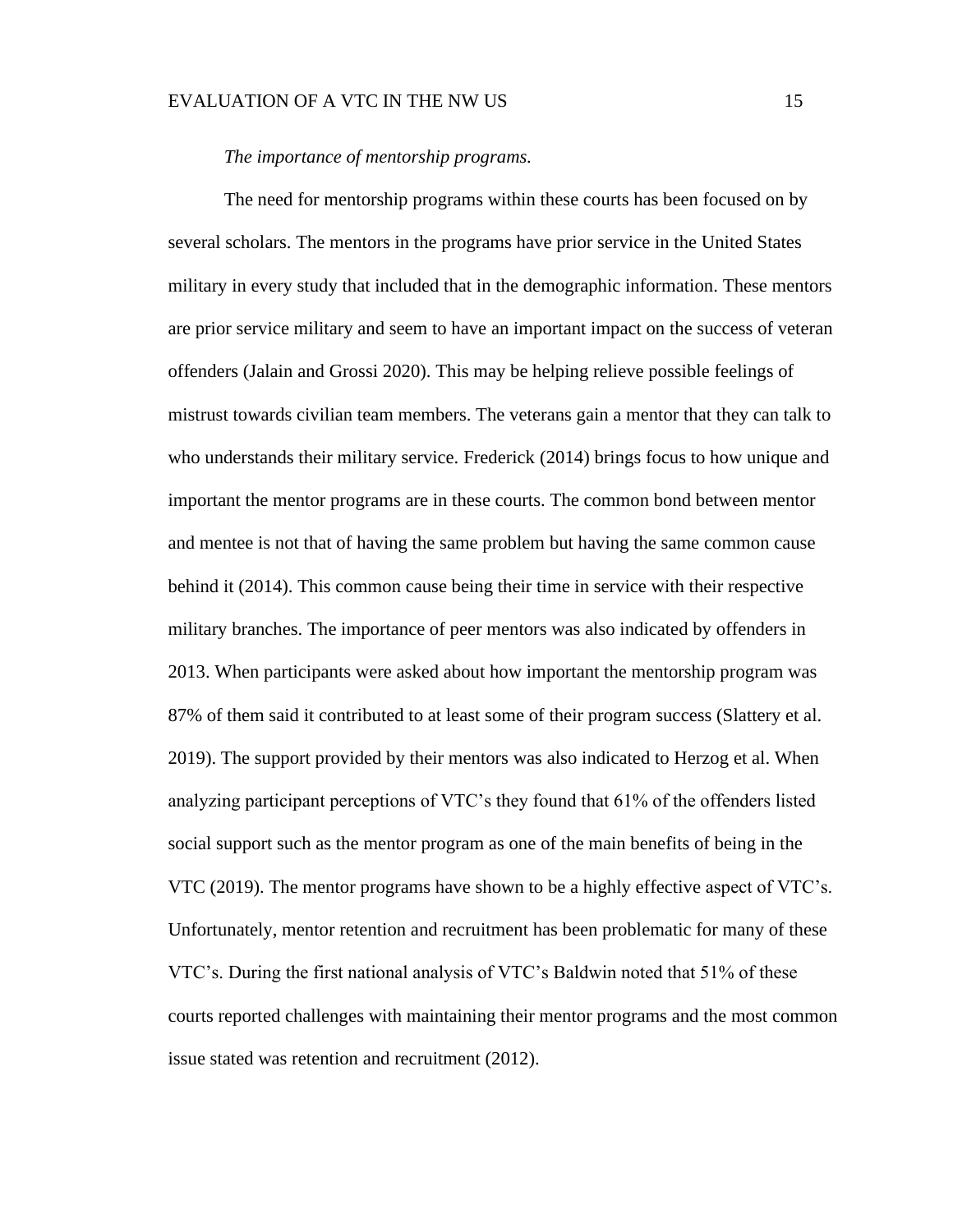*The importance of mentorship programs.*

The need for mentorship programs within these courts has been focused on by several scholars. The mentors in the programs have prior service in the United States military in every study that included that in the demographic information. These mentors are prior service military and seem to have an important impact on the success of veteran offenders (Jalain and Grossi 2020). This may be helping relieve possible feelings of mistrust towards civilian team members. The veterans gain a mentor that they can talk to who understands their military service. Frederick (2014) brings focus to how unique and important the mentor programs are in these courts. The common bond between mentor and mentee is not that of having the same problem but having the same common cause behind it (2014). This common cause being their time in service with their respective military branches. The importance of peer mentors was also indicated by offenders in 2013. When participants were asked about how important the mentorship program was 87% of them said it contributed to at least some of their program success (Slattery et al. 2019). The support provided by their mentors was also indicated to Herzog et al. When analyzing participant perceptions of VTC's they found that 61% of the offenders listed social support such as the mentor program as one of the main benefits of being in the VTC (2019). The mentor programs have shown to be a highly effective aspect of VTC's. Unfortunately, mentor retention and recruitment has been problematic for many of these VTC's. During the first national analysis of VTC's Baldwin noted that 51% of these courts reported challenges with maintaining their mentor programs and the most common issue stated was retention and recruitment (2012).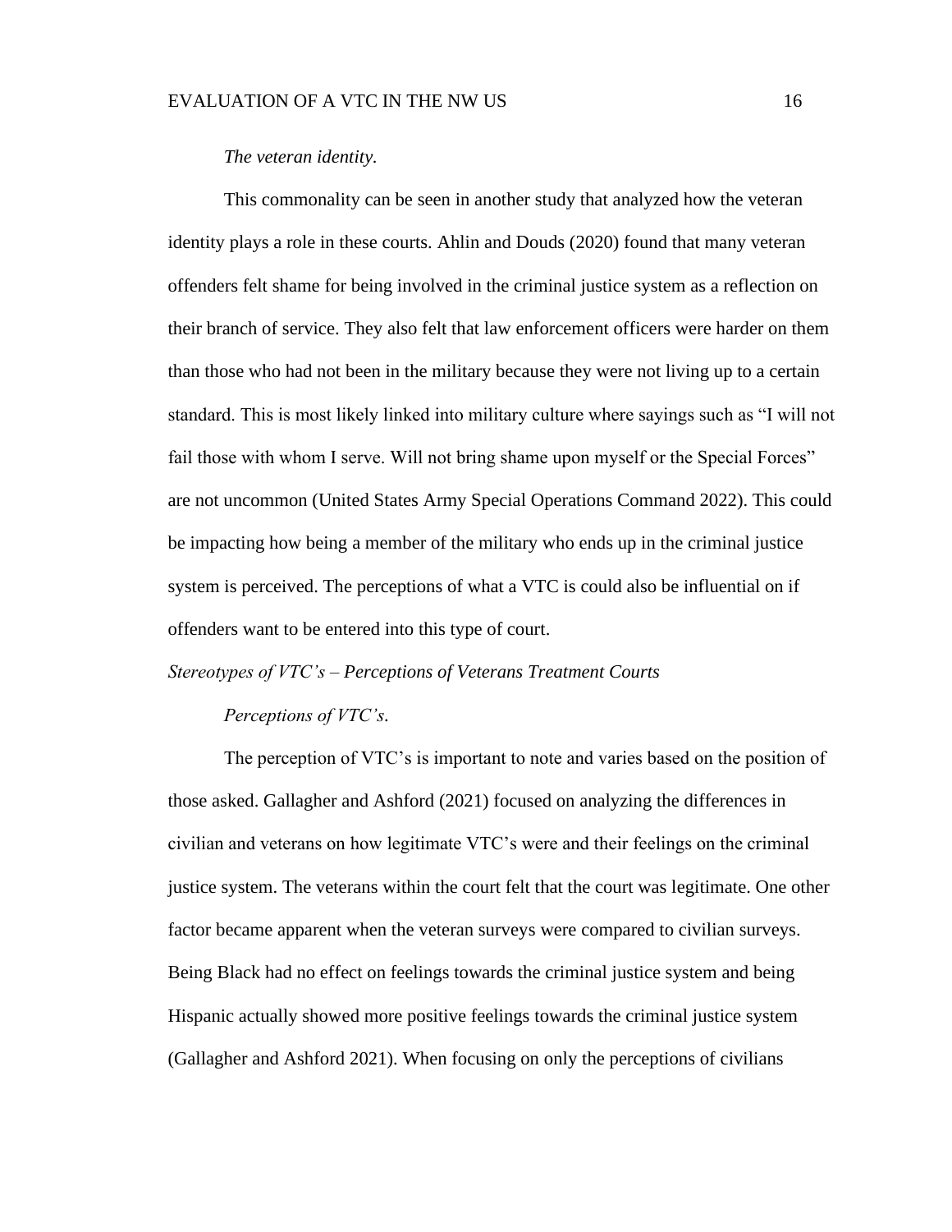*The veteran identity.*

This commonality can be seen in another study that analyzed how the veteran identity plays a role in these courts. Ahlin and Douds (2020) found that many veteran offenders felt shame for being involved in the criminal justice system as a reflection on their branch of service. They also felt that law enforcement officers were harder on them than those who had not been in the military because they were not living up to a certain standard. This is most likely linked into military culture where sayings such as "I will not fail those with whom I serve. Will not bring shame upon myself or the Special Forces" are not uncommon (United States Army Special Operations Command 2022). This could be impacting how being a member of the military who ends up in the criminal justice system is perceived. The perceptions of what a VTC is could also be influential on if offenders want to be entered into this type of court.

## *Stereotypes of VTC's – Perceptions of Veterans Treatment Courts*

*Perceptions of VTC's.*

The perception of VTC's is important to note and varies based on the position of those asked. Gallagher and Ashford (2021) focused on analyzing the differences in civilian and veterans on how legitimate VTC's were and their feelings on the criminal justice system. The veterans within the court felt that the court was legitimate. One other factor became apparent when the veteran surveys were compared to civilian surveys. Being Black had no effect on feelings towards the criminal justice system and being Hispanic actually showed more positive feelings towards the criminal justice system (Gallagher and Ashford 2021). When focusing on only the perceptions of civilians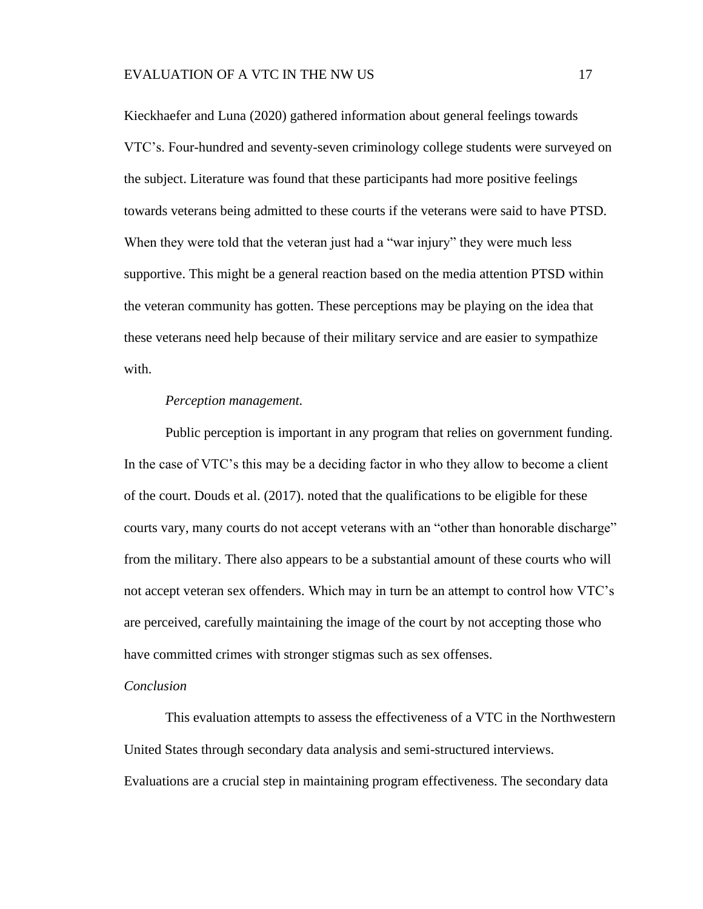Kieckhaefer and Luna (2020) gathered information about general feelings towards VTC's. Four-hundred and seventy-seven criminology college students were surveyed on the subject. Literature was found that these participants had more positive feelings towards veterans being admitted to these courts if the veterans were said to have PTSD. When they were told that the veteran just had a "war injury" they were much less supportive. This might be a general reaction based on the media attention PTSD within the veteran community has gotten. These perceptions may be playing on the idea that these veterans need help because of their military service and are easier to sympathize with.

*Perception management.*

Public perception is important in any program that relies on government funding. In the case of VTC's this may be a deciding factor in who they allow to become a client of the court. Douds et al. (2017). noted that the qualifications to be eligible for these courts vary, many courts do not accept veterans with an "other than honorable discharge" from the military. There also appears to be a substantial amount of these courts who will not accept veteran sex offenders. Which may in turn be an attempt to control how VTC's are perceived, carefully maintaining the image of the court by not accepting those who have committed crimes with stronger stigmas such as sex offenses.

*Conclusion*

This evaluation attempts to assess the effectiveness of a VTC in the Northwestern United States through secondary data analysis and semi-structured interviews. Evaluations are a crucial step in maintaining program effectiveness. The secondary data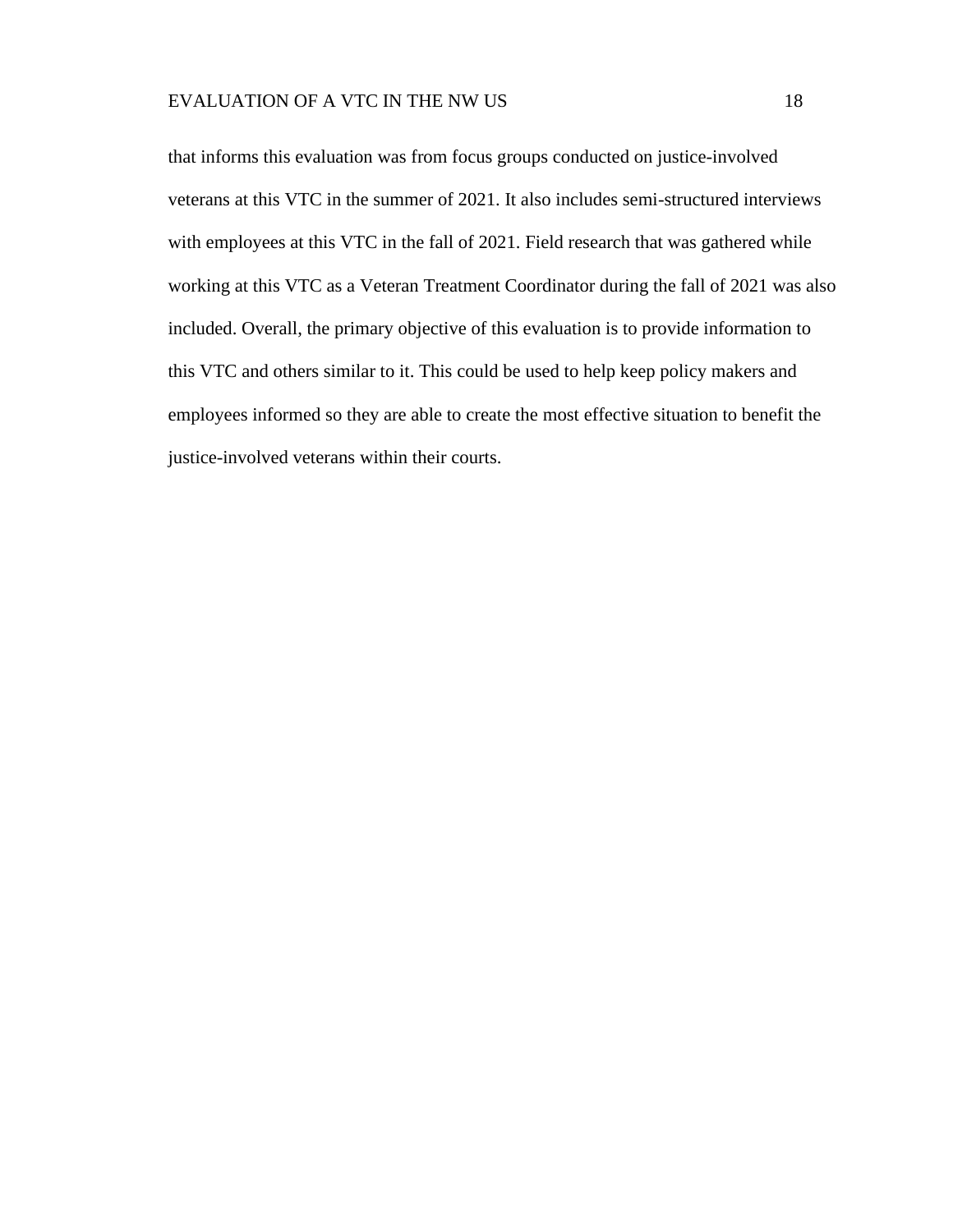that informs this evaluation was from focus groups conducted on justice-involved veterans at this VTC in the summer of 2021. It also includes semi-structured interviews with employees at this VTC in the fall of 2021. Field research that was gathered while working at this VTC as a Veteran Treatment Coordinator during the fall of 2021 was also included. Overall, the primary objective of this evaluation is to provide information to this VTC and others similar to it. This could be used to help keep policy makers and employees informed so they are able to create the most effective situation to benefit the justice-involved veterans within their courts.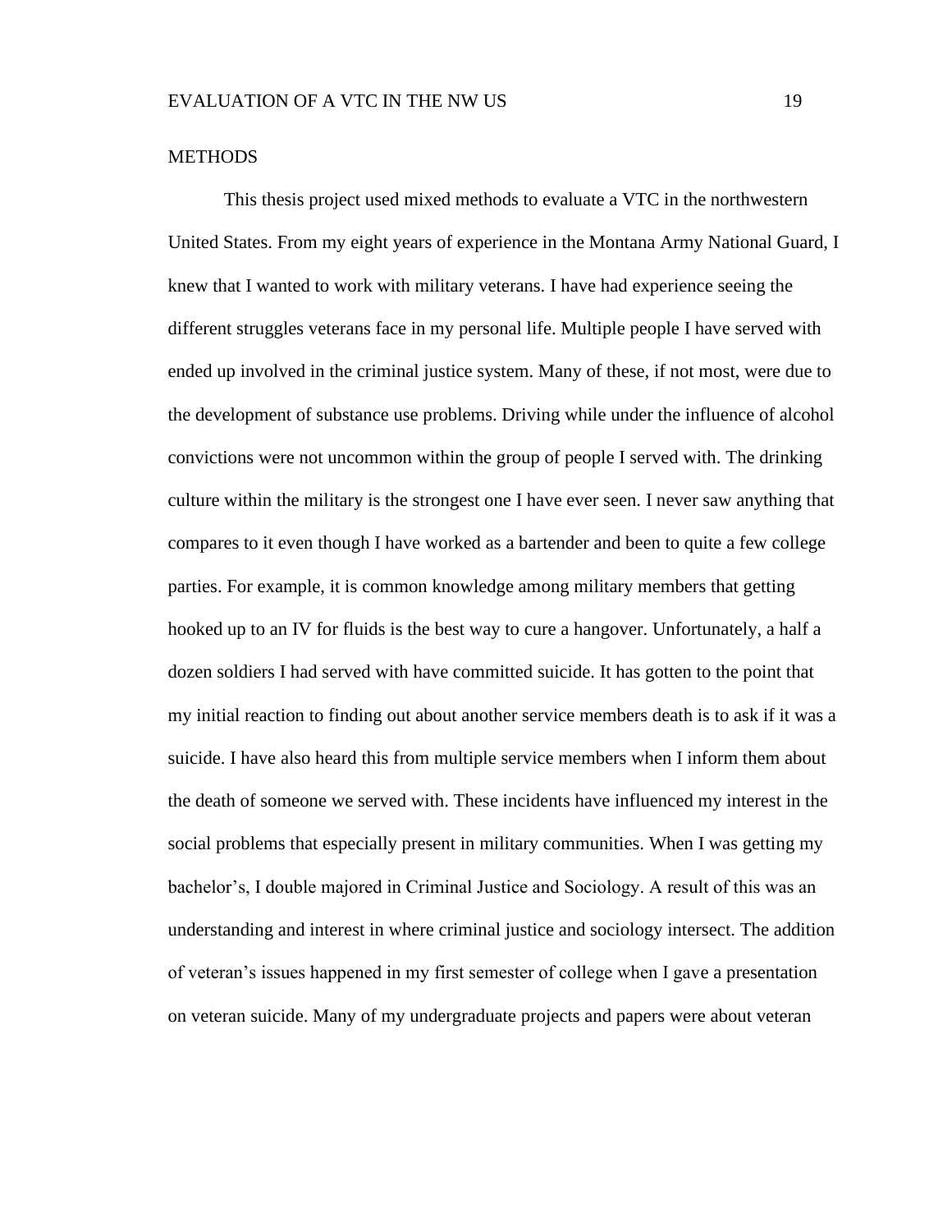## METHODS

This thesis project used mixed methods to evaluate a VTC in the northwestern United States. From my eight years of experience in the Montana Army National Guard, I knew that I wanted to work with military veterans. I have had experience seeing the different struggles veterans face in my personal life. Multiple people I have served with ended up involved in the criminal justice system. Many of these, if not most, were due to the development of substance use problems. Driving while under the influence of alcohol convictions were not uncommon within the group of people I served with. The drinking culture within the military is the strongest one I have ever seen. I never saw anything that compares to it even though I have worked as a bartender and been to quite a few college parties. For example, it is common knowledge among military members that getting hooked up to an IV for fluids is the best way to cure a hangover. Unfortunately, a half a dozen soldiers I had served with have committed suicide. It has gotten to the point that my initial reaction to finding out about another service members death is to ask if it was a suicide. I have also heard this from multiple service members when I inform them about the death of someone we served with. These incidents have influenced my interest in the social problems that especially present in military communities. When I was getting my bachelor's, I double majored in Criminal Justice and Sociology. A result of this was an understanding and interest in where criminal justice and sociology intersect. The addition of veteran's issues happened in my first semester of college when I gave a presentation on veteran suicide. Many of my undergraduate projects and papers were about veteran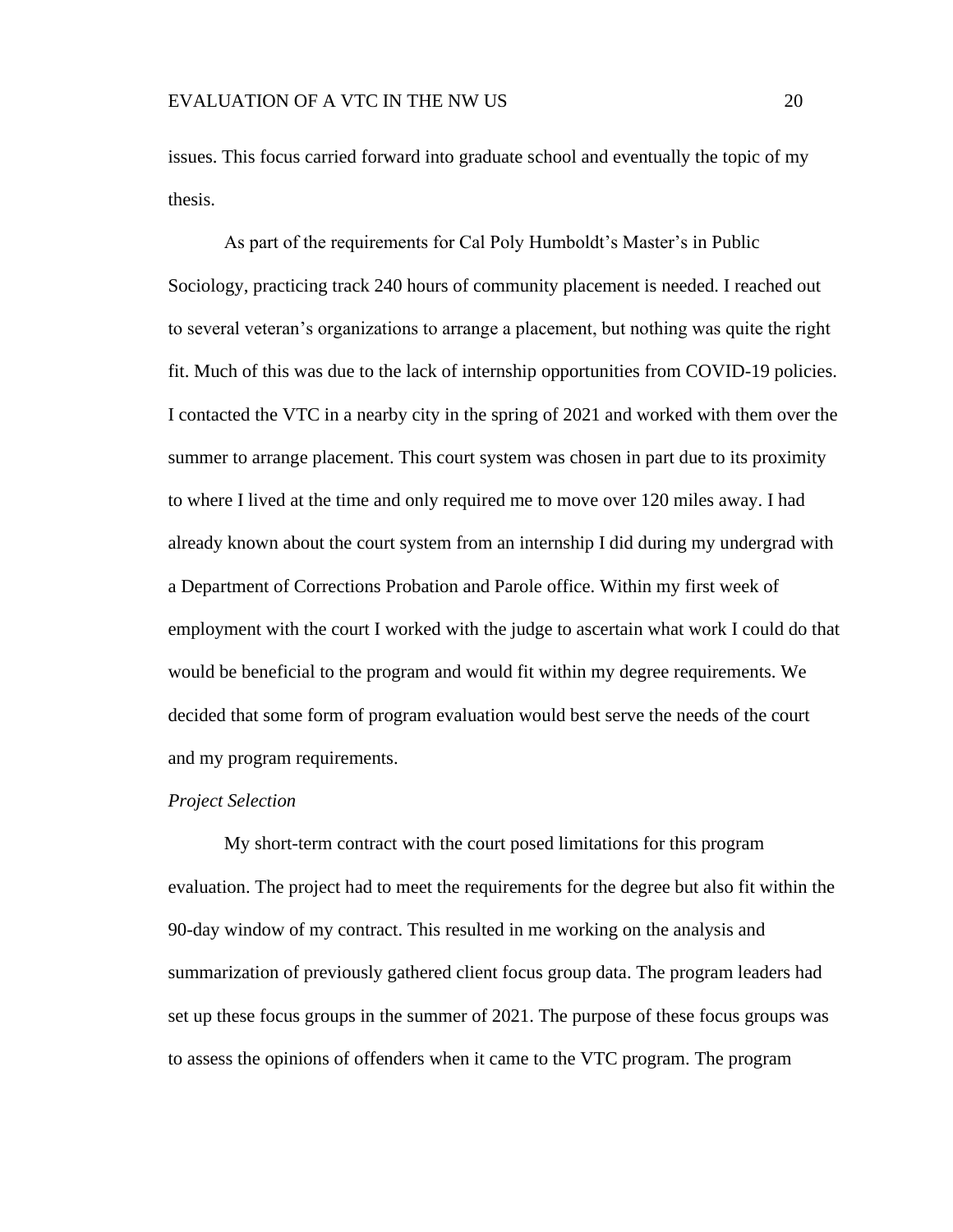issues. This focus carried forward into graduate school and eventually the topic of my thesis.

As part of the requirements for Cal Poly Humboldt's Master's in Public Sociology, practicing track 240 hours of community placement is needed. I reached out to several veteran's organizations to arrange a placement, but nothing was quite the right fit. Much of this was due to the lack of internship opportunities from COVID-19 policies. I contacted the VTC in a nearby city in the spring of 2021 and worked with them over the summer to arrange placement. This court system was chosen in part due to its proximity to where I lived at the time and only required me to move over 120 miles away. I had already known about the court system from an internship I did during my undergrad with a Department of Corrections Probation and Parole office. Within my first week of employment with the court I worked with the judge to ascertain what work I could do that would be beneficial to the program and would fit within my degree requirements. We decided that some form of program evaluation would best serve the needs of the court and my program requirements.

*Project Selection*

My short-term contract with the court posed limitations for this program evaluation. The project had to meet the requirements for the degree but also fit within the 90-day window of my contract. This resulted in me working on the analysis and summarization of previously gathered client focus group data. The program leaders had set up these focus groups in the summer of 2021. The purpose of these focus groups was to assess the opinions of offenders when it came to the VTC program. The program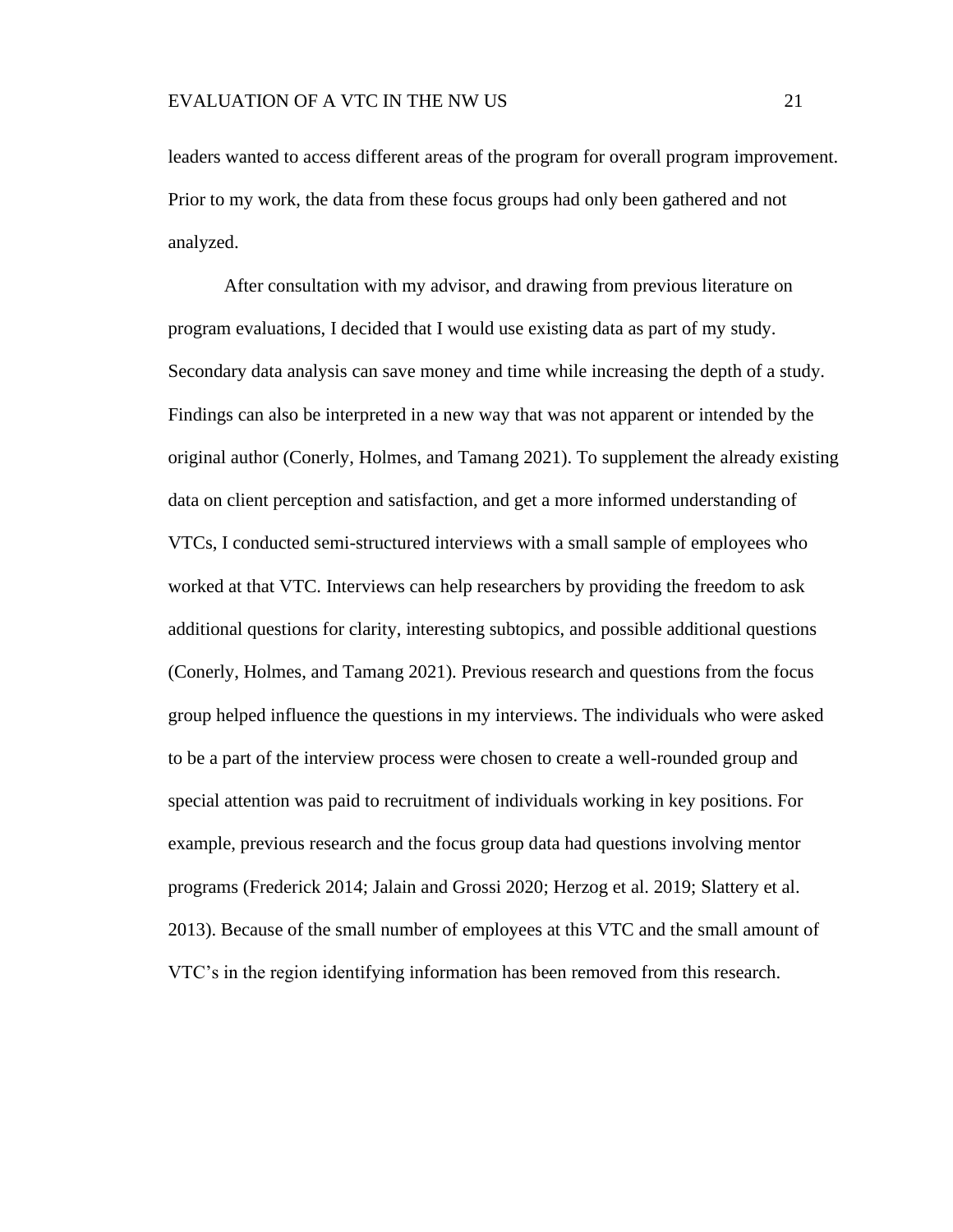leaders wanted to access different areas of the program for overall program improvement. Prior to my work, the data from these focus groups had only been gathered and not analyzed.

After consultation with my advisor, and drawing from previous literature on program evaluations, I decided that I would use existing data as part of my study. Secondary data analysis can save money and time while increasing the depth of a study. Findings can also be interpreted in a new way that was not apparent or intended by the original author (Conerly, Holmes, and Tamang 2021). To supplement the already existing data on client perception and satisfaction, and get a more informed understanding of VTCs, I conducted semi-structured interviews with a small sample of employees who worked at that VTC. Interviews can help researchers by providing the freedom to ask additional questions for clarity, interesting subtopics, and possible additional questions (Conerly, Holmes, and Tamang 2021). Previous research and questions from the focus group helped influence the questions in my interviews. The individuals who were asked to be a part of the interview process were chosen to create a well-rounded group and special attention was paid to recruitment of individuals working in key positions. For example, previous research and the focus group data had questions involving mentor programs (Frederick 2014; Jalain and Grossi 2020; Herzog et al. 2019; Slattery et al. 2013). Because of the small number of employees at this VTC and the small amount of VTC's in the region identifying information has been removed from this research.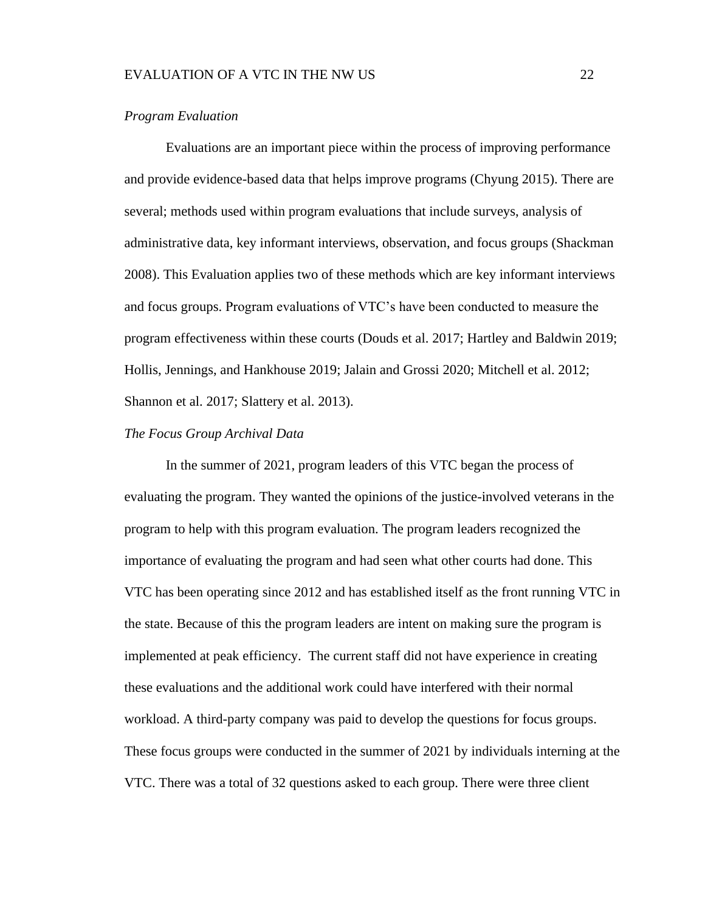*Program Evaluation*

Evaluations are an important piece within the process of improving performance and provide evidence-based data that helps improve programs (Chyung 2015). There are several; methods used within program evaluations that include surveys, analysis of administrative data, key informant interviews, observation, and focus groups (Shackman 2008). This Evaluation applies two of these methods which are key informant interviews and focus groups. Program evaluations of VTC's have been conducted to measure the program effectiveness within these courts (Douds et al. 2017; Hartley and Baldwin 2019; Hollis, Jennings, and Hankhouse 2019; Jalain and Grossi 2020; Mitchell et al. 2012; Shannon et al. 2017; Slattery et al. 2013).

*The Focus Group Archival Data*

In the summer of 2021, program leaders of this VTC began the process of evaluating the program. They wanted the opinions of the justice-involved veterans in the program to help with this program evaluation. The program leaders recognized the importance of evaluating the program and had seen what other courts had done. This VTC has been operating since 2012 and has established itself as the front running VTC in the state. Because of this the program leaders are intent on making sure the program is implemented at peak efficiency. The current staff did not have experience in creating these evaluations and the additional work could have interfered with their normal workload. A third-party company was paid to develop the questions for focus groups. These focus groups were conducted in the summer of 2021 by individuals interning at the VTC. There was a total of 32 questions asked to each group. There were three client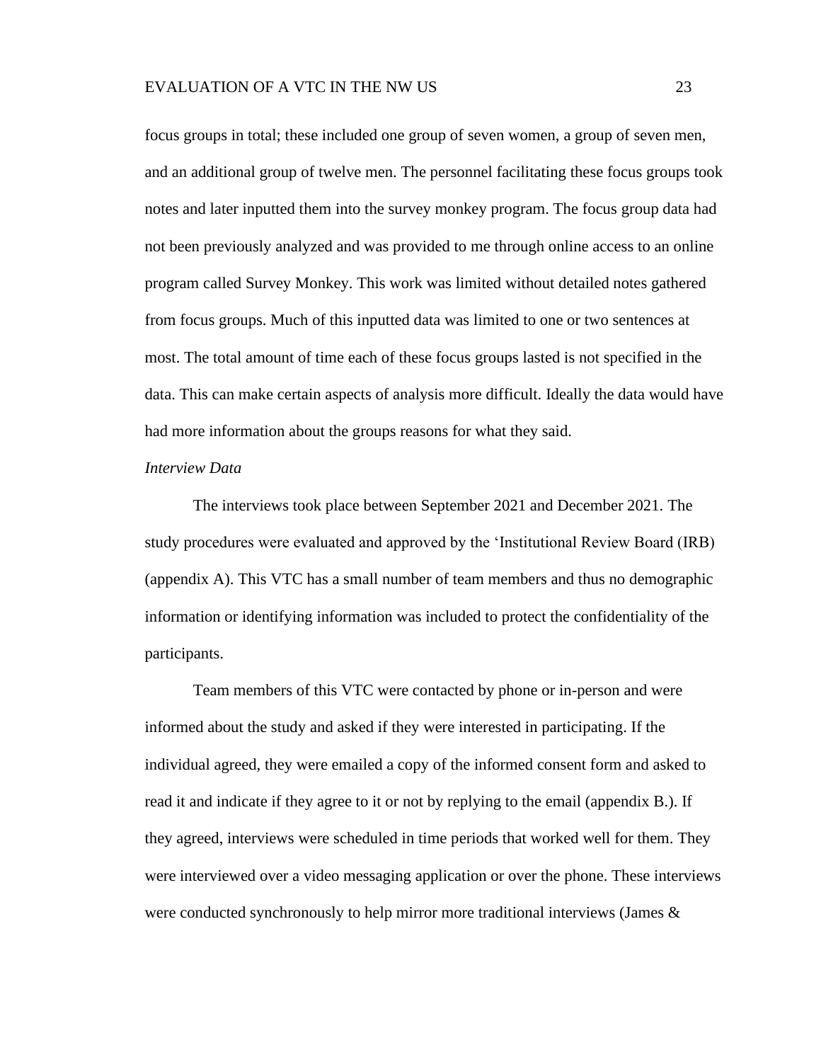focus groups in total; these included one group of seven women, a group of seven men, and an additional group of twelve men. The personnel facilitating these focus groups took notes and later inputted them into the survey monkey program. The focus group data had not been previously analyzed and was provided to me through online access to an online program called Survey Monkey. This work was limited without detailed notes gathered from focus groups. Much of this inputted data was limited to one or two sentences at most. The total amount of time each of these focus groups lasted is not specified in the data. This can make certain aspects of analysis more difficult. Ideally the data would have had more information about the groups reasons for what they said.

*Interview Data*

The interviews took place between September 2021 and December 2021. The study procedures were evaluated and approved by the 'Institutional Review Board (IRB) (appendix A). This VTC has a small number of team members and thus no demographic information or identifying information was included to protect the confidentiality of the participants.

Team members of this VTC were contacted by phone or in-person and were informed about the study and asked if they were interested in participating. If the individual agreed, they were emailed a copy of the informed consent form and asked to read it and indicate if they agree to it or not by replying to the email (appendix B.). If they agreed, interviews were scheduled in time periods that worked well for them. They were interviewed over a video messaging application or over the phone. These interviews were conducted synchronously to help mirror more traditional interviews (James &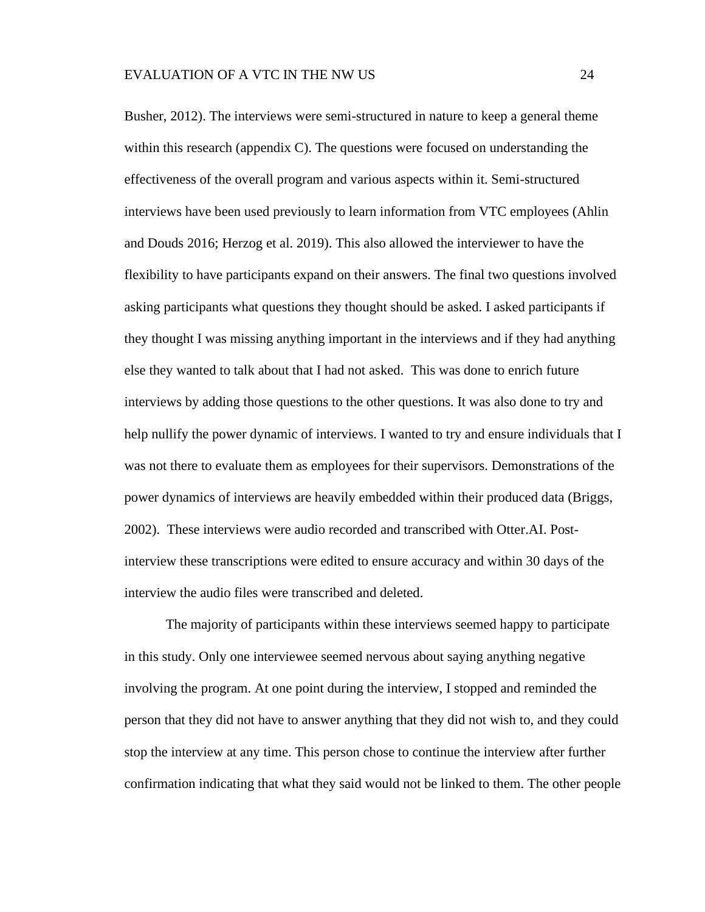Busher, 2012). The interviews were semi-structured in nature to keep a general theme within this research (appendix C). The questions were focused on understanding the effectiveness of the overall program and various aspects within it. Semi-structured interviews have been used previously to learn information from VTC employees (Ahlin and Douds 2016; Herzog et al. 2019). This also allowed the interviewer to have the flexibility to have participants expand on their answers. The final two questions involved asking participants what questions they thought should be asked. I asked participants if they thought I was missing anything important in the interviews and if they had anything else they wanted to talk about that I had not asked. This was done to enrich future interviews by adding those questions to the other questions. It was also done to try and help nullify the power dynamic of interviews. I wanted to try and ensure individuals that I was not there to evaluate them as employees for their supervisors. Demonstrations of the power dynamics of interviews are heavily embedded within their produced data (Briggs, 2002). These interviews were audio recorded and transcribed with Otter.AI. Post-interview these transcriptions were edited to ensure accuracy and within 30 days of the interview the audio files were transcribed and deleted.

The majority of participants within these interviews seemed happy to participate in this study. Only one interviewee seemed nervous about saying anything negative involving the program. At one point during the interview, I stopped and reminded the person that they did not have to answer anything that they did not wish to, and they could stop the interview at any time. This person chose to continue the interview after further confirmation indicating that what they said would not be linked to them. The other people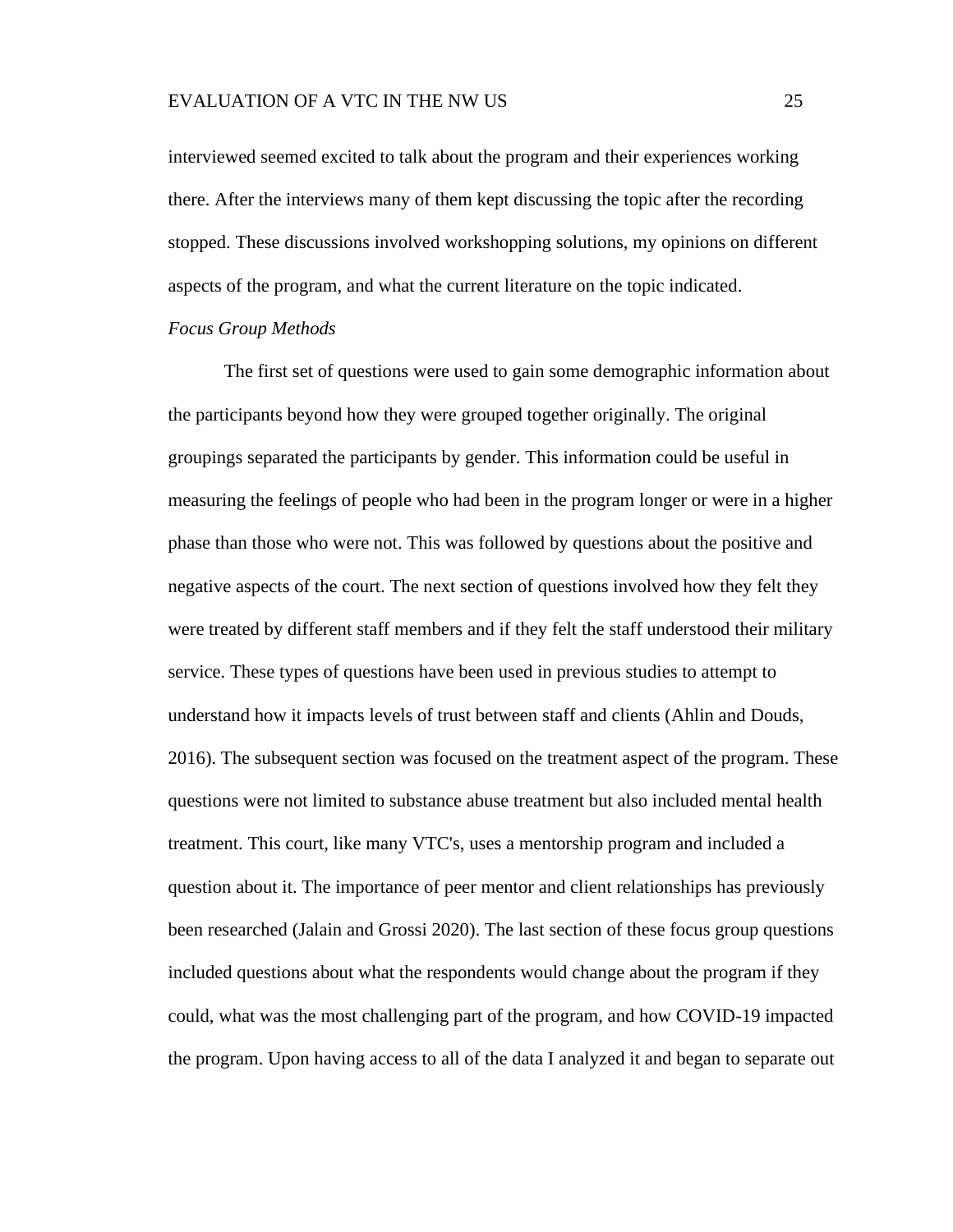interviewed seemed excited to talk about the program and their experiences working there. After the interviews many of them kept discussing the topic after the recording stopped. These discussions involved workshopping solutions, my opinions on different aspects of the program, and what the current literature on the topic indicated.

*Focus Group Methods*

The first set of questions were used to gain some demographic information about the participants beyond how they were grouped together originally. The original groupings separated the participants by gender. This information could be useful in measuring the feelings of people who had been in the program longer or were in a higher phase than those who were not. This was followed by questions about the positive and negative aspects of the court. The next section of questions involved how they felt they were treated by different staff members and if they felt the staff understood their military service. These types of questions have been used in previous studies to attempt to understand how it impacts levels of trust between staff and clients (Ahlin and Douds, 2016). The subsequent section was focused on the treatment aspect of the program. These questions were not limited to substance abuse treatment but also included mental health treatment. This court, like many VTC's, uses a mentorship program and included a question about it. The importance of peer mentor and client relationships has previously been researched (Jalain and Grossi 2020). The last section of these focus group questions included questions about what the respondents would change about the program if they could, what was the most challenging part of the program, and how COVID-19 impacted the program. Upon having access to all of the data I analyzed it and began to separate out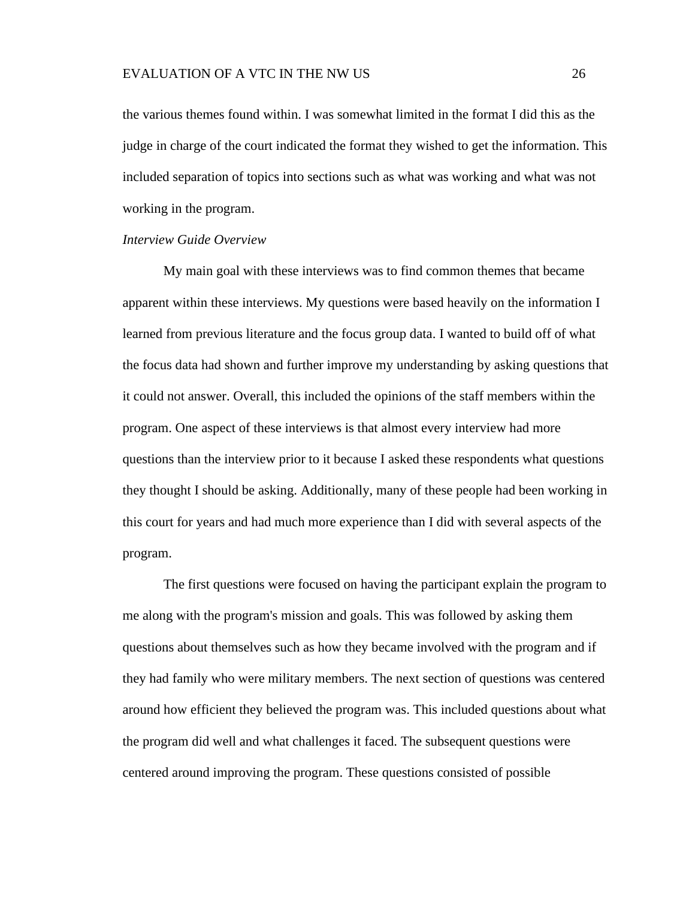the various themes found within. I was somewhat limited in the format I did this as the judge in charge of the court indicated the format they wished to get the information. This included separation of topics into sections such as what was working and what was not working in the program.

*Interview Guide Overview*

My main goal with these interviews was to find common themes that became apparent within these interviews. My questions were based heavily on the information I learned from previous literature and the focus group data. I wanted to build off of what the focus data had shown and further improve my understanding by asking questions that it could not answer. Overall, this included the opinions of the staff members within the program. One aspect of these interviews is that almost every interview had more questions than the interview prior to it because I asked these respondents what questions they thought I should be asking. Additionally, many of these people had been working in this court for years and had much more experience than I did with several aspects of the program.

The first questions were focused on having the participant explain the program to me along with the program's mission and goals. This was followed by asking them questions about themselves such as how they became involved with the program and if they had family who were military members. The next section of questions was centered around how efficient they believed the program was. This included questions about what the program did well and what challenges it faced. The subsequent questions were centered around improving the program. These questions consisted of possible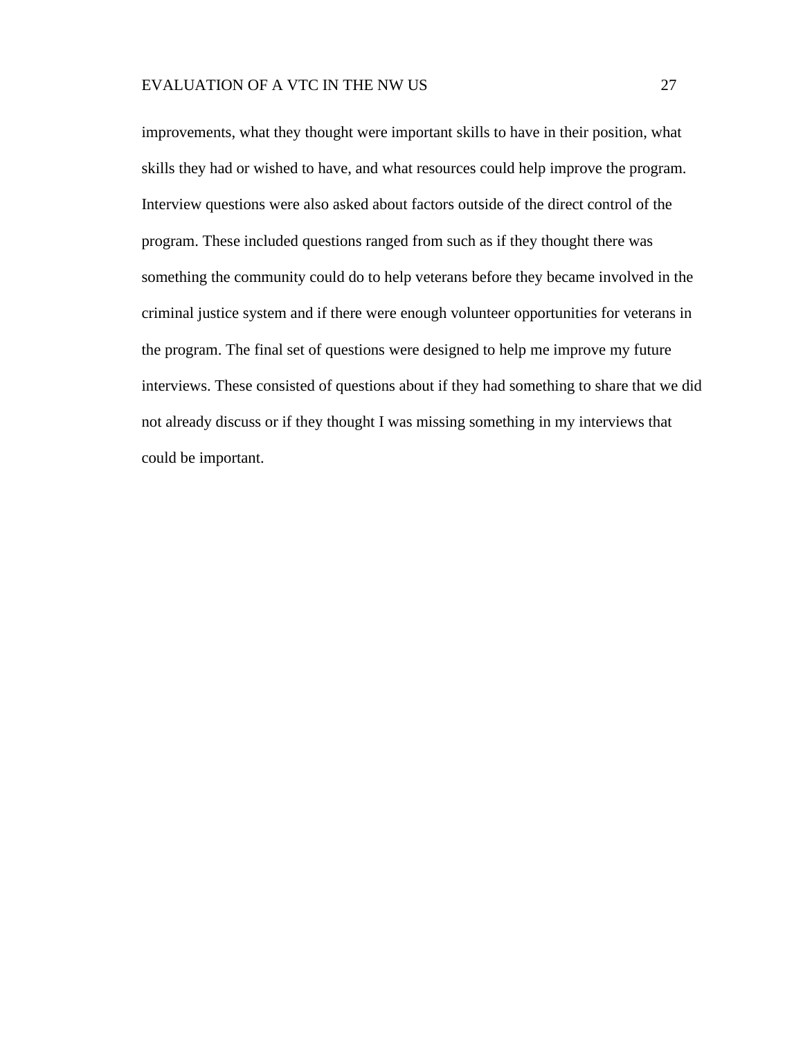improvements, what they thought were important skills to have in their position, what skills they had or wished to have, and what resources could help improve the program. Interview questions were also asked about factors outside of the direct control of the program. These included questions ranged from such as if they thought there was something the community could do to help veterans before they became involved in the criminal justice system and if there were enough volunteer opportunities for veterans in the program. The final set of questions were designed to help me improve my future interviews. These consisted of questions about if they had something to share that we did not already discuss or if they thought I was missing something in my interviews that could be important.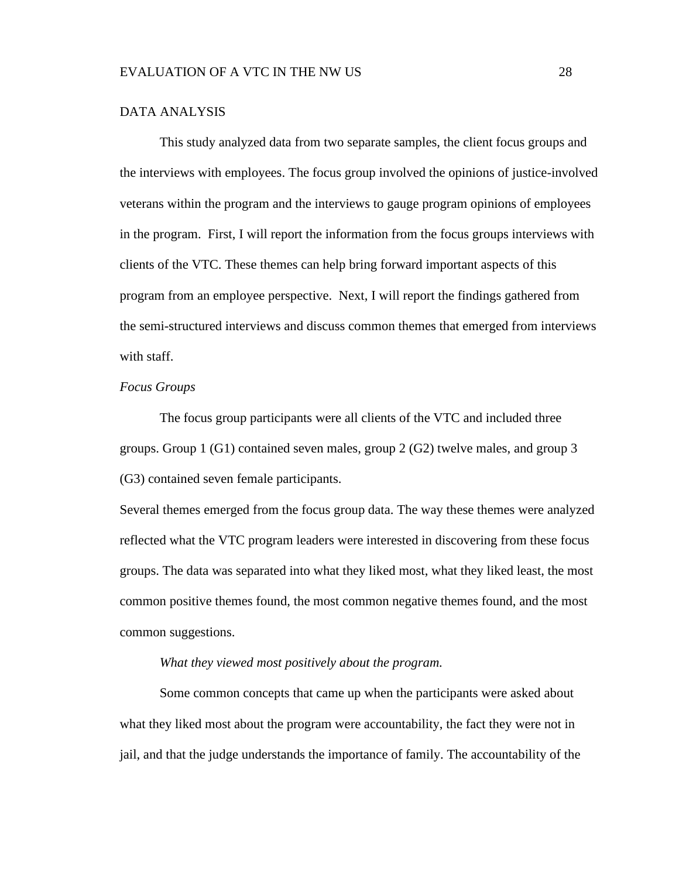## DATA ANALYSIS

This study analyzed data from two separate samples, the client focus groups and the interviews with employees. The focus group involved the opinions of justice-involved veterans within the program and the interviews to gauge program opinions of employees in the program. First, I will report the information from the focus groups interviews with clients of the VTC. These themes can help bring forward important aspects of this program from an employee perspective. Next, I will report the findings gathered from the semi-structured interviews and discuss common themes that emerged from interviews with staff.

### *Focus Groups*

The focus group participants were all clients of the VTC and included three groups. Group 1 (G1) contained seven males, group 2 (G2) twelve males, and group 3 (G3) contained seven female participants.

Several themes emerged from the focus group data. The way these themes were analyzed reflected what the VTC program leaders were interested in discovering from these focus groups. The data was separated into what they liked most, what they liked least, the most common positive themes found, the most common negative themes found, and the most common suggestions.

#### *What they viewed most positively about the program.*

Some common concepts that came up when the participants were asked about what they liked most about the program were accountability, the fact they were not in jail, and that the judge understands the importance of family. The accountability of the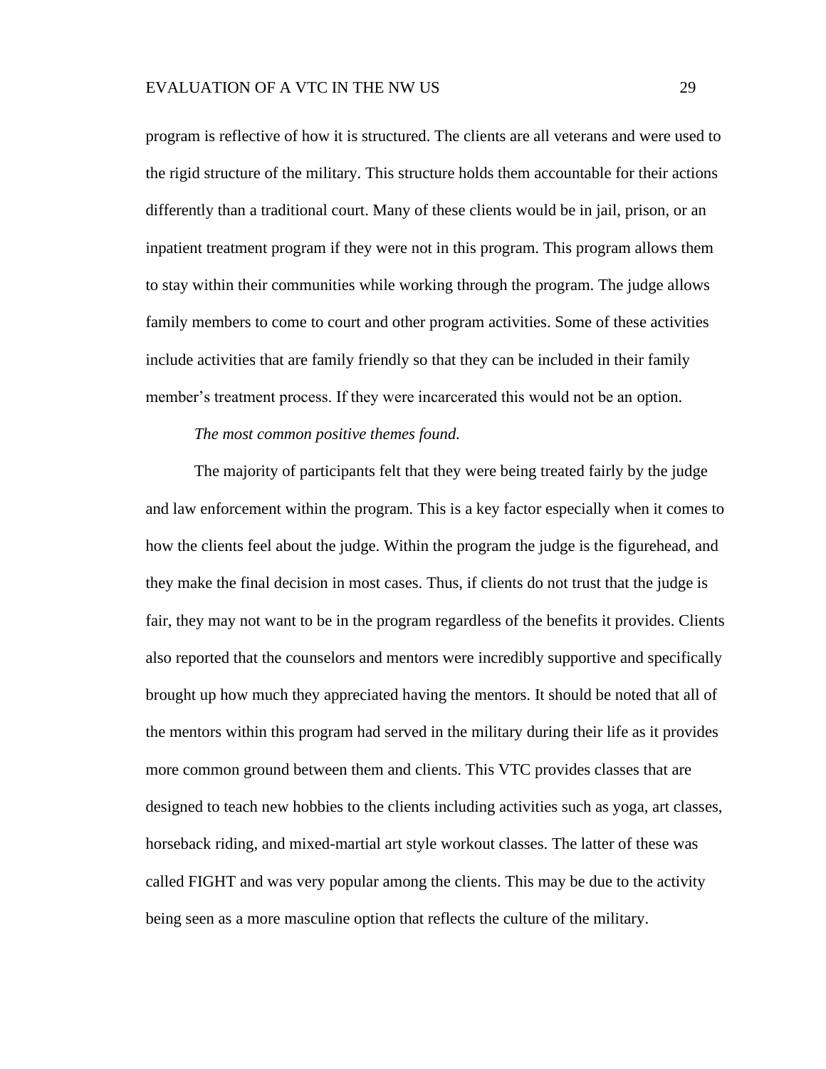program is reflective of how it is structured. The clients are all veterans and were used to the rigid structure of the military. This structure holds them accountable for their actions differently than a traditional court. Many of these clients would be in jail, prison, or an inpatient treatment program if they were not in this program. This program allows them to stay within their communities while working through the program. The judge allows family members to come to court and other program activities. Some of these activities include activities that are family friendly so that they can be included in their family member's treatment process. If they were incarcerated this would not be an option.

*The most common positive themes found.*

The majority of participants felt that they were being treated fairly by the judge and law enforcement within the program. This is a key factor especially when it comes to how the clients feel about the judge. Within the program the judge is the figurehead, and they make the final decision in most cases. Thus, if clients do not trust that the judge is fair, they may not want to be in the program regardless of the benefits it provides. Clients also reported that the counselors and mentors were incredibly supportive and specifically brought up how much they appreciated having the mentors. It should be noted that all of the mentors within this program had served in the military during their life as it provides more common ground between them and clients. This VTC provides classes that are designed to teach new hobbies to the clients including activities such as yoga, art classes, horseback riding, and mixed-martial art style workout classes. The latter of these was called FIGHT and was very popular among the clients. This may be due to the activity being seen as a more masculine option that reflects the culture of the military.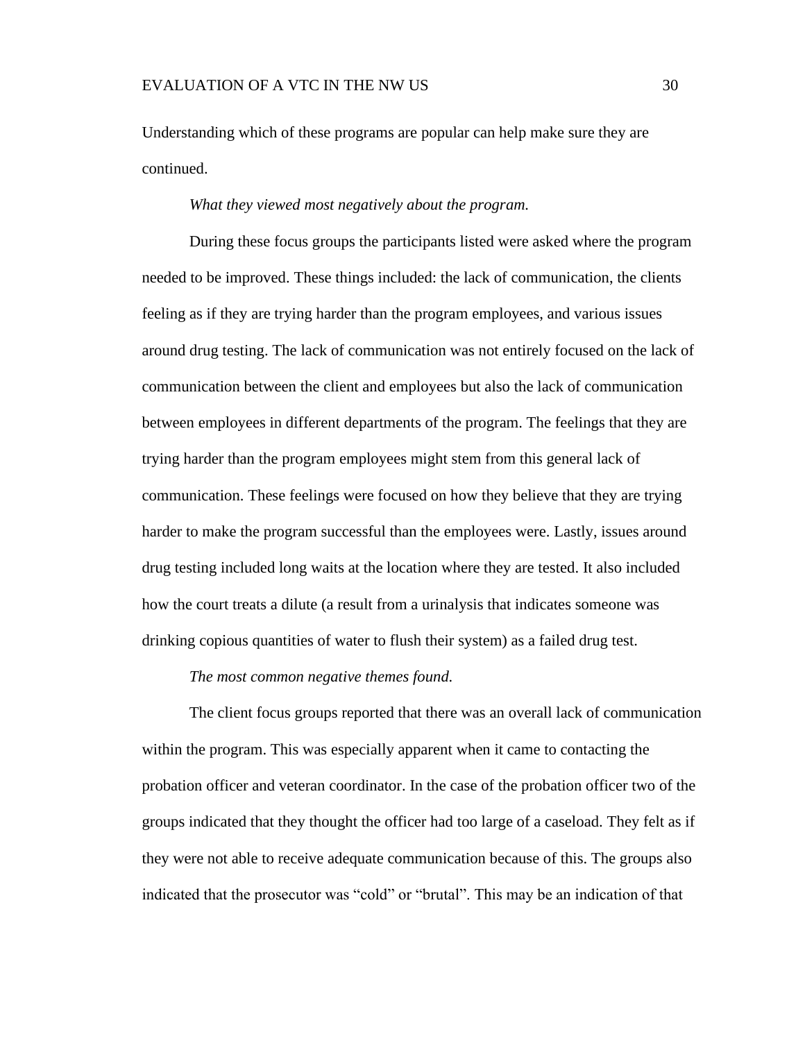Understanding which of these programs are popular can help make sure they are continued.

*What they viewed most negatively about the program.*

During these focus groups the participants listed were asked where the program needed to be improved. These things included: the lack of communication, the clients feeling as if they are trying harder than the program employees, and various issues around drug testing. The lack of communication was not entirely focused on the lack of communication between the client and employees but also the lack of communication between employees in different departments of the program. The feelings that they are trying harder than the program employees might stem from this general lack of communication. These feelings were focused on how they believe that they are trying harder to make the program successful than the employees were. Lastly, issues around drug testing included long waits at the location where they are tested. It also included how the court treats a dilute (a result from a urinalysis that indicates someone was drinking copious quantities of water to flush their system) as a failed drug test.

*The most common negative themes found.*

The client focus groups reported that there was an overall lack of communication within the program. This was especially apparent when it came to contacting the probation officer and veteran coordinator. In the case of the probation officer two of the groups indicated that they thought the officer had too large of a caseload. They felt as if they were not able to receive adequate communication because of this. The groups also indicated that the prosecutor was "cold" or "brutal". This may be an indication of that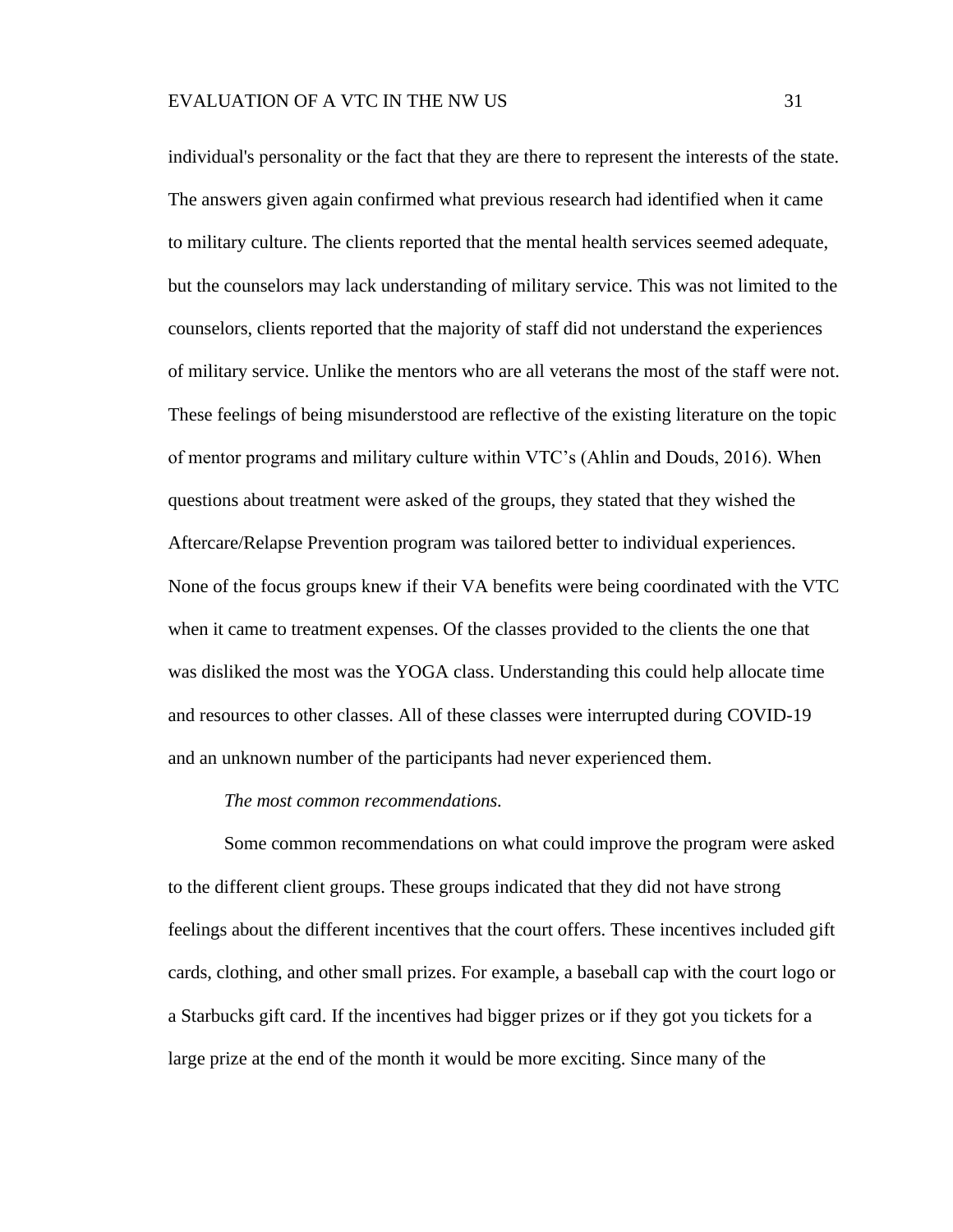individual's personality or the fact that they are there to represent the interests of the state. The answers given again confirmed what previous research had identified when it came to military culture. The clients reported that the mental health services seemed adequate, but the counselors may lack understanding of military service. This was not limited to the counselors, clients reported that the majority of staff did not understand the experiences of military service. Unlike the mentors who are all veterans the most of the staff were not. These feelings of being misunderstood are reflective of the existing literature on the topic of mentor programs and military culture within VTC's (Ahlin and Douds, 2016). When questions about treatment were asked of the groups, they stated that they wished the Aftercare/Relapse Prevention program was tailored better to individual experiences. None of the focus groups knew if their VA benefits were being coordinated with the VTC when it came to treatment expenses. Of the classes provided to the clients the one that was disliked the most was the YOGA class. Understanding this could help allocate time and resources to other classes. All of these classes were interrupted during COVID-19 and an unknown number of the participants had never experienced them.

*The most common recommendations.*

Some common recommendations on what could improve the program were asked to the different client groups. These groups indicated that they did not have strong feelings about the different incentives that the court offers. These incentives included gift cards, clothing, and other small prizes. For example, a baseball cap with the court logo or a Starbucks gift card. If the incentives had bigger prizes or if they got you tickets for a large prize at the end of the month it would be more exciting. Since many of the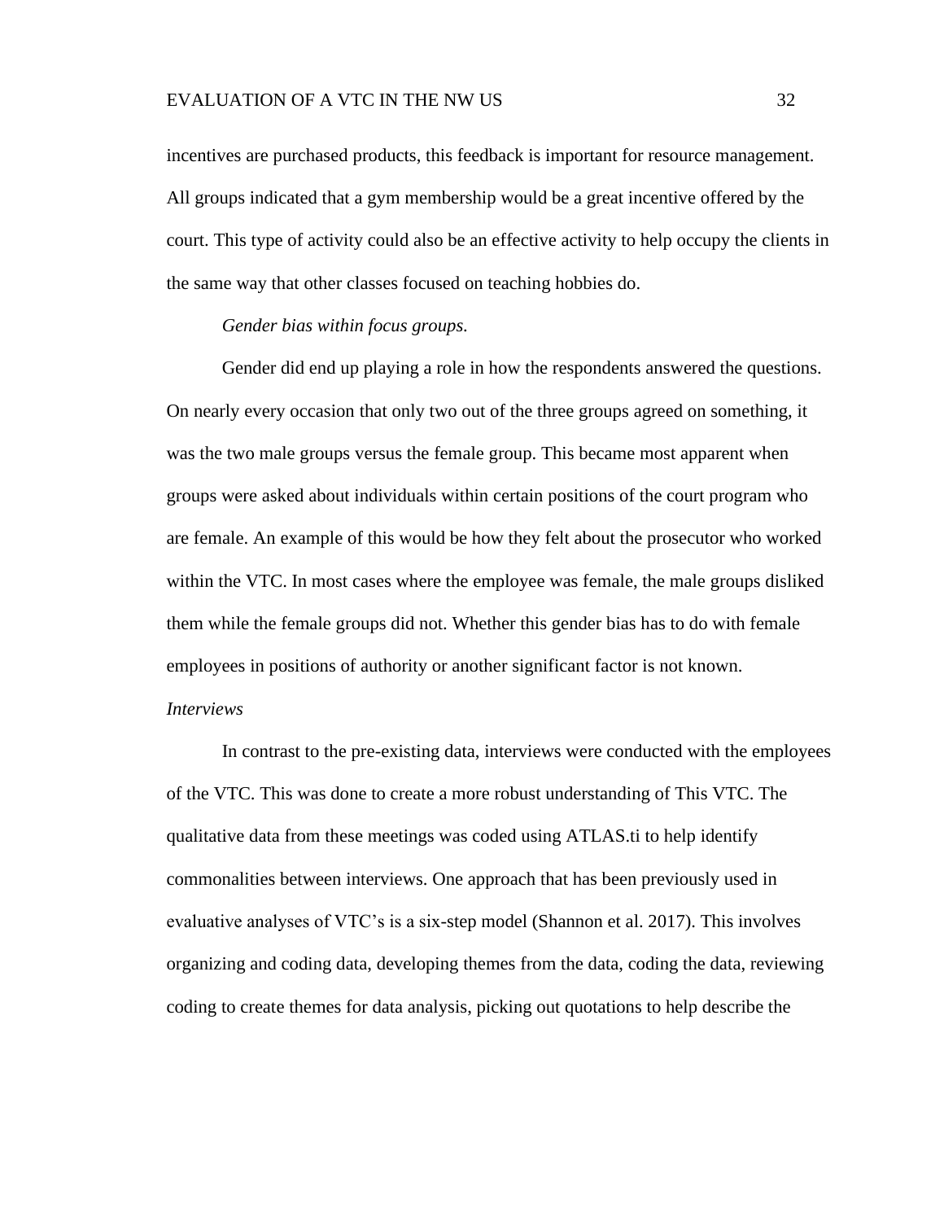incentives are purchased products, this feedback is important for resource management. All groups indicated that a gym membership would be a great incentive offered by the court. This type of activity could also be an effective activity to help occupy the clients in the same way that other classes focused on teaching hobbies do.

*Gender bias within focus groups.*

Gender did end up playing a role in how the respondents answered the questions. On nearly every occasion that only two out of the three groups agreed on something, it was the two male groups versus the female group. This became most apparent when groups were asked about individuals within certain positions of the court program who are female. An example of this would be how they felt about the prosecutor who worked within the VTC. In most cases where the employee was female, the male groups disliked them while the female groups did not. Whether this gender bias has to do with female employees in positions of authority or another significant factor is not known.

*Interviews*

In contrast to the pre-existing data, interviews were conducted with the employees of the VTC. This was done to create a more robust understanding of This VTC. The qualitative data from these meetings was coded using ATLAS.ti to help identify commonalities between interviews. One approach that has been previously used in evaluative analyses of VTC's is a six-step model (Shannon et al. 2017). This involves organizing and coding data, developing themes from the data, coding the data, reviewing coding to create themes for data analysis, picking out quotations to help describe the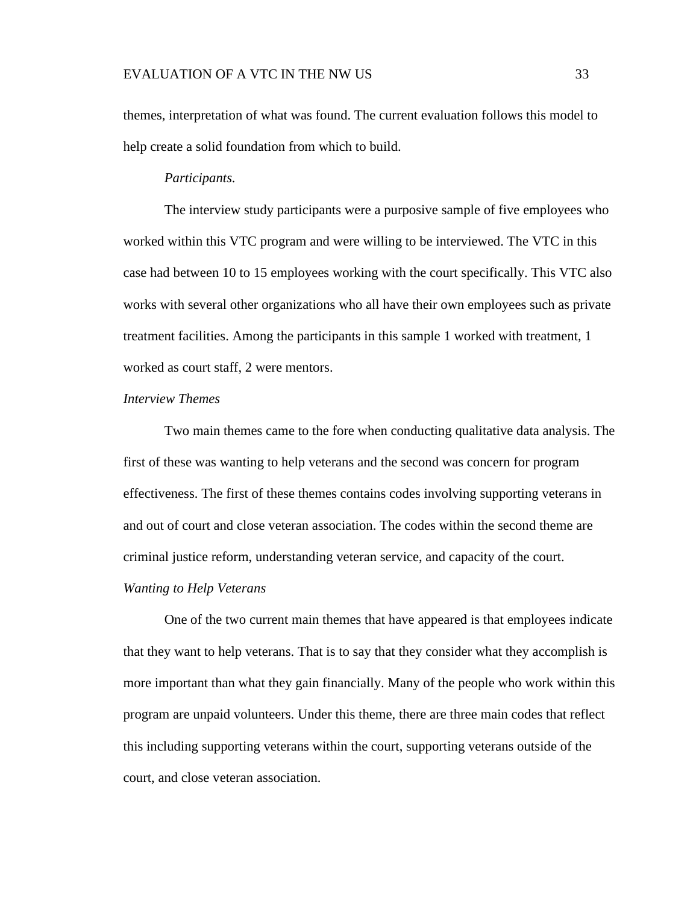themes, interpretation of what was found. The current evaluation follows this model to help create a solid foundation from which to build.

*Participants.*

The interview study participants were a purposive sample of five employees who worked within this VTC program and were willing to be interviewed. The VTC in this case had between 10 to 15 employees working with the court specifically. This VTC also works with several other organizations who all have their own employees such as private treatment facilities. Among the participants in this sample 1 worked with treatment, 1 worked as court staff, 2 were mentors.

### *Interview Themes*

Two main themes came to the fore when conducting qualitative data analysis. The first of these was wanting to help veterans and the second was concern for program effectiveness. The first of these themes contains codes involving supporting veterans in and out of court and close veteran association. The codes within the second theme are criminal justice reform, understanding veteran service, and capacity of the court.

### *Wanting to Help Veterans*

One of the two current main themes that have appeared is that employees indicate that they want to help veterans. That is to say that they consider what they accomplish is more important than what they gain financially. Many of the people who work within this program are unpaid volunteers. Under this theme, there are three main codes that reflect this including supporting veterans within the court, supporting veterans outside of the court, and close veteran association.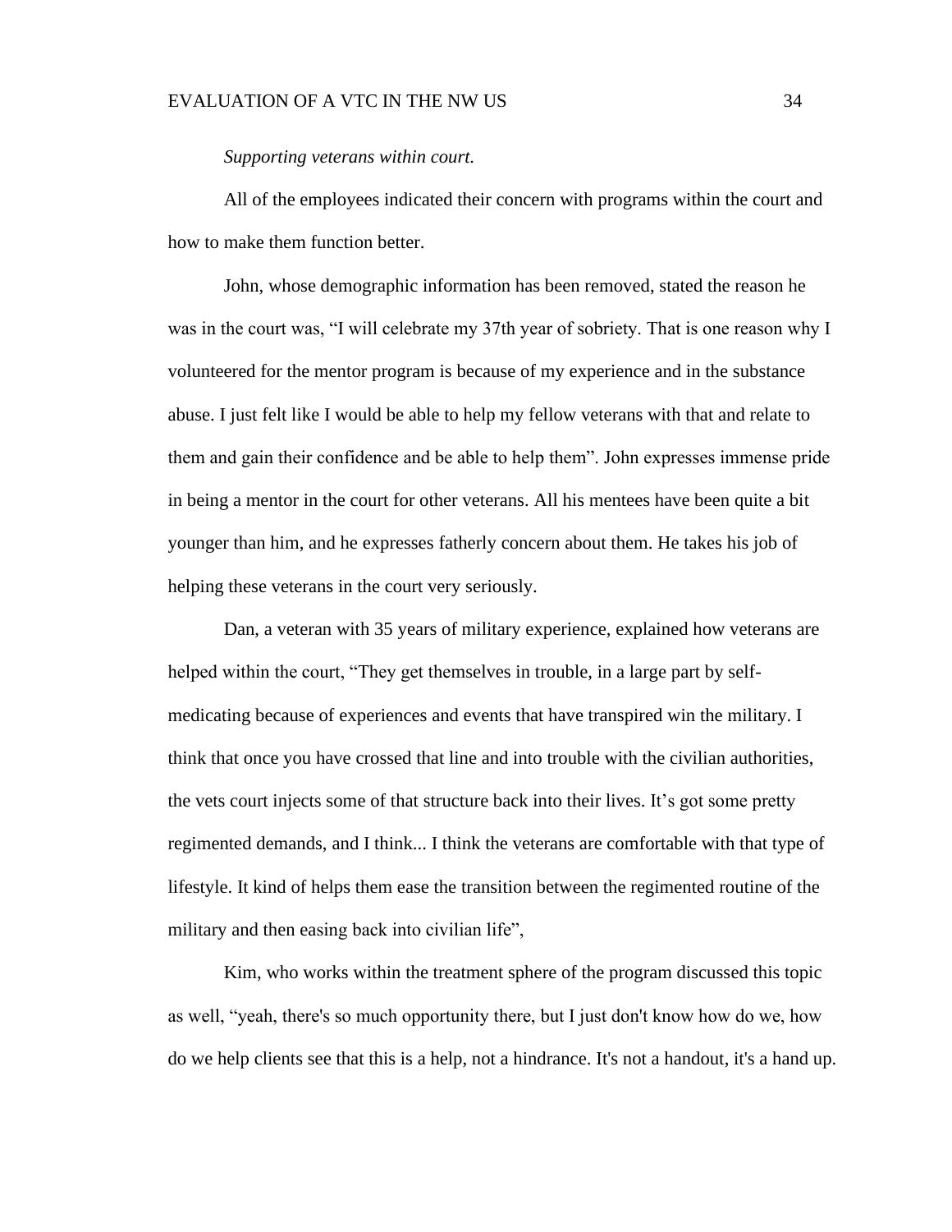*Supporting veterans within court.*

All of the employees indicated their concern with programs within the court and how to make them function better.

John, whose demographic information has been removed, stated the reason he was in the court was, "I will celebrate my 37th year of sobriety. That is one reason why I volunteered for the mentor program is because of my experience and in the substance abuse. I just felt like I would be able to help my fellow veterans with that and relate to them and gain their confidence and be able to help them". John expresses immense pride in being a mentor in the court for other veterans. All his mentees have been quite a bit younger than him, and he expresses fatherly concern about them. He takes his job of helping these veterans in the court very seriously.

Dan, a veteran with 35 years of military experience, explained how veterans are helped within the court, "They get themselves in trouble, in a large part by self-medicating because of experiences and events that have transpired win the military. I think that once you have crossed that line and into trouble with the civilian authorities, the vets court injects some of that structure back into their lives. It's got some pretty regimented demands, and I think... I think the veterans are comfortable with that type of lifestyle. It kind of helps them ease the transition between the regimented routine of the military and then easing back into civilian life",

Kim, who works within the treatment sphere of the program discussed this topic as well, "yeah, there's so much opportunity there, but I just don't know how do we, how do we help clients see that this is a help, not a hindrance. It's not a handout, it's a hand up.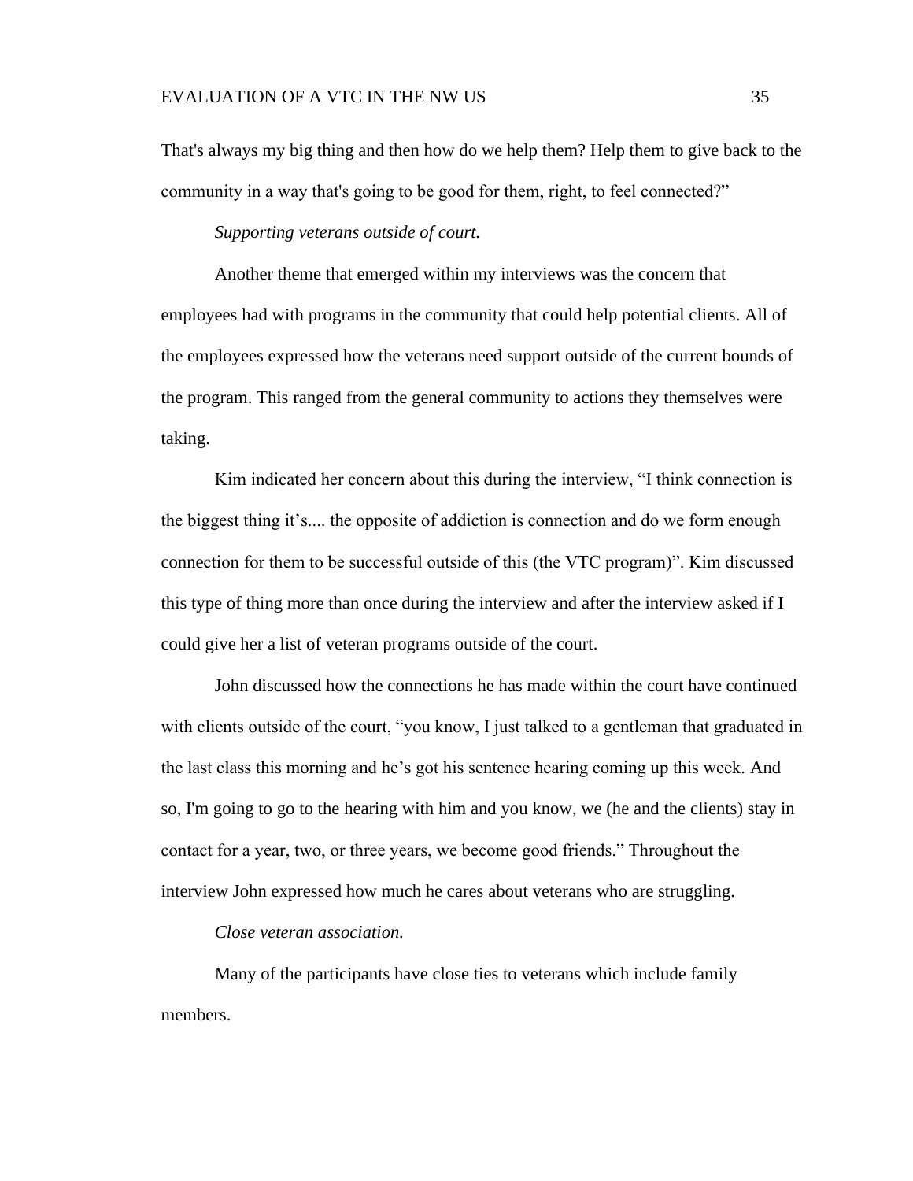That's always my big thing and then how do we help them? Help them to give back to the community in a way that's going to be good for them, right, to feel connected?"

*Supporting veterans outside of court.*

Another theme that emerged within my interviews was the concern that employees had with programs in the community that could help potential clients. All of the employees expressed how the veterans need support outside of the current bounds of the program. This ranged from the general community to actions they themselves were taking.

Kim indicated her concern about this during the interview, "I think connection is the biggest thing it's.... the opposite of addiction is connection and do we form enough connection for them to be successful outside of this (the VTC program)". Kim discussed this type of thing more than once during the interview and after the interview asked if I could give her a list of veteran programs outside of the court.

John discussed how the connections he has made within the court have continued with clients outside of the court, "you know, I just talked to a gentleman that graduated in the last class this morning and he's got his sentence hearing coming up this week. And so, I'm going to go to the hearing with him and you know, we (he and the clients) stay in contact for a year, two, or three years, we become good friends." Throughout the interview John expressed how much he cares about veterans who are struggling.

*Close veteran association.*

Many of the participants have close ties to veterans which include family members.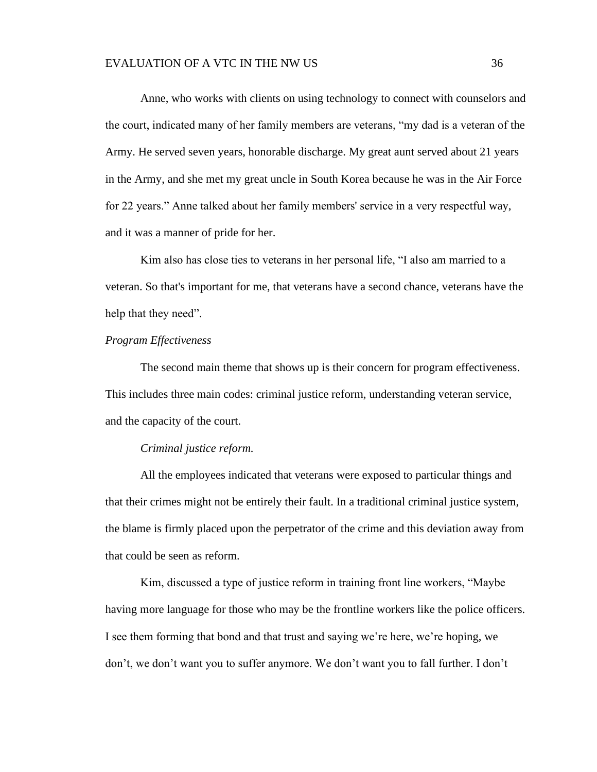Anne, who works with clients on using technology to connect with counselors and the court, indicated many of her family members are veterans, "my dad is a veteran of the Army. He served seven years, honorable discharge. My great aunt served about 21 years in the Army, and she met my great uncle in South Korea because he was in the Air Force for 22 years." Anne talked about her family members' service in a very respectful way, and it was a manner of pride for her.

Kim also has close ties to veterans in her personal life, "I also am married to a veteran. So that's important for me, that veterans have a second chance, veterans have the help that they need".

*Program Effectiveness*

The second main theme that shows up is their concern for program effectiveness. This includes three main codes: criminal justice reform, understanding veteran service, and the capacity of the court.

*Criminal justice reform.*

All the employees indicated that veterans were exposed to particular things and that their crimes might not be entirely their fault. In a traditional criminal justice system, the blame is firmly placed upon the perpetrator of the crime and this deviation away from that could be seen as reform.

Kim, discussed a type of justice reform in training front line workers, "Maybe having more language for those who may be the frontline workers like the police officers. I see them forming that bond and that trust and saying we're here, we're hoping, we don't, we don't want you to suffer anymore. We don't want you to fall further. I don't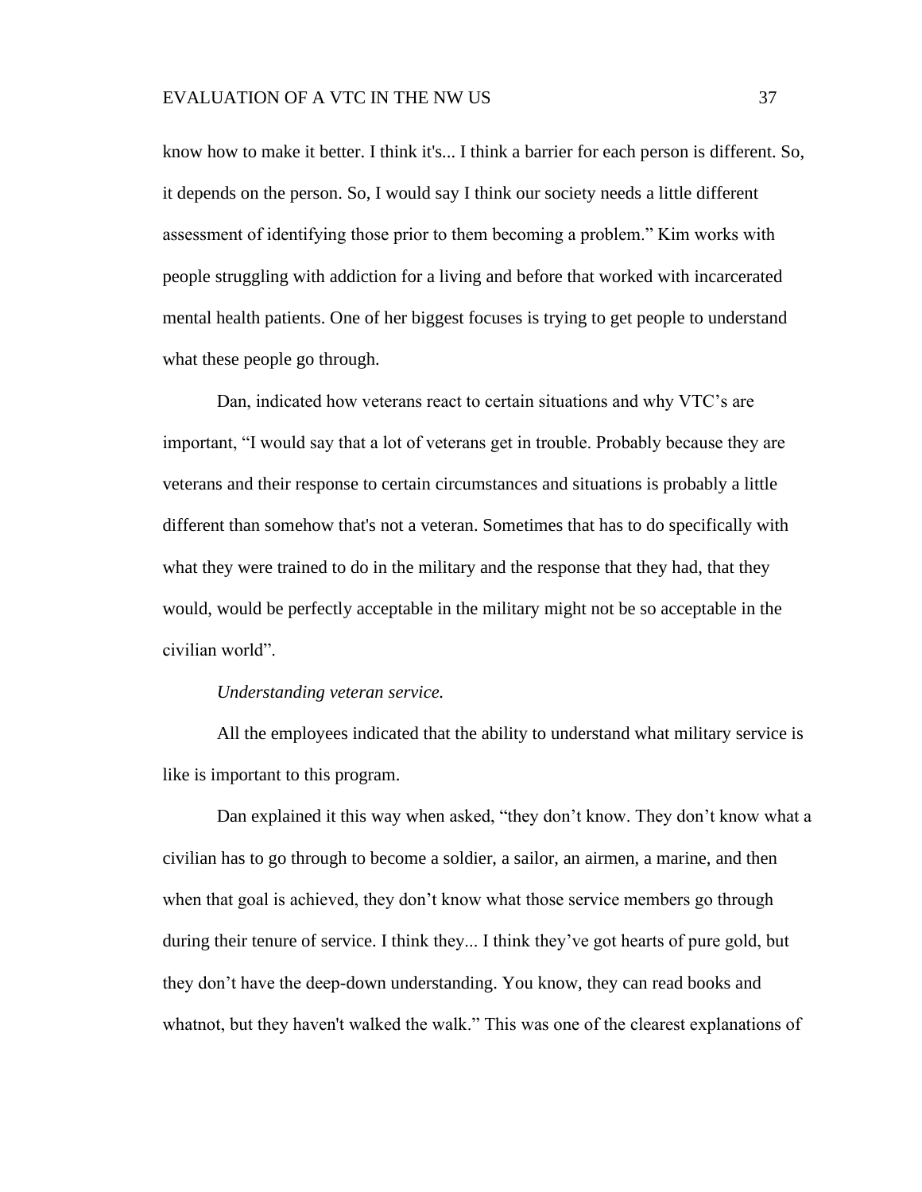know how to make it better. I think it's... I think a barrier for each person is different. So, it depends on the person. So, I would say I think our society needs a little different assessment of identifying those prior to them becoming a problem." Kim works with people struggling with addiction for a living and before that worked with incarcerated mental health patients. One of her biggest focuses is trying to get people to understand what these people go through.

Dan, indicated how veterans react to certain situations and why VTC's are important, "I would say that a lot of veterans get in trouble. Probably because they are veterans and their response to certain circumstances and situations is probably a little different than somehow that's not a veteran. Sometimes that has to do specifically with what they were trained to do in the military and the response that they had, that they would, would be perfectly acceptable in the military might not be so acceptable in the civilian world".

*Understanding veteran service.*

All the employees indicated that the ability to understand what military service is like is important to this program.

Dan explained it this way when asked, "they don't know. They don't know what a civilian has to go through to become a soldier, a sailor, an airmen, a marine, and then when that goal is achieved, they don't know what those service members go through during their tenure of service. I think they... I think they've got hearts of pure gold, but they don't have the deep-down understanding. You know, they can read books and whatnot, but they haven't walked the walk." This was one of the clearest explanations of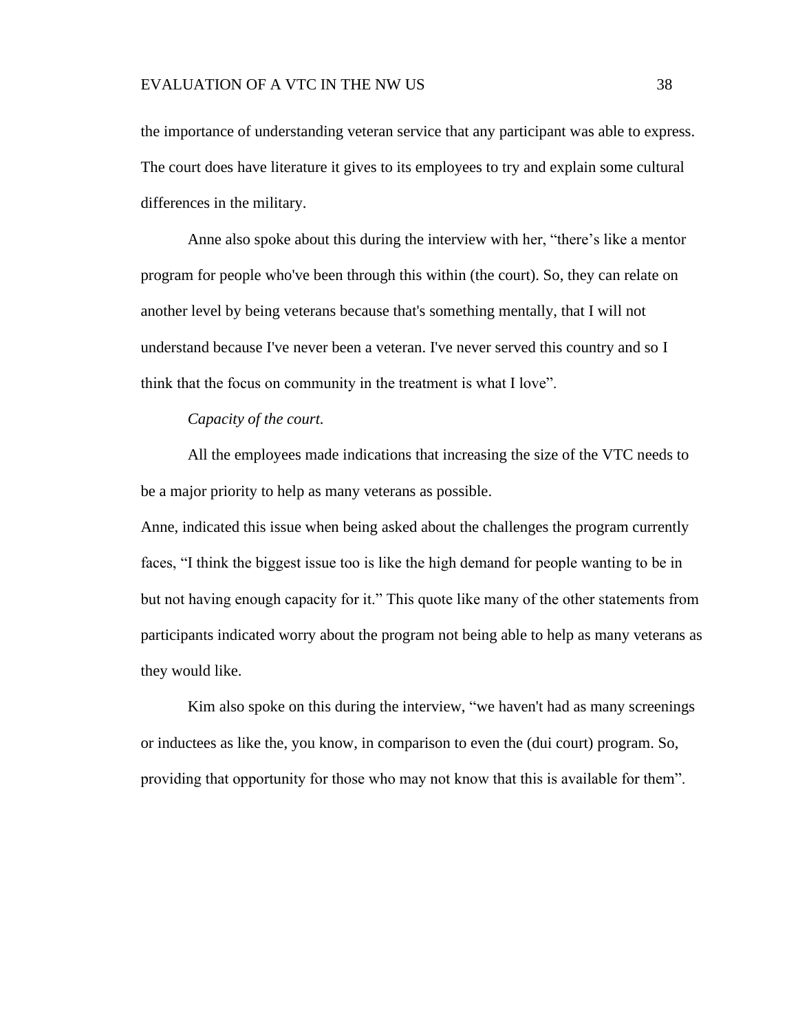the importance of understanding veteran service that any participant was able to express. The court does have literature it gives to its employees to try and explain some cultural differences in the military.

Anne also spoke about this during the interview with her, "there's like a mentor program for people who've been through this within (the court). So, they can relate on another level by being veterans because that's something mentally, that I will not understand because I've never been a veteran. I've never served this country and so I think that the focus on community in the treatment is what I love".

*Capacity of the court.*

All the employees made indications that increasing the size of the VTC needs to be a major priority to help as many veterans as possible.

Anne, indicated this issue when being asked about the challenges the program currently faces, "I think the biggest issue too is like the high demand for people wanting to be in but not having enough capacity for it." This quote like many of the other statements from participants indicated worry about the program not being able to help as many veterans as they would like.

Kim also spoke on this during the interview, "we haven't had as many screenings or inductees as like the, you know, in comparison to even the (dui court) program. So, providing that opportunity for those who may not know that this is available for them".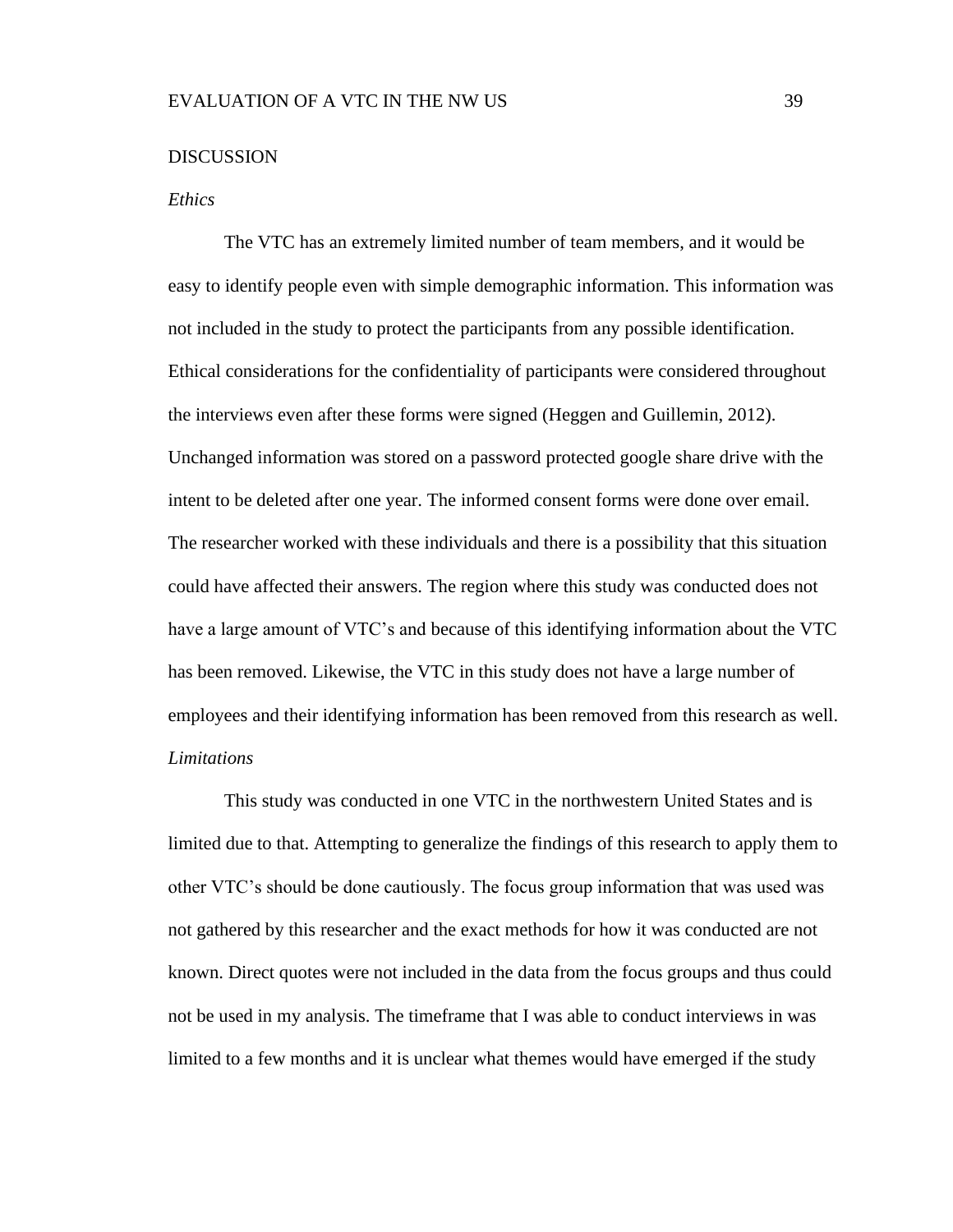# DISCUSSION

## *Ethics*

The VTC has an extremely limited number of team members, and it would be easy to identify people even with simple demographic information. This information was not included in the study to protect the participants from any possible identification. Ethical considerations for the confidentiality of participants were considered throughout the interviews even after these forms were signed (Heggen and Guillemin, 2012). Unchanged information was stored on a password protected google share drive with the intent to be deleted after one year. The informed consent forms were done over email. The researcher worked with these individuals and there is a possibility that this situation could have affected their answers. The region where this study was conducted does not have a large amount of VTC's and because of this identifying information about the VTC has been removed. Likewise, the VTC in this study does not have a large number of employees and their identifying information has been removed from this research as well.

## *Limitations*

This study was conducted in one VTC in the northwestern United States and is limited due to that. Attempting to generalize the findings of this research to apply them to other VTC's should be done cautiously. The focus group information that was used was not gathered by this researcher and the exact methods for how it was conducted are not known. Direct quotes were not included in the data from the focus groups and thus could not be used in my analysis. The timeframe that I was able to conduct interviews in was limited to a few months and it is unclear what themes would have emerged if the study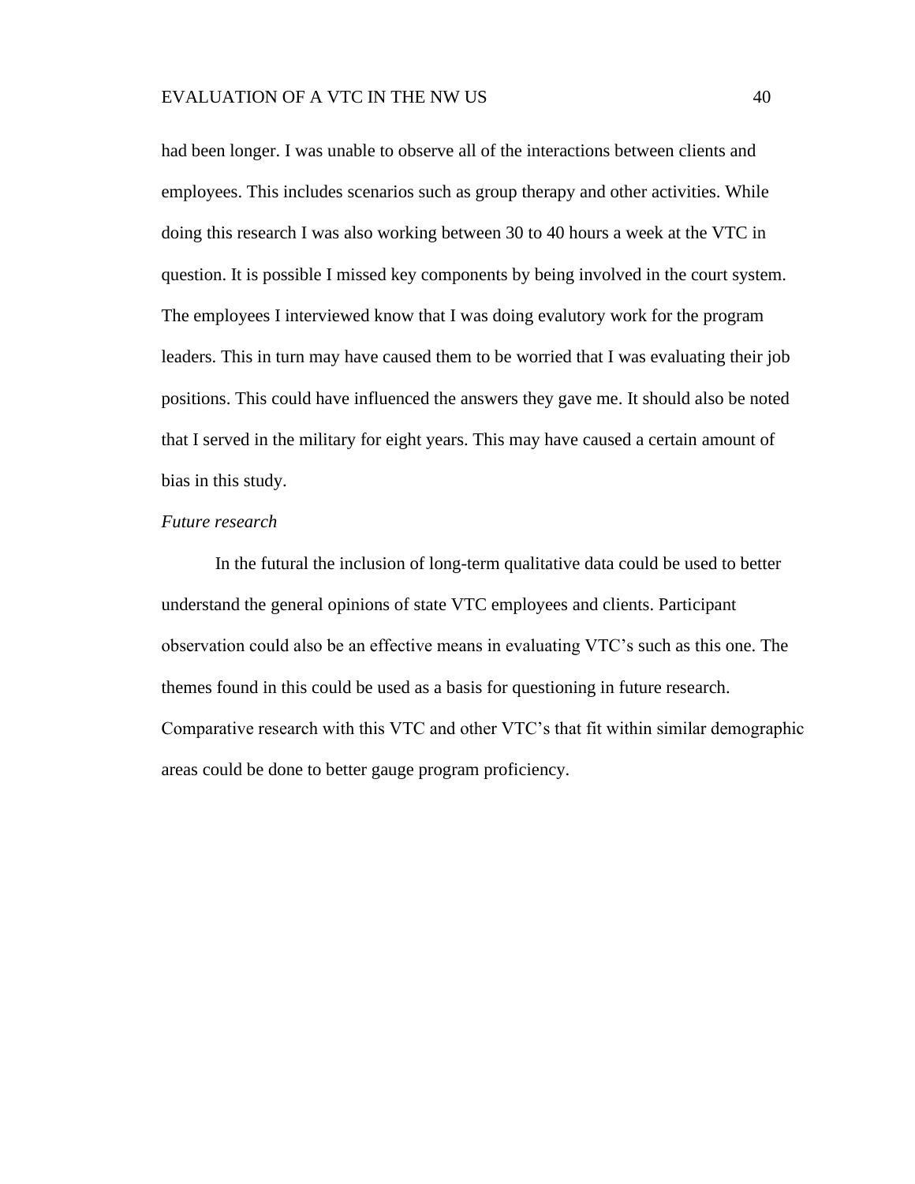had been longer. I was unable to observe all of the interactions between clients and employees. This includes scenarios such as group therapy and other activities. While doing this research I was also working between 30 to 40 hours a week at the VTC in question. It is possible I missed key components by being involved in the court system. The employees I interviewed know that I was doing evalutory work for the program leaders. This in turn may have caused them to be worried that I was evaluating their job positions. This could have influenced the answers they gave me. It should also be noted that I served in the military for eight years. This may have caused a certain amount of bias in this study.

*Future research*

In the futural the inclusion of long-term qualitative data could be used to better understand the general opinions of state VTC employees and clients. Participant observation could also be an effective means in evaluating VTC's such as this one. The themes found in this could be used as a basis for questioning in future research. Comparative research with this VTC and other VTC's that fit within similar demographic areas could be done to better gauge program proficiency.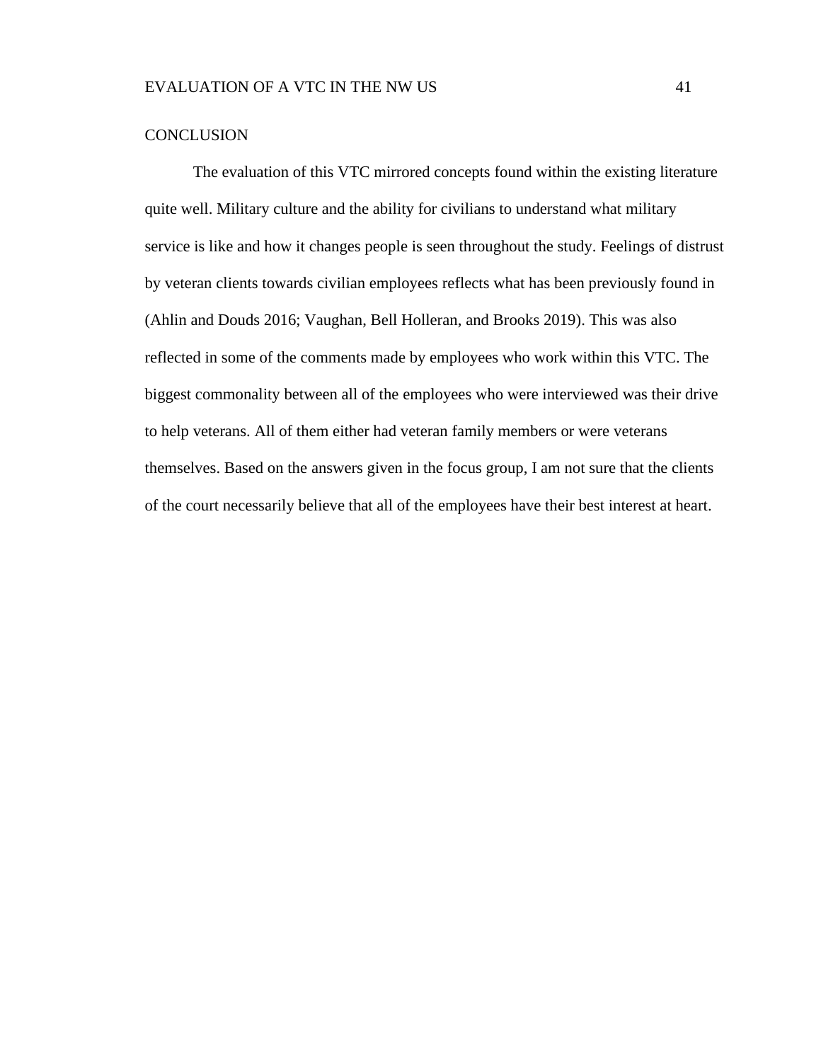# CONCLUSION

The evaluation of this VTC mirrored concepts found within the existing literature quite well. Military culture and the ability for civilians to understand what military service is like and how it changes people is seen throughout the study. Feelings of distrust by veteran clients towards civilian employees reflects what has been previously found in (Ahlin and Douds 2016; Vaughan, Bell Holleran, and Brooks 2019). This was also reflected in some of the comments made by employees who work within this VTC. The biggest commonality between all of the employees who were interviewed was their drive to help veterans. All of them either had veteran family members or were veterans themselves. Based on the answers given in the focus group, I am not sure that the clients of the court necessarily believe that all of the employees have their best interest at heart.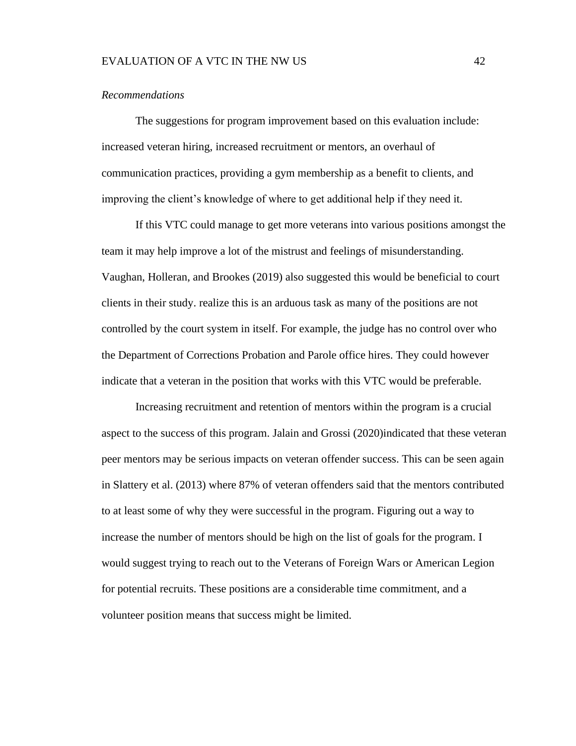*Recommendations*

The suggestions for program improvement based on this evaluation include: increased veteran hiring, increased recruitment or mentors, an overhaul of communication practices, providing a gym membership as a benefit to clients, and improving the client's knowledge of where to get additional help if they need it.

If this VTC could manage to get more veterans into various positions amongst the team it may help improve a lot of the mistrust and feelings of misunderstanding. Vaughan, Holleran, and Brookes (2019) also suggested this would be beneficial to court clients in their study. realize this is an arduous task as many of the positions are not controlled by the court system in itself. For example, the judge has no control over who the Department of Corrections Probation and Parole office hires. They could however indicate that a veteran in the position that works with this VTC would be preferable.

Increasing recruitment and retention of mentors within the program is a crucial aspect to the success of this program. Jalain and Grossi (2020)indicated that these veteran peer mentors may be serious impacts on veteran offender success. This can be seen again in Slattery et al. (2013) where 87% of veteran offenders said that the mentors contributed to at least some of why they were successful in the program. Figuring out a way to increase the number of mentors should be high on the list of goals for the program. I would suggest trying to reach out to the Veterans of Foreign Wars or American Legion for potential recruits. These positions are a considerable time commitment, and a volunteer position means that success might be limited.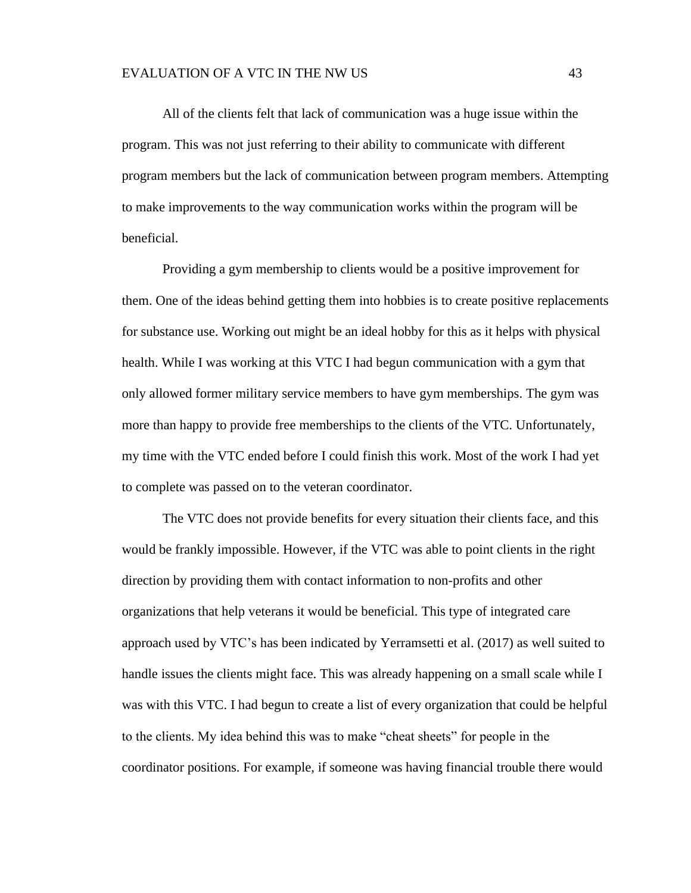All of the clients felt that lack of communication was a huge issue within the program. This was not just referring to their ability to communicate with different program members but the lack of communication between program members. Attempting to make improvements to the way communication works within the program will be beneficial.

Providing a gym membership to clients would be a positive improvement for them. One of the ideas behind getting them into hobbies is to create positive replacements for substance use. Working out might be an ideal hobby for this as it helps with physical health. While I was working at this VTC I had begun communication with a gym that only allowed former military service members to have gym memberships. The gym was more than happy to provide free memberships to the clients of the VTC. Unfortunately, my time with the VTC ended before I could finish this work. Most of the work I had yet to complete was passed on to the veteran coordinator.

The VTC does not provide benefits for every situation their clients face, and this would be frankly impossible. However, if the VTC was able to point clients in the right direction by providing them with contact information to non-profits and other organizations that help veterans it would be beneficial. This type of integrated care approach used by VTC's has been indicated by Yerramsetti et al. (2017) as well suited to handle issues the clients might face. This was already happening on a small scale while I was with this VTC. I had begun to create a list of every organization that could be helpful to the clients. My idea behind this was to make "cheat sheets" for people in the coordinator positions. For example, if someone was having financial trouble there would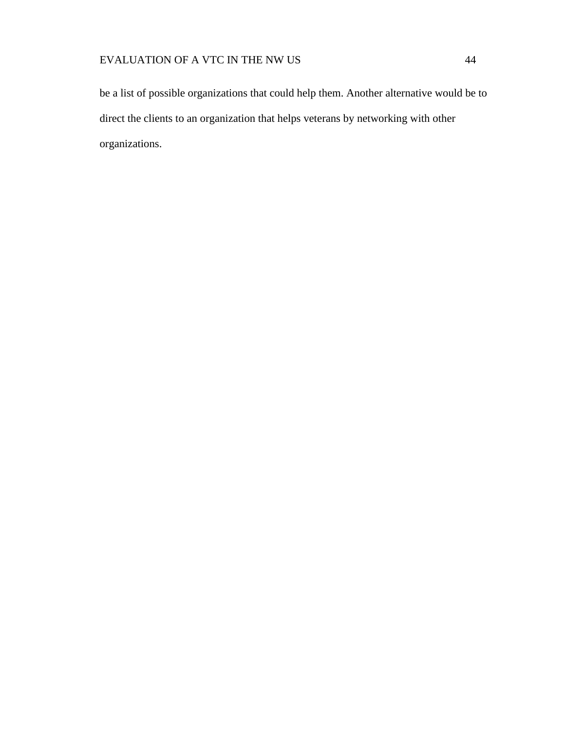be a list of possible organizations that could help them. Another alternative would be to direct the clients to an organization that helps veterans by networking with other organizations.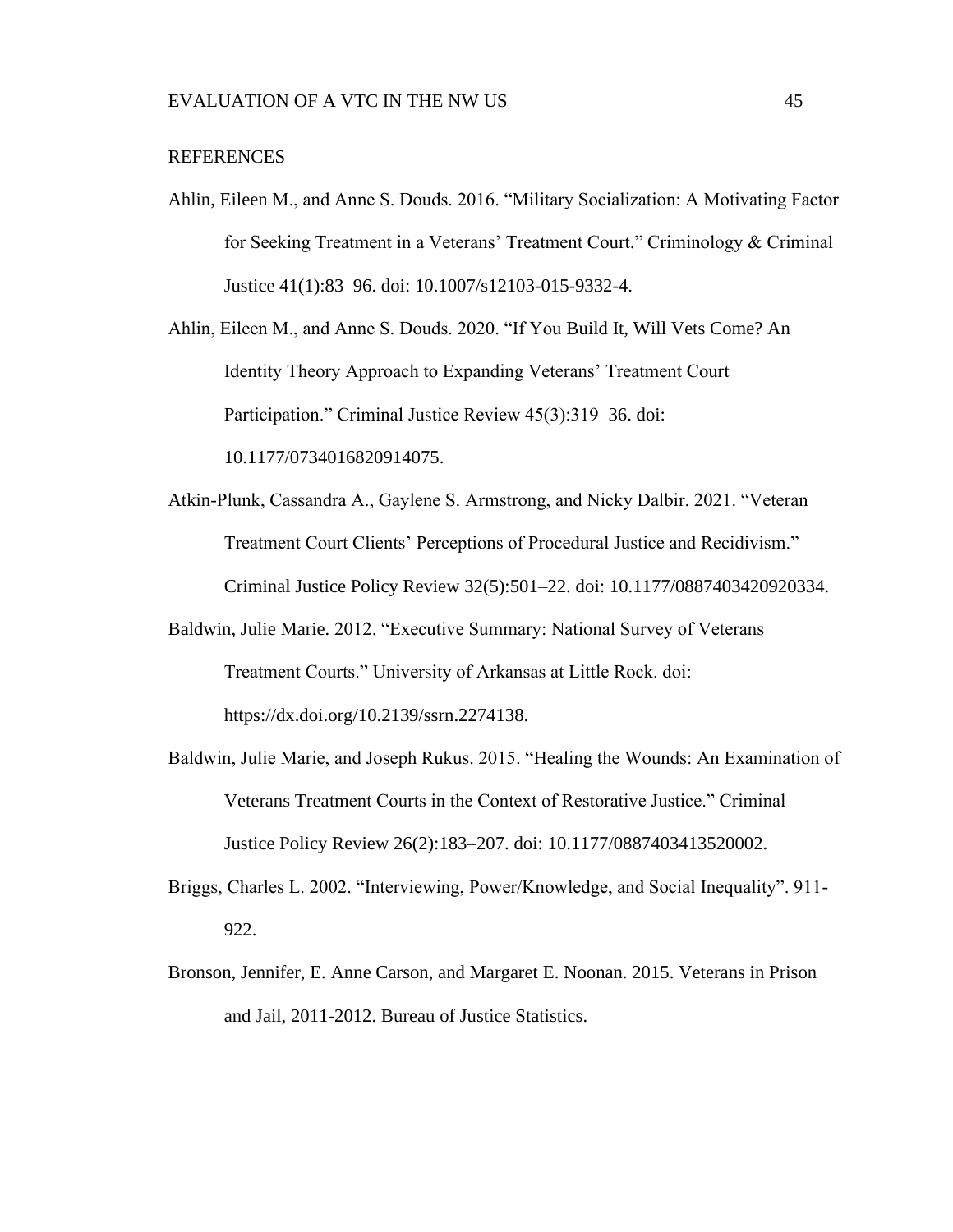## REFERENCES

Ahlin, Eileen M., and Anne S. Douds. 2016. "Military Socialization: A Motivating Factor for Seeking Treatment in a Veterans' Treatment Court." Criminology & Criminal Justice 41(1):83–96. doi: 10.1007/s12103-015-9332-4.

Ahlin, Eileen M., and Anne S. Douds. 2020. "If You Build It, Will Vets Come? An Identity Theory Approach to Expanding Veterans' Treatment Court Participation." Criminal Justice Review 45(3):319–36. doi: 10.1177/0734016820914075.

Atkin-Plunk, Cassandra A., Gaylene S. Armstrong, and Nicky Dalbir. 2021. "Veteran Treatment Court Clients' Perceptions of Procedural Justice and Recidivism." Criminal Justice Policy Review 32(5):501–22. doi: 10.1177/0887403420920334.

Baldwin, Julie Marie. 2012. "Executive Summary: National Survey of Veterans Treatment Courts." University of Arkansas at Little Rock. doi: https://dx.doi.org/10.2139/ssrn.2274138.

Baldwin, Julie Marie, and Joseph Rukus. 2015. "Healing the Wounds: An Examination of Veterans Treatment Courts in the Context of Restorative Justice." Criminal Justice Policy Review 26(2):183–207. doi: 10.1177/0887403413520002.

Briggs, Charles L. 2002. "Interviewing, Power/Knowledge, and Social Inequality". 911-922.

Bronson, Jennifer, E. Anne Carson, and Margaret E. Noonan. 2015. Veterans in Prison and Jail, 2011-2012. Bureau of Justice Statistics.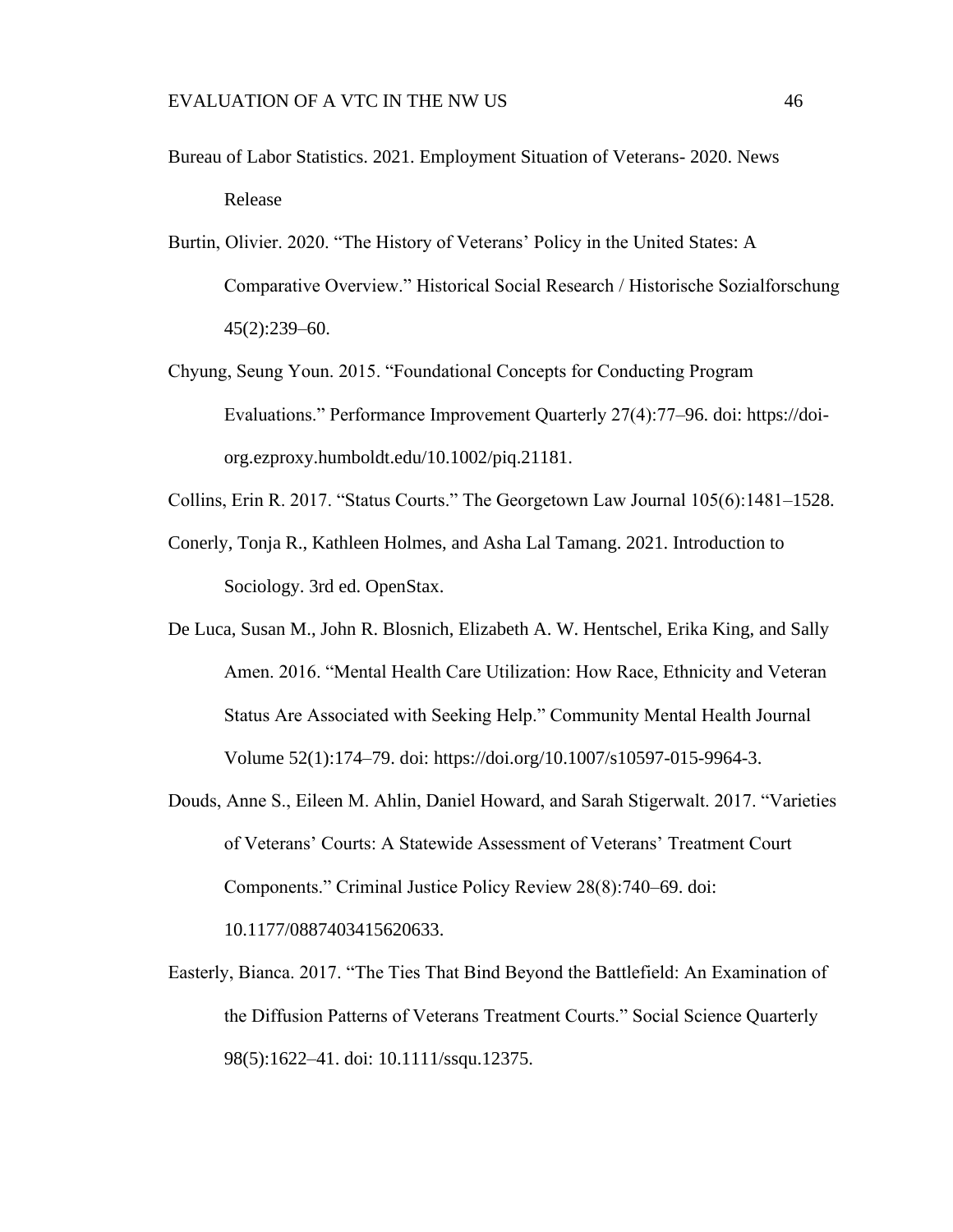Bureau of Labor Statistics. 2021. Employment Situation of Veterans- 2020. News Release

Burtin, Olivier. 2020. "The History of Veterans' Policy in the United States: A Comparative Overview." Historical Social Research / Historische Sozialforschung 45(2):239–60.

Chyung, Seung Youn. 2015. "Foundational Concepts for Conducting Program Evaluations." Performance Improvement Quarterly 27(4):77–96. doi: https://doi-org.ezproxy.humboldt.edu/10.1002/piq.21181.

Collins, Erin R. 2017. "Status Courts." The Georgetown Law Journal 105(6):1481–1528.

Conerly, Tonja R., Kathleen Holmes, and Asha Lal Tamang. 2021. Introduction to Sociology. 3rd ed. OpenStax.

De Luca, Susan M., John R. Blosnich, Elizabeth A. W. Hentschel, Erika King, and Sally Amen. 2016. "Mental Health Care Utilization: How Race, Ethnicity and Veteran Status Are Associated with Seeking Help." Community Mental Health Journal Volume 52(1):174–79. doi: https://doi.org/10.1007/s10597-015-9964-3.

Douds, Anne S., Eileen M. Ahlin, Daniel Howard, and Sarah Stigerwalt. 2017. "Varieties of Veterans' Courts: A Statewide Assessment of Veterans' Treatment Court Components." Criminal Justice Policy Review 28(8):740–69. doi: 10.1177/0887403415620633.

Easterly, Bianca. 2017. "The Ties That Bind Beyond the Battlefield: An Examination of the Diffusion Patterns of Veterans Treatment Courts." Social Science Quarterly 98(5):1622–41. doi: 10.1111/ssqu.12375.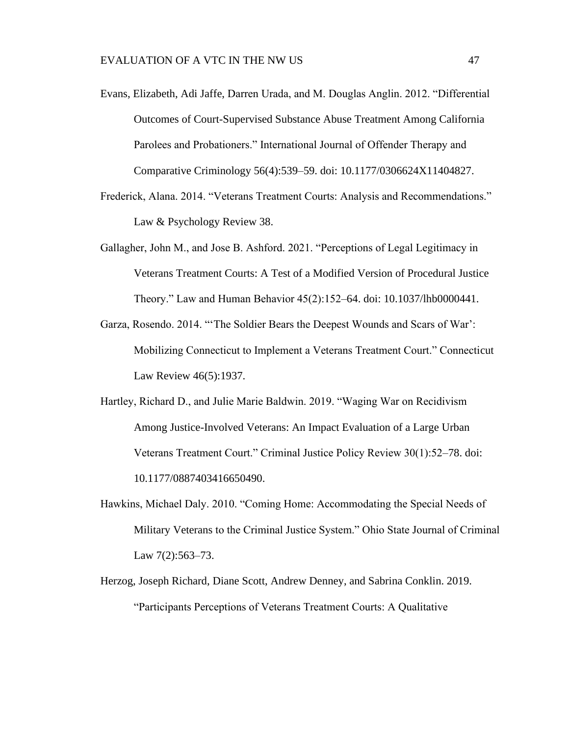Evans, Elizabeth, Adi Jaffe, Darren Urada, and M. Douglas Anglin. 2012. "Differential Outcomes of Court-Supervised Substance Abuse Treatment Among California Parolees and Probationers." International Journal of Offender Therapy and Comparative Criminology 56(4):539–59. doi: 10.1177/0306624X11404827.

Frederick, Alana. 2014. "Veterans Treatment Courts: Analysis and Recommendations." Law & Psychology Review 38.

Gallagher, John M., and Jose B. Ashford. 2021. "Perceptions of Legal Legitimacy in Veterans Treatment Courts: A Test of a Modified Version of Procedural Justice Theory." Law and Human Behavior 45(2):152–64. doi: 10.1037/lhb0000441.

Garza, Rosendo. 2014. "'The Soldier Bears the Deepest Wounds and Scars of War': Mobilizing Connecticut to Implement a Veterans Treatment Court." Connecticut Law Review 46(5):1937.

Hartley, Richard D., and Julie Marie Baldwin. 2019. "Waging War on Recidivism Among Justice-Involved Veterans: An Impact Evaluation of a Large Urban Veterans Treatment Court." Criminal Justice Policy Review 30(1):52–78. doi: 10.1177/0887403416650490.

Hawkins, Michael Daly. 2010. "Coming Home: Accommodating the Special Needs of Military Veterans to the Criminal Justice System." Ohio State Journal of Criminal Law 7(2):563–73.

Herzog, Joseph Richard, Diane Scott, Andrew Denney, and Sabrina Conklin. 2019. "Participants Perceptions of Veterans Treatment Courts: A Qualitative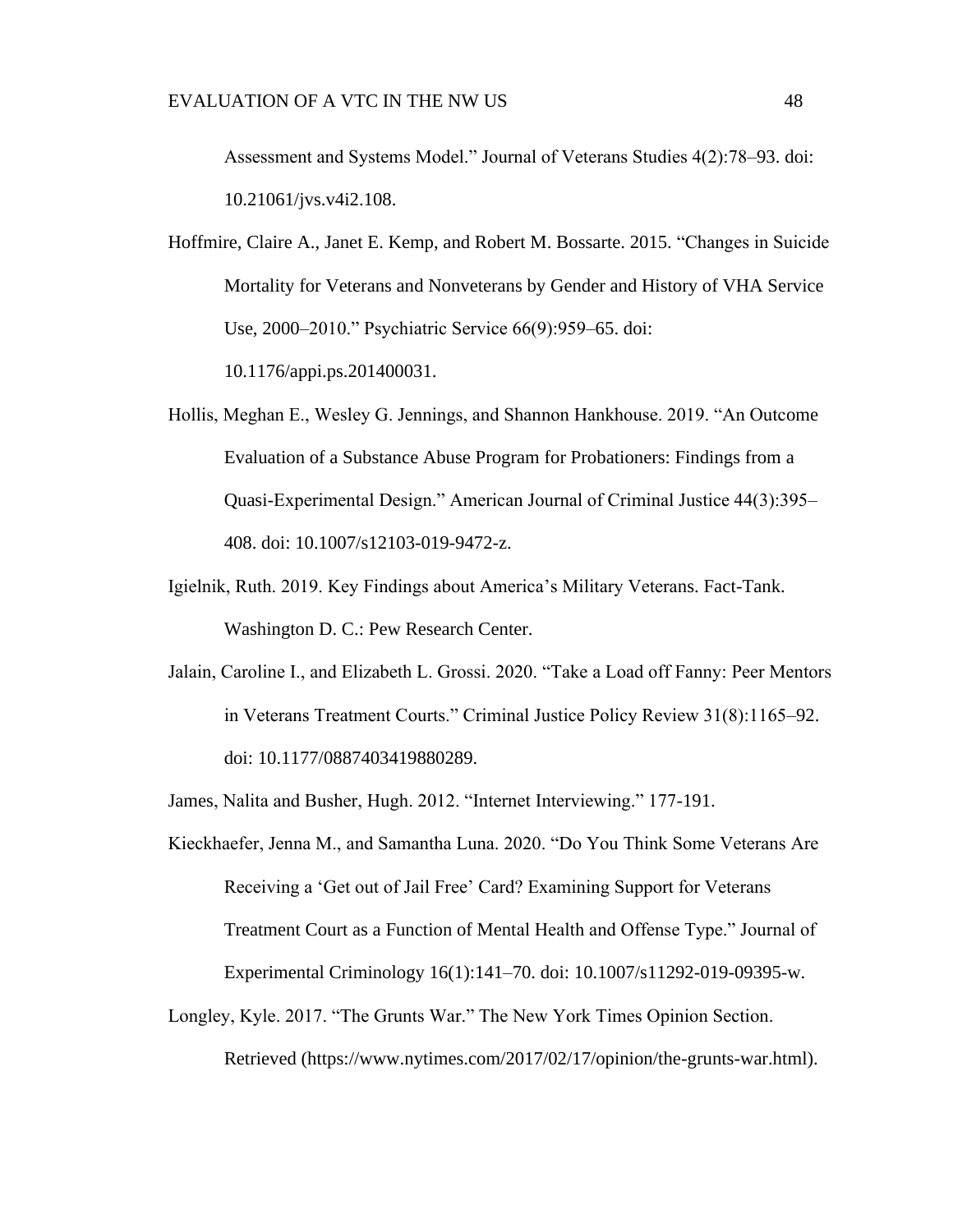Assessment and Systems Model." Journal of Veterans Studies 4(2):78–93. doi: 10.21061/jvs.v4i2.108.

Hoffmire, Claire A., Janet E. Kemp, and Robert M. Bossarte. 2015. "Changes in Suicide Mortality for Veterans and Nonveterans by Gender and History of VHA Service Use, 2000–2010." Psychiatric Service 66(9):959–65. doi: 10.1176/appi.ps.201400031.

Hollis, Meghan E., Wesley G. Jennings, and Shannon Hankhouse. 2019. "An Outcome Evaluation of a Substance Abuse Program for Probationers: Findings from a Quasi-Experimental Design." American Journal of Criminal Justice 44(3):395–408. doi: 10.1007/s12103-019-9472-z.

Igielnik, Ruth. 2019. Key Findings about America's Military Veterans. Fact-Tank. Washington D. C.: Pew Research Center.

Jalain, Caroline I., and Elizabeth L. Grossi. 2020. "Take a Load off Fanny: Peer Mentors in Veterans Treatment Courts." Criminal Justice Policy Review 31(8):1165–92. doi: 10.1177/0887403419880289.

James, Nalita and Busher, Hugh. 2012. "Internet Interviewing." 177-191.

Kieckhaefer, Jenna M., and Samantha Luna. 2020. "Do You Think Some Veterans Are Receiving a 'Get out of Jail Free' Card? Examining Support for Veterans Treatment Court as a Function of Mental Health and Offense Type." Journal of Experimental Criminology 16(1):141–70. doi: 10.1007/s11292-019-09395-w.

Longley, Kyle. 2017. "The Grunts War." The New York Times Opinion Section. Retrieved (https://www.nytimes.com/2017/02/17/opinion/the-grunts-war.html).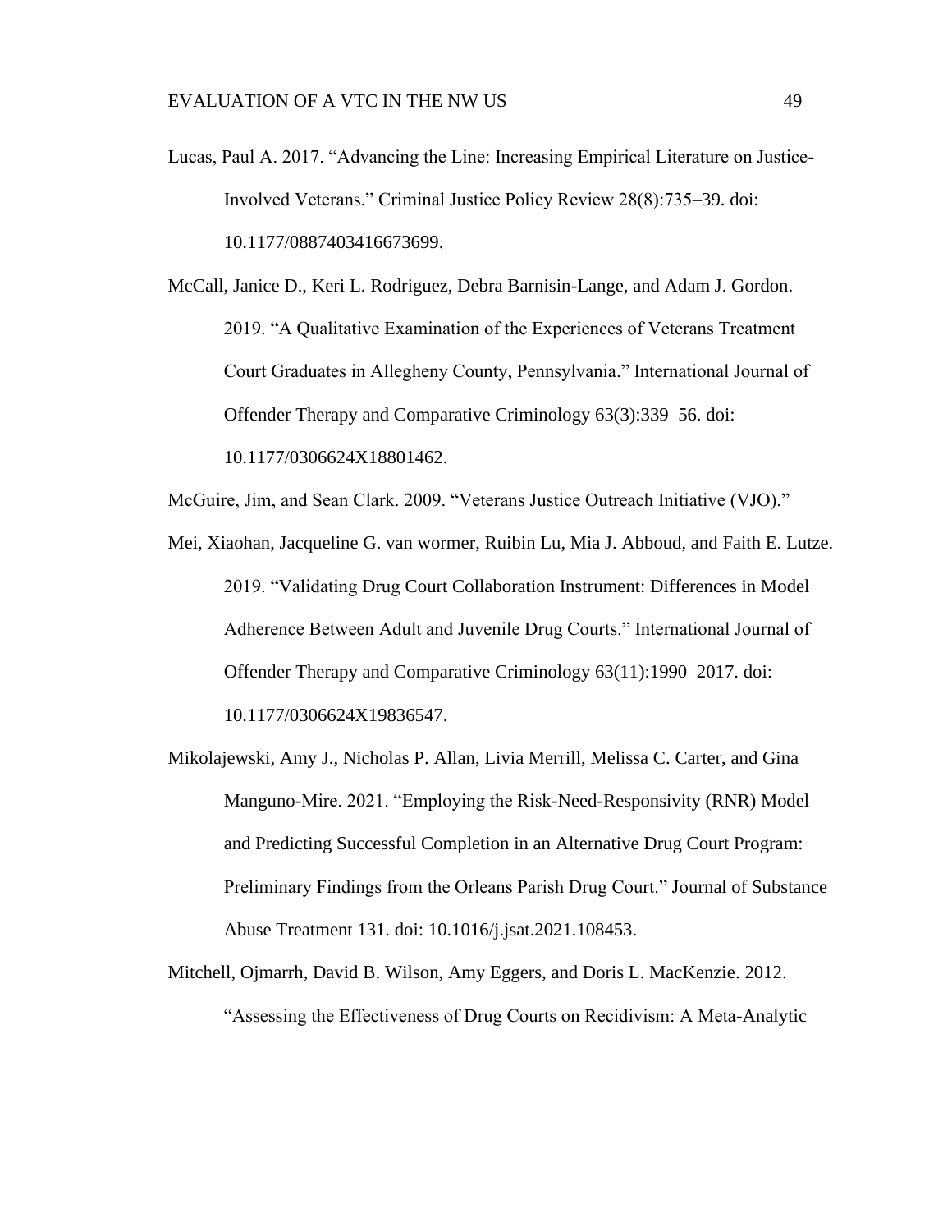Lucas, Paul A. 2017. "Advancing the Line: Increasing Empirical Literature on Justice-Involved Veterans." Criminal Justice Policy Review 28(8):735–39. doi: 10.1177/0887403416673699.

McCall, Janice D., Keri L. Rodriguez, Debra Barnisin-Lange, and Adam J. Gordon. 2019. "A Qualitative Examination of the Experiences of Veterans Treatment Court Graduates in Allegheny County, Pennsylvania." International Journal of Offender Therapy and Comparative Criminology 63(3):339–56. doi: 10.1177/0306624X18801462.

McGuire, Jim, and Sean Clark. 2009. "Veterans Justice Outreach Initiative (VJO)."

Mei, Xiaohan, Jacqueline G. van wormer, Ruibin Lu, Mia J. Abboud, and Faith E. Lutze. 2019. "Validating Drug Court Collaboration Instrument: Differences in Model Adherence Between Adult and Juvenile Drug Courts." International Journal of Offender Therapy and Comparative Criminology 63(11):1990–2017. doi: 10.1177/0306624X19836547.

Mikolajewski, Amy J., Nicholas P. Allan, Livia Merrill, Melissa C. Carter, and Gina Manguno-Mire. 2021. "Employing the Risk-Need-Responsivity (RNR) Model and Predicting Successful Completion in an Alternative Drug Court Program: Preliminary Findings from the Orleans Parish Drug Court." Journal of Substance Abuse Treatment 131. doi: 10.1016/j.jsat.2021.108453.

Mitchell, Ojmarrh, David B. Wilson, Amy Eggers, and Doris L. MacKenzie. 2012. "Assessing the Effectiveness of Drug Courts on Recidivism: A Meta-Analytic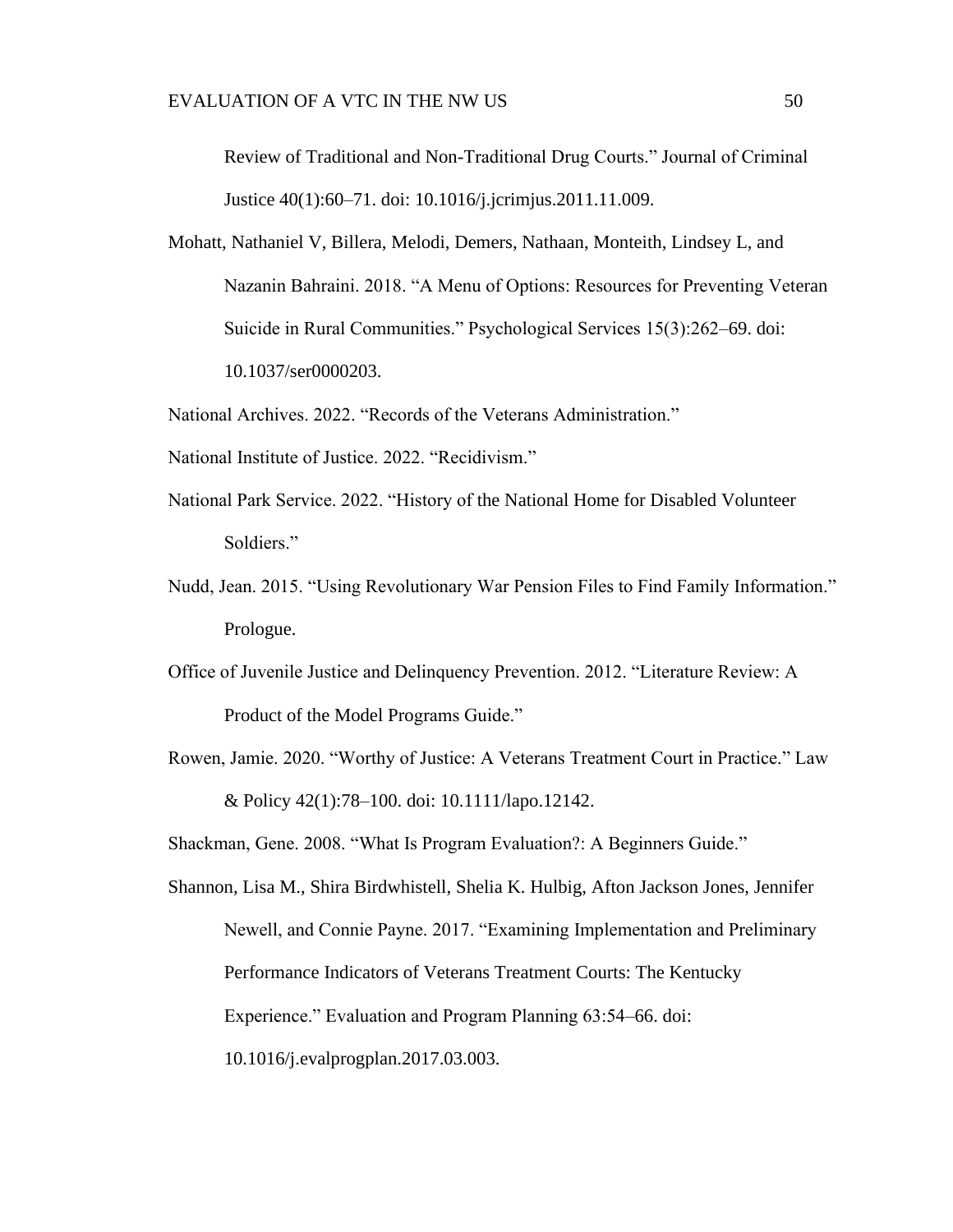Review of Traditional and Non-Traditional Drug Courts." Journal of Criminal Justice 40(1):60–71. doi: 10.1016/j.jcrimjus.2011.11.009.

Mohatt, Nathaniel V, Billera, Melodi, Demers, Nathaan, Monteith, Lindsey L, and Nazanin Bahraini. 2018. "A Menu of Options: Resources for Preventing Veteran Suicide in Rural Communities." Psychological Services 15(3):262–69. doi: 10.1037/ser0000203.

National Archives. 2022. "Records of the Veterans Administration."

National Institute of Justice. 2022. "Recidivism."

National Park Service. 2022. "History of the National Home for Disabled Volunteer Soldiers."

Nudd, Jean. 2015. "Using Revolutionary War Pension Files to Find Family Information." Prologue.

Office of Juvenile Justice and Delinquency Prevention. 2012. "Literature Review: A Product of the Model Programs Guide."

Rowen, Jamie. 2020. "Worthy of Justice: A Veterans Treatment Court in Practice." Law & Policy 42(1):78–100. doi: 10.1111/lapo.12142.

Shackman, Gene. 2008. "What Is Program Evaluation?: A Beginners Guide."

Shannon, Lisa M., Shira Birdwhistell, Shelia K. Hulbig, Afton Jackson Jones, Jennifer Newell, and Connie Payne. 2017. "Examining Implementation and Preliminary Performance Indicators of Veterans Treatment Courts: The Kentucky Experience." Evaluation and Program Planning 63:54–66. doi: 10.1016/j.evalprogplan.2017.03.003.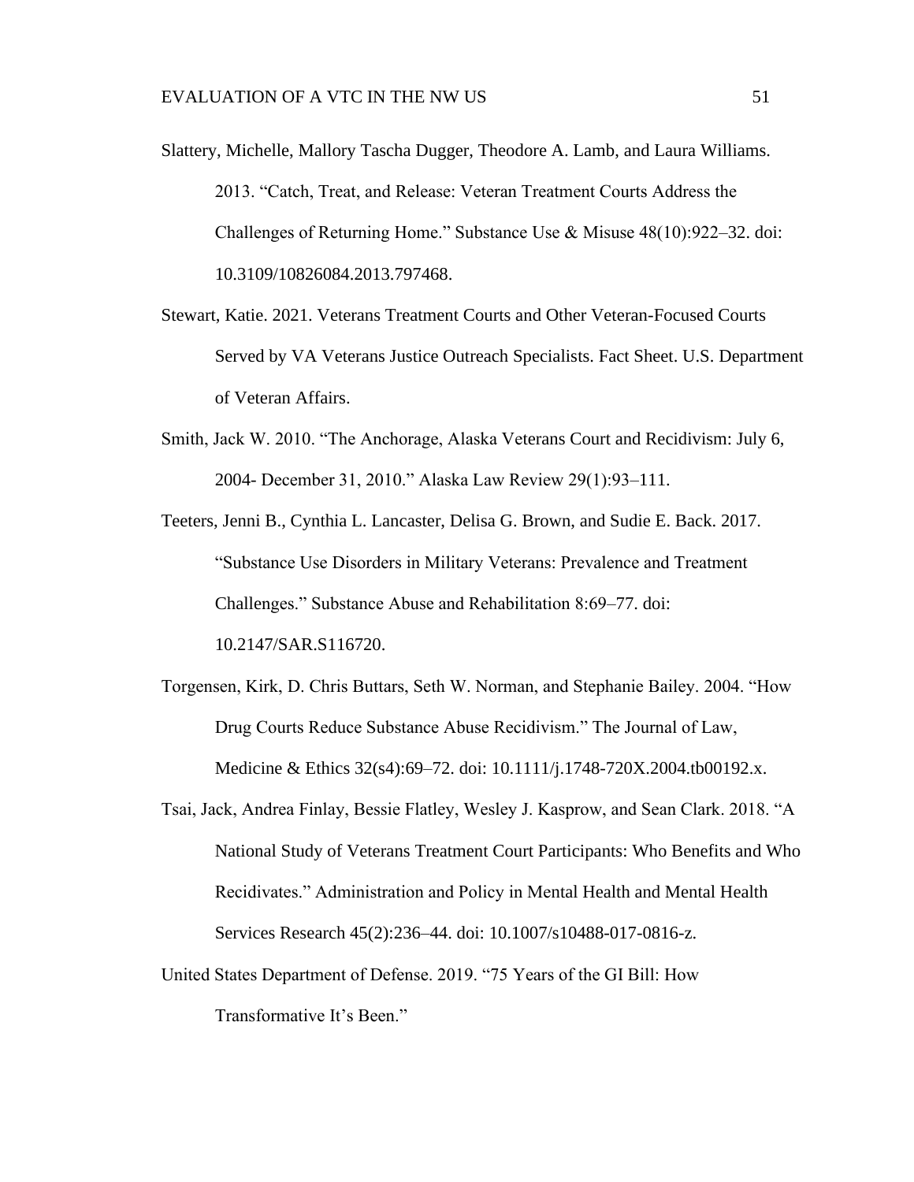Slattery, Michelle, Mallory Tascha Dugger, Theodore A. Lamb, and Laura Williams. 2013. "Catch, Treat, and Release: Veteran Treatment Courts Address the Challenges of Returning Home." Substance Use & Misuse 48(10):922–32. doi: 10.3109/10826084.2013.797468.

Stewart, Katie. 2021. Veterans Treatment Courts and Other Veteran-Focused Courts Served by VA Veterans Justice Outreach Specialists. Fact Sheet. U.S. Department of Veteran Affairs.

Smith, Jack W. 2010. "The Anchorage, Alaska Veterans Court and Recidivism: July 6, 2004- December 31, 2010." Alaska Law Review 29(1):93–111.

Teeters, Jenni B., Cynthia L. Lancaster, Delisa G. Brown, and Sudie E. Back. 2017. "Substance Use Disorders in Military Veterans: Prevalence and Treatment Challenges." Substance Abuse and Rehabilitation 8:69–77. doi: 10.2147/SAR.S116720.

Torgensen, Kirk, D. Chris Buttars, Seth W. Norman, and Stephanie Bailey. 2004. "How Drug Courts Reduce Substance Abuse Recidivism." The Journal of Law, Medicine & Ethics 32(s4):69–72. doi: 10.1111/j.1748-720X.2004.tb00192.x.

Tsai, Jack, Andrea Finlay, Bessie Flatley, Wesley J. Kasprow, and Sean Clark. 2018. "A National Study of Veterans Treatment Court Participants: Who Benefits and Who Recidivates." Administration and Policy in Mental Health and Mental Health Services Research 45(2):236–44. doi: 10.1007/s10488-017-0816-z.

United States Department of Defense. 2019. "75 Years of the GI Bill: How Transformative It's Been."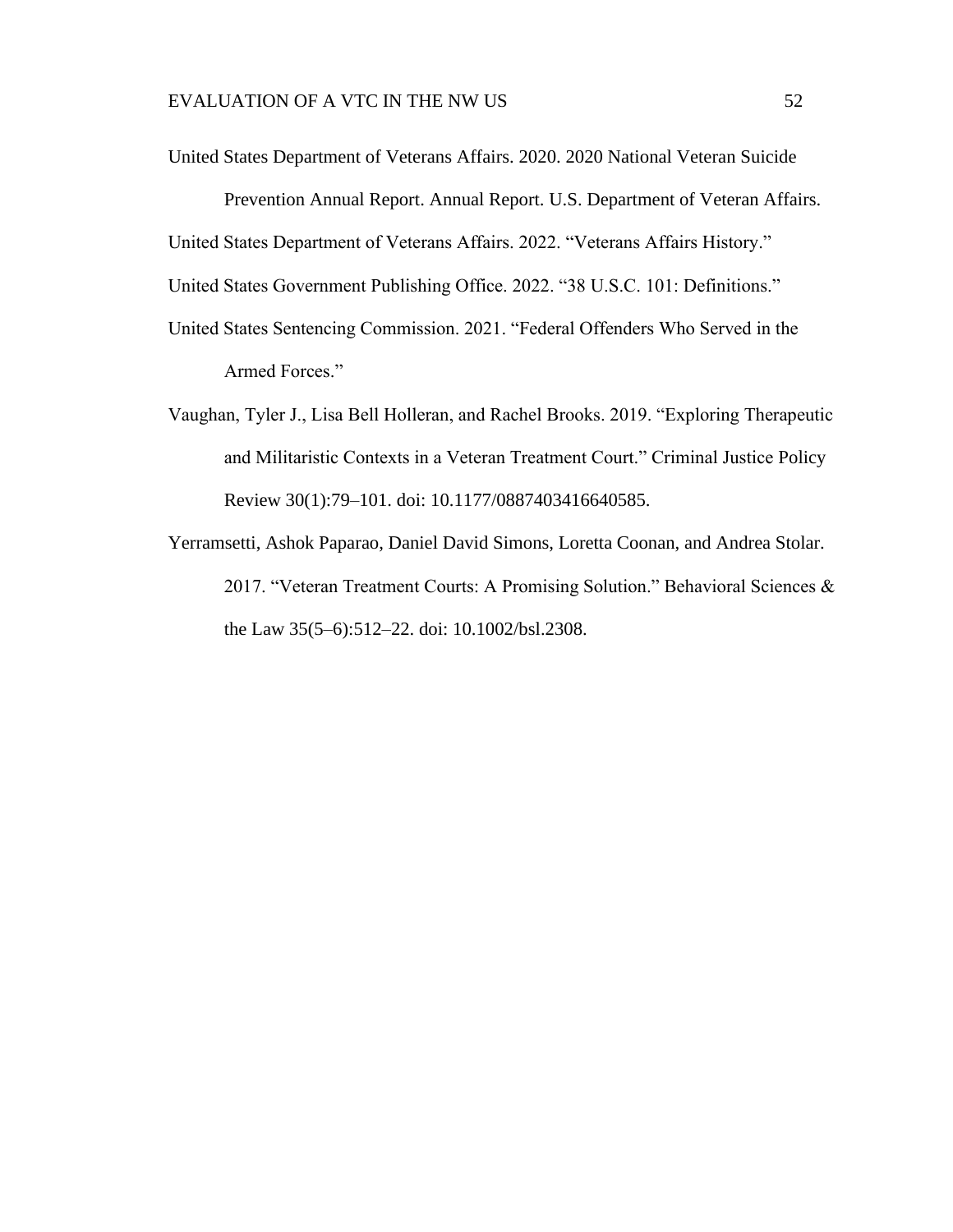United States Department of Veterans Affairs. 2020. 2020 National Veteran Suicide Prevention Annual Report. Annual Report. U.S. Department of Veteran Affairs.

United States Department of Veterans Affairs. 2022. "Veterans Affairs History."

United States Government Publishing Office. 2022. "38 U.S.C. 101: Definitions."

United States Sentencing Commission. 2021. "Federal Offenders Who Served in the Armed Forces."

Vaughan, Tyler J., Lisa Bell Holleran, and Rachel Brooks. 2019. "Exploring Therapeutic and Militaristic Contexts in a Veteran Treatment Court." Criminal Justice Policy Review 30(1):79–101. doi: 10.1177/0887403416640585.

Yerramsetti, Ashok Paparao, Daniel David Simons, Loretta Coonan, and Andrea Stolar. 2017. "Veteran Treatment Courts: A Promising Solution." Behavioral Sciences & the Law 35(5–6):512–22. doi: 10.1002/bsl.2308.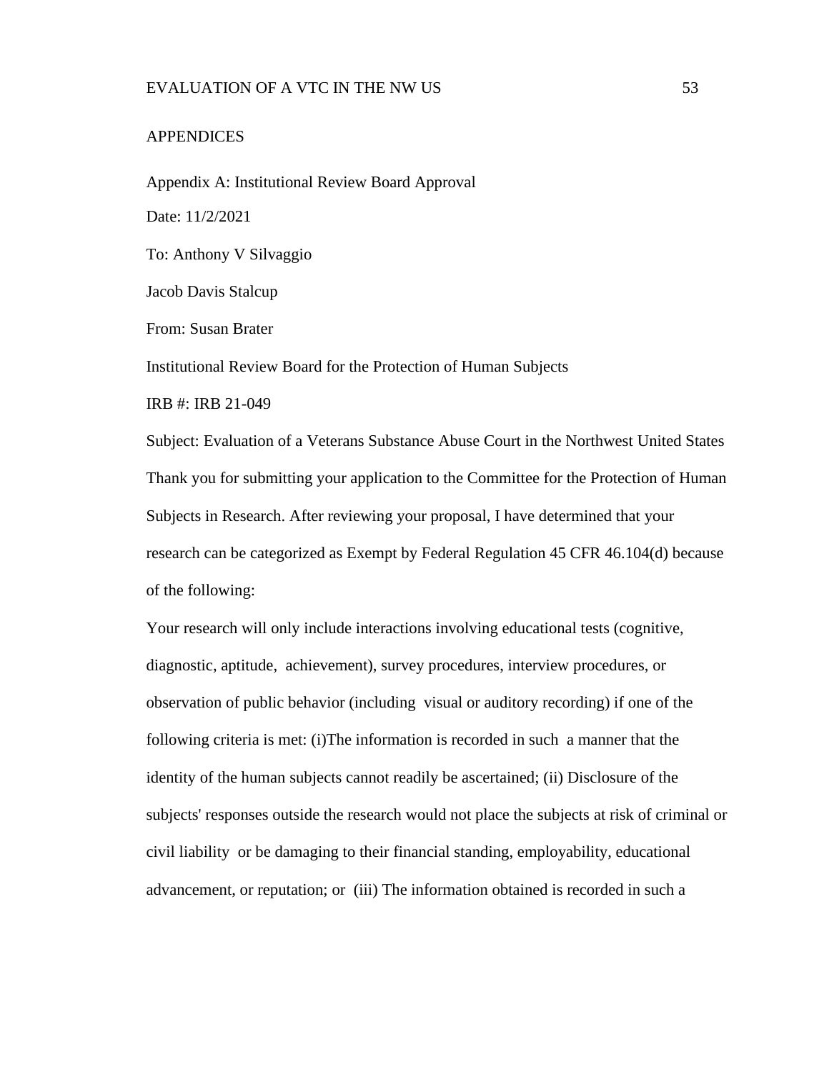# APPENDICES

## Appendix A: Institutional Review Board Approval

Date: 11/2/2021

To: Anthony V Silvaggio

Jacob Davis Stalcup

From: Susan Brater

Institutional Review Board for the Protection of Human Subjects

IRB #: IRB 21-049

Subject: Evaluation of a Veterans Substance Abuse Court in the Northwest United States

Thank you for submitting your application to the Committee for the Protection of Human Subjects in Research. After reviewing your proposal, I have determined that your research can be categorized as Exempt by Federal Regulation 45 CFR 46.104(d) because of the following:

Your research will only include interactions involving educational tests (cognitive, diagnostic, aptitude, achievement), survey procedures, interview procedures, or observation of public behavior (including visual or auditory recording) if one of the following criteria is met: (i)The information is recorded in such a manner that the identity of the human subjects cannot readily be ascertained; (ii) Disclosure of the subjects' responses outside the research would not place the subjects at risk of criminal or civil liability or be damaging to their financial standing, employability, educational advancement, or reputation; or (iii) The information obtained is recorded in such a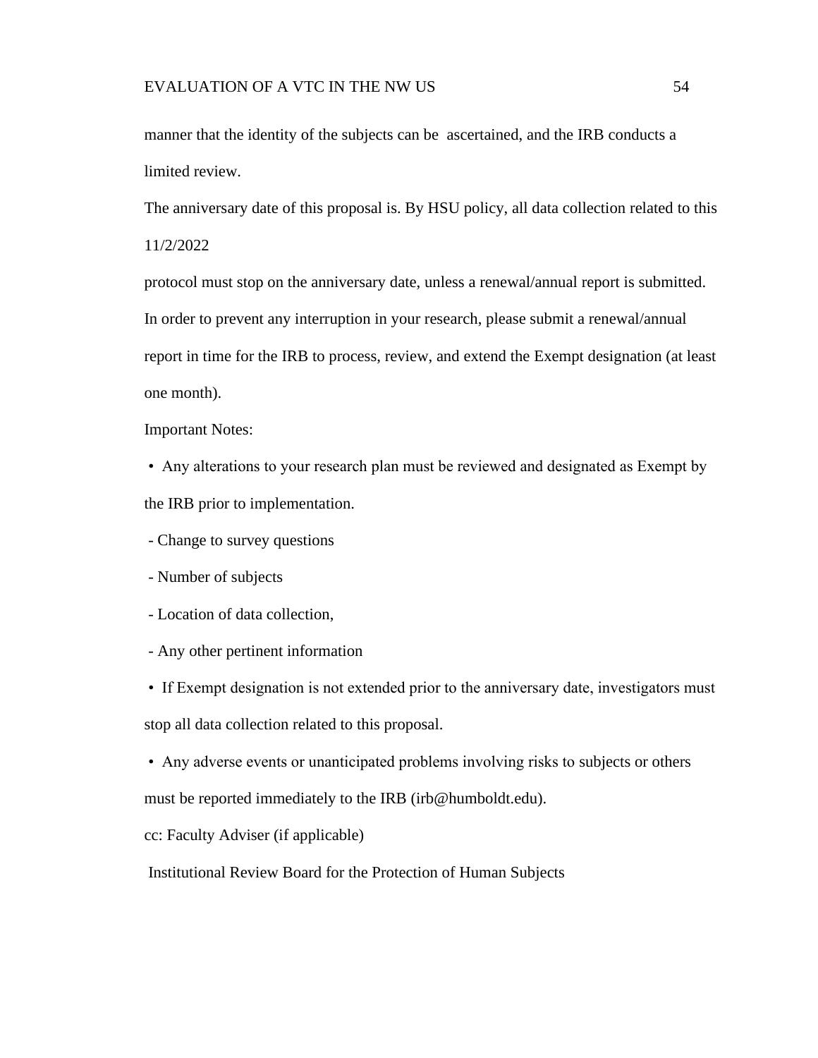manner that the identity of the subjects can be ascertained, and the IRB conducts a limited review.

The anniversary date of this proposal is. By HSU policy, all data collection related to this 11/2/2022

protocol must stop on the anniversary date, unless a renewal/annual report is submitted. In order to prevent any interruption in your research, please submit a renewal/annual report in time for the IRB to process, review, and extend the Exempt designation (at least one month).

Important Notes:

- Any alterations to your research plan must be reviewed and designated as Exempt by the IRB prior to implementation.
  - Change to survey questions
  - Number of subjects
  - Location of data collection,
  - Any other pertinent information
- If Exempt designation is not extended prior to the anniversary date, investigators must stop all data collection related to this proposal.
- Any adverse events or unanticipated problems involving risks to subjects or others must be reported immediately to the IRB (irb@humboldt.edu).

cc: Faculty Adviser (if applicable)

Institutional Review Board for the Protection of Human Subjects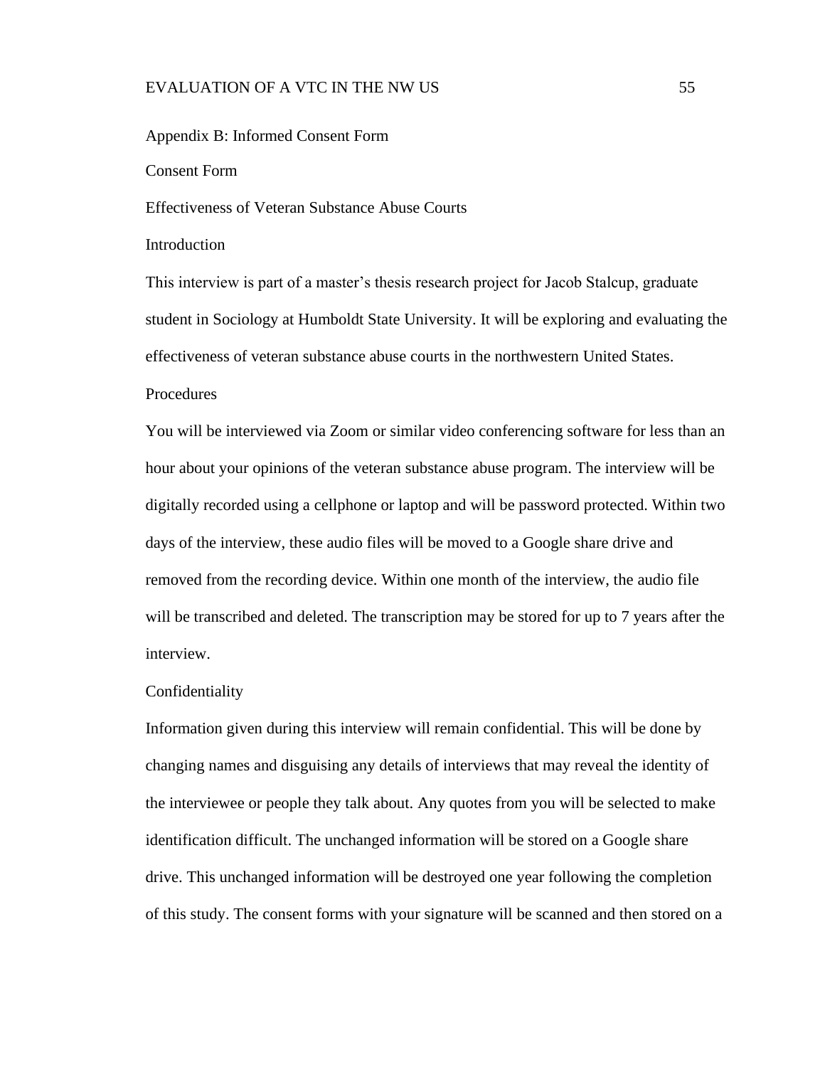## Appendix B: Informed Consent Form

### Consent Form

### Effectiveness of Veteran Substance Abuse Courts

#### Introduction

This interview is part of a master's thesis research project for Jacob Stalcup, graduate student in Sociology at Humboldt State University. It will be exploring and evaluating the effectiveness of veteran substance abuse courts in the northwestern United States.

#### Procedures

You will be interviewed via Zoom or similar video conferencing software for less than an hour about your opinions of the veteran substance abuse program. The interview will be digitally recorded using a cellphone or laptop and will be password protected. Within two days of the interview, these audio files will be moved to a Google share drive and removed from the recording device. Within one month of the interview, the audio file will be transcribed and deleted. The transcription may be stored for up to 7 years after the interview.

#### Confidentiality

Information given during this interview will remain confidential. This will be done by changing names and disguising any details of interviews that may reveal the identity of the interviewee or people they talk about. Any quotes from you will be selected to make identification difficult. The unchanged information will be stored on a Google share drive. This unchanged information will be destroyed one year following the completion of this study. The consent forms with your signature will be scanned and then stored on a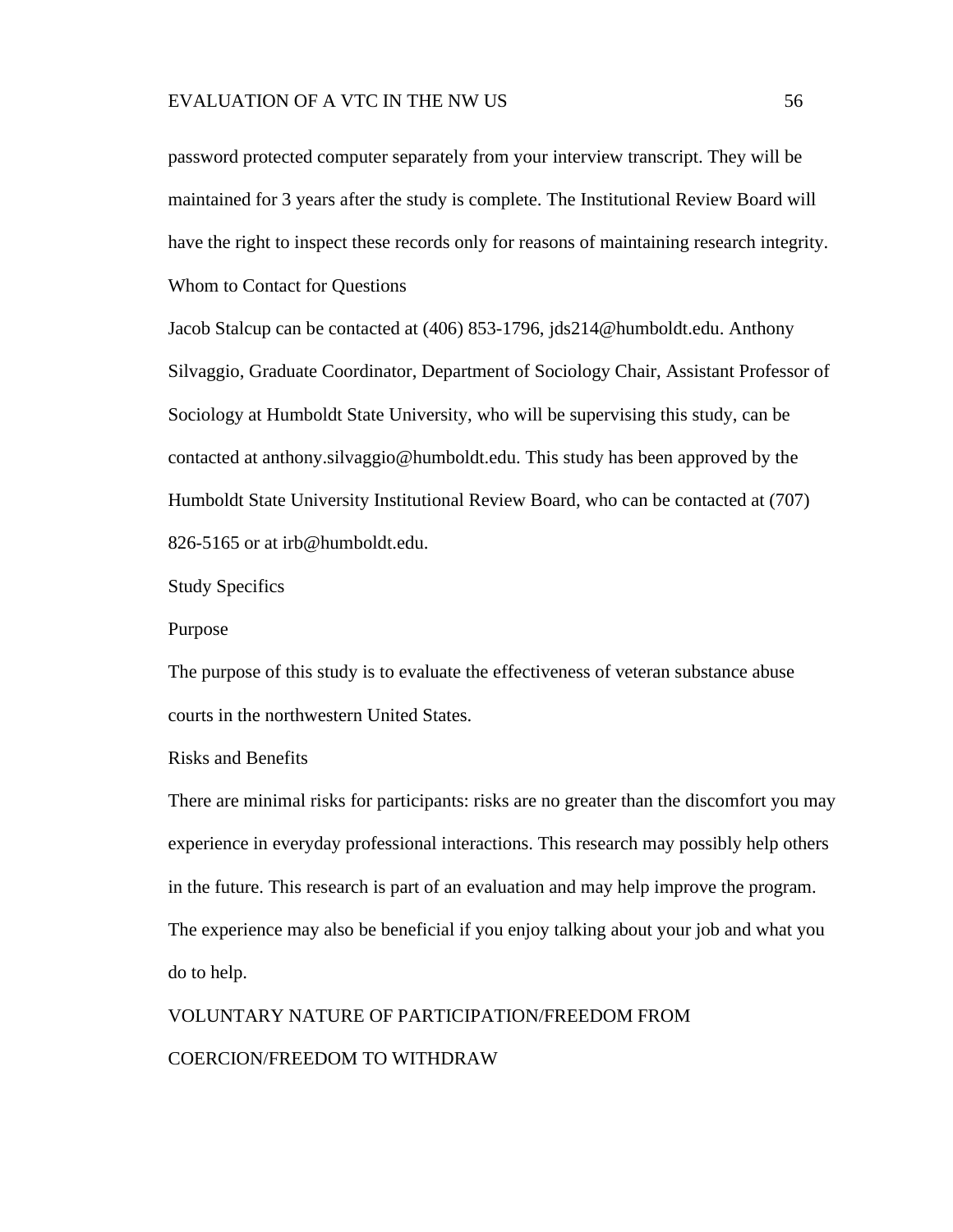password protected computer separately from your interview transcript. They will be maintained for 3 years after the study is complete. The Institutional Review Board will have the right to inspect these records only for reasons of maintaining research integrity.

Whom to Contact for Questions

Jacob Stalcup can be contacted at (406) 853-1796, jds214@humboldt.edu. Anthony Silvaggio, Graduate Coordinator, Department of Sociology Chair, Assistant Professor of Sociology at Humboldt State University, who will be supervising this study, can be contacted at anthony.silvaggio@humboldt.edu. This study has been approved by the Humboldt State University Institutional Review Board, who can be contacted at (707) 826-5165 or at irb@humboldt.edu.

Study Specifics

Purpose

The purpose of this study is to evaluate the effectiveness of veteran substance abuse courts in the northwestern United States.

Risks and Benefits

There are minimal risks for participants: risks are no greater than the discomfort you may experience in everyday professional interactions. This research may possibly help others in the future. This research is part of an evaluation and may help improve the program. The experience may also be beneficial if you enjoy talking about your job and what you do to help.

VOLUNTARY NATURE OF PARTICIPATION/FREEDOM FROM COERCION/FREEDOM TO WITHDRAW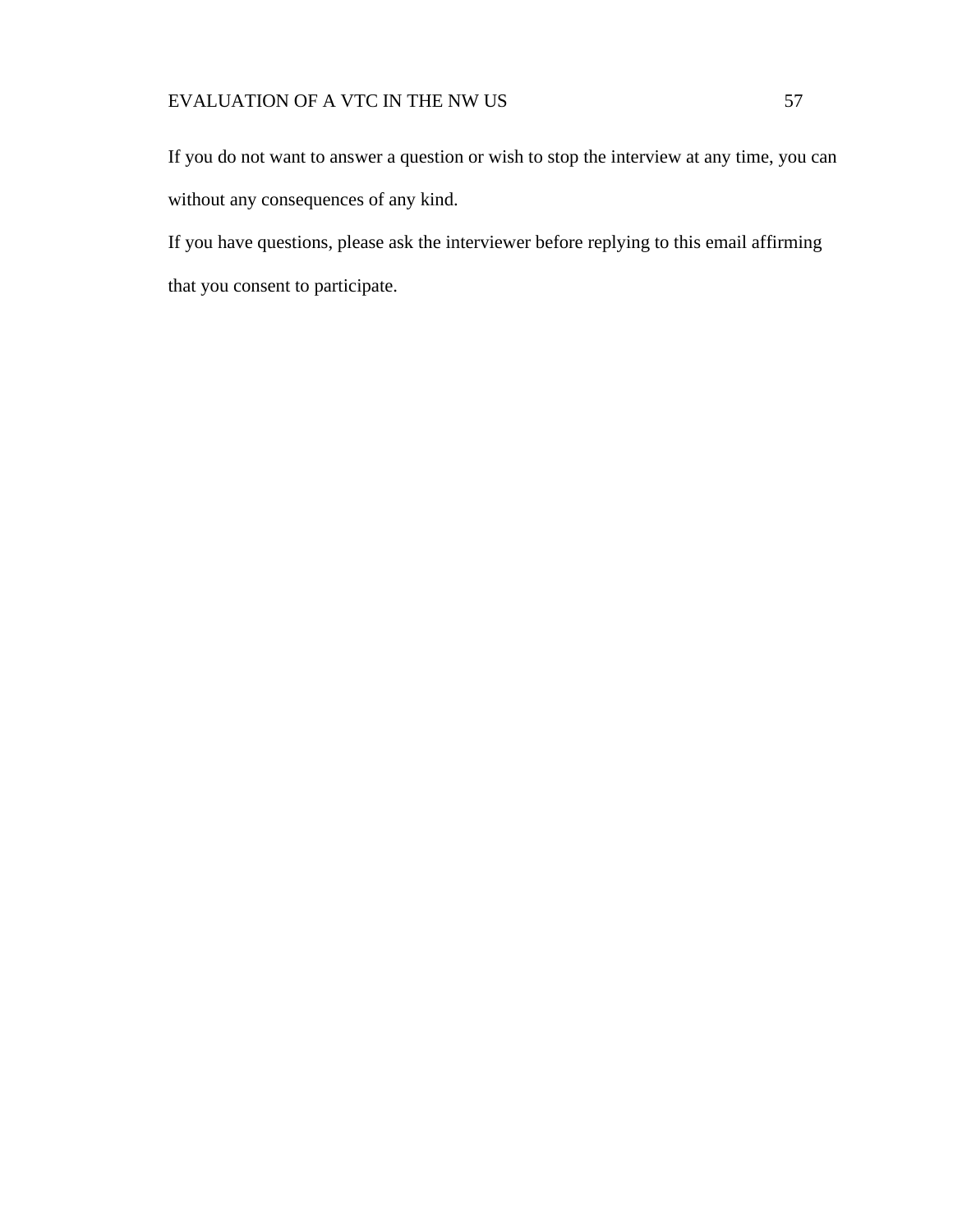If you do not want to answer a question or wish to stop the interview at any time, you can without any consequences of any kind.

If you have questions, please ask the interviewer before replying to this email affirming that you consent to participate.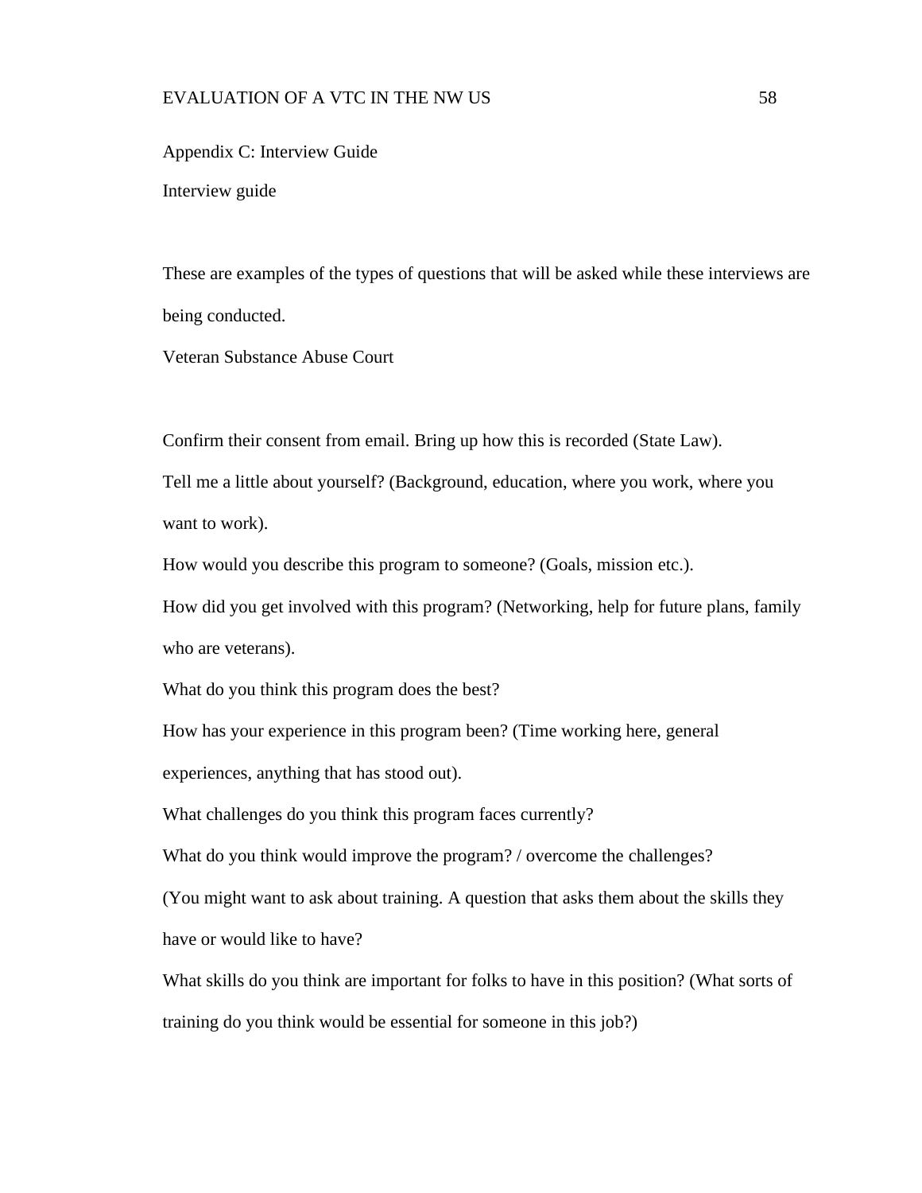## Appendix C: Interview Guide

Interview guide

These are examples of the types of questions that will be asked while these interviews are being conducted.

Veteran Substance Abuse Court

Confirm their consent from email. Bring up how this is recorded (State Law).

Tell me a little about yourself? (Background, education, where you work, where you want to work).

How would you describe this program to someone? (Goals, mission etc.).

How did you get involved with this program? (Networking, help for future plans, family who are veterans).

What do you think this program does the best?

How has your experience in this program been? (Time working here, general experiences, anything that has stood out).

What challenges do you think this program faces currently?

What do you think would improve the program? / overcome the challenges?

(You might want to ask about training. A question that asks them about the skills they have or would like to have?

What skills do you think are important for folks to have in this position? (What sorts of training do you think would be essential for someone in this job?)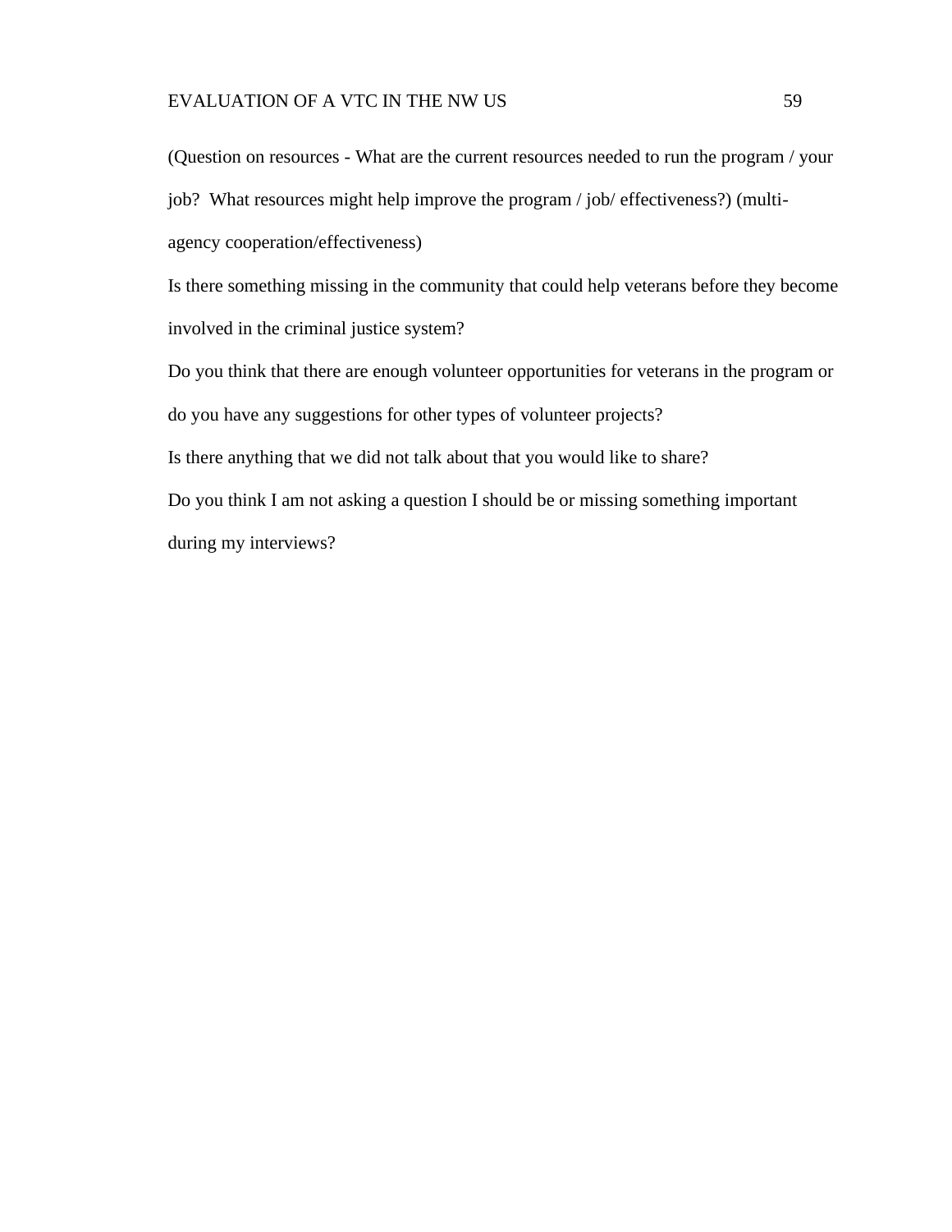(Question on resources - What are the current resources needed to run the program / your job? What resources might help improve the program / job/ effectiveness?) (multi-agency cooperation/effectiveness)

Is there something missing in the community that could help veterans before they become involved in the criminal justice system?

Do you think that there are enough volunteer opportunities for veterans in the program or do you have any suggestions for other types of volunteer projects?

Is there anything that we did not talk about that you would like to share?

Do you think I am not asking a question I should be or missing something important during my interviews?